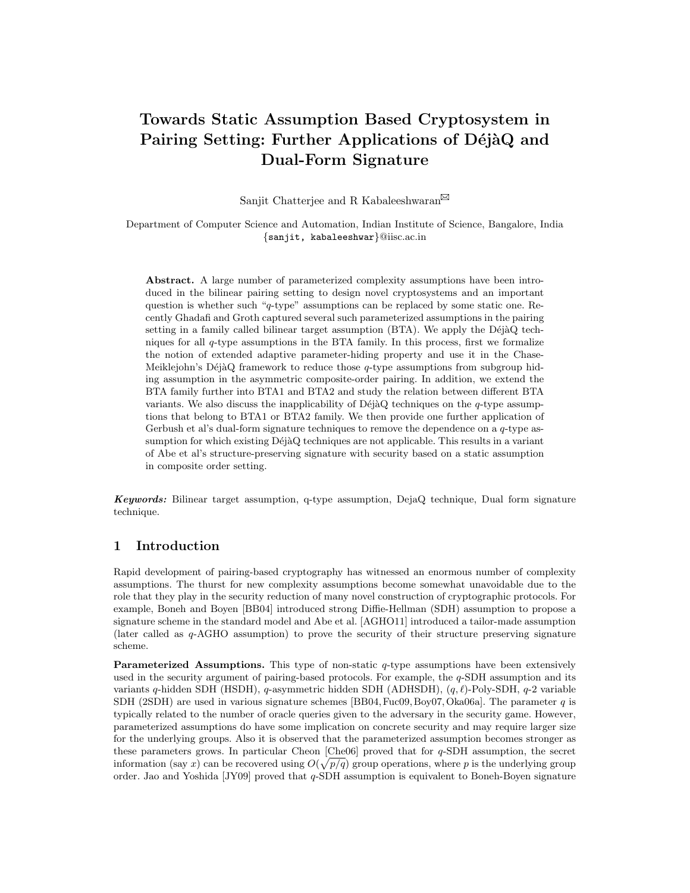# Towards Static Assumption Based Cryptosystem in Pairing Setting: Further Applications of DéjàQ and Dual-Form Signature

Sanjit Chatterjee and R Kabaleeshwaran✉

Department of Computer Science and Automation, Indian Institute of Science, Bangalore, India
{sanjit, kabaleeshwar}@iisc.ac.in

**Abstract.** A large number of parameterized complexity assumptions have been introduced in the bilinear pairing setting to design novel cryptosystems and an important question is whether such "$q$-type" assumptions can be replaced by some static one. Recently Ghadafi and Groth captured several such parameterized assumptions in the pairing setting in a family called bilinear target assumption (BTA). We apply the DéjàQ techniques for all $q$-type assumptions in the BTA family. In this process, first we formalize the notion of extended adaptive parameter-hiding property and use it in the Chase-Meiklejohn's DéjàQ framework to reduce those $q$-type assumptions from subgroup hiding assumption in the asymmetric composite-order pairing. In addition, we extend the BTA family further into BTA1 and BTA2 and study the relation between different BTA variants. We also discuss the inapplicability of DéjàQ techniques on the $q$-type assumptions that belong to BTA1 or BTA2 family. We then provide one further application of Gerbush et al's dual-form signature techniques to remove the dependence on a $q$-type assumption for which existing DéjàQ techniques are not applicable. This results in a variant of Abe et al's structure-preserving signature with security based on a static assumption in composite order setting.

***Keywords:*** Bilinear target assumption, q-type assumption, DejaQ technique, Dual form signature technique.

## 1 Introduction

Rapid development of pairing-based cryptography has witnessed an enormous number of complexity assumptions. The thurst for new complexity assumptions become somewhat unavoidable due to the role that they play in the security reduction of many novel construction of cryptographic protocols. For example, Boneh and Boyen [BB04] introduced strong Diffie-Hellman (SDH) assumption to propose a signature scheme in the standard model and Abe et al. [AGHO11] introduced a tailor-made assumption (later called as $q$-AGHO assumption) to prove the security of their structure preserving signature scheme.

**Parameterized Assumptions.** This type of non-static $q$-type assumptions have been extensively used in the security argument of pairing-based protocols. For example, the $q$-SDH assumption and its variants $q$-hidden SDH (HSDH), $q$-asymmetric hidden SDH (ADHSDH), $(q, \ell)$-Poly-SDH, $q$-2 variable SDH (2SDH) are used in various signature schemes [BB04, Fuc09, Boy07, Oka06a]. The parameter $q$ is typically related to the number of oracle queries given to the adversary in the security game. However, parameterized assumptions do have some implication on concrete security and may require larger size for the underlying groups. Also it is observed that the parameterized assumption becomes stronger as these parameters grows. In particular Cheon [Che06] proved that for $q$-SDH assumption, the secret information (say $x$) can be recovered using $O(\sqrt{p/q})$ group operations, where $p$ is the underlying group order. Jao and Yoshida [JY09] proved that $q$-SDH assumption is equivalent to Boneh-Boyen signature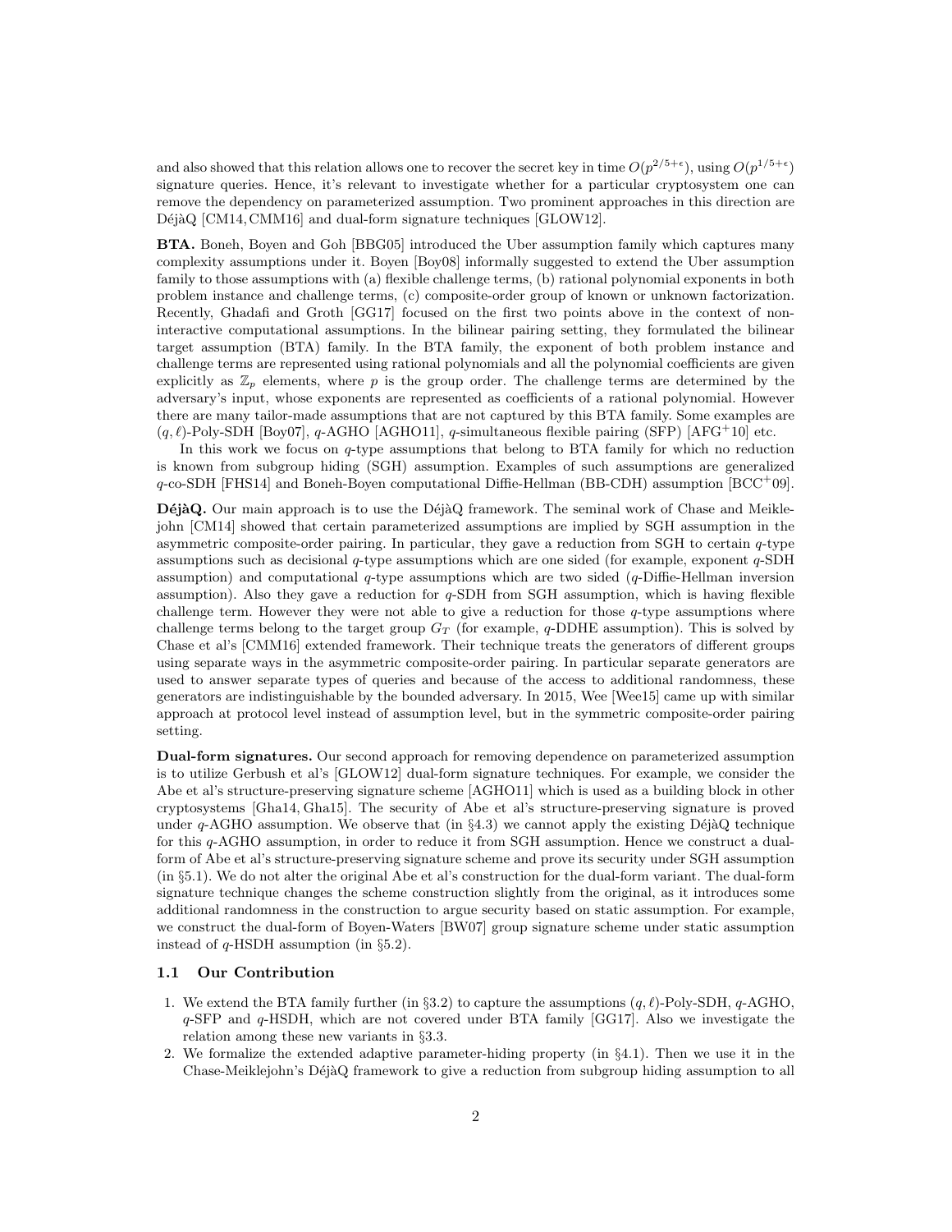and also showed that this relation allows one to recover the secret key in time $O(p^{2/5+\epsilon})$, using $O(p^{1/5+\epsilon})$ signature queries. Hence, it's relevant to investigate whether for a particular cryptosystem one can remove the dependency on parameterized assumption. Two prominent approaches in this direction are DéjàQ [CM14, CMM16] and dual-form signature techniques [GLOW12].

**BTA.** Boneh, Boyen and Goh [BBG05] introduced the Uber assumption family which captures many complexity assumptions under it. Boyen [Boy08] informally suggested to extend the Uber assumption family to those assumptions with (a) flexible challenge terms, (b) rational polynomial exponents in both problem instance and challenge terms, (c) composite-order group of known or unknown factorization. Recently, Ghadafi and Groth [GG17] focused on the first two points above in the context of non-interactive computational assumptions. In the bilinear pairing setting, they formulated the bilinear target assumption (BTA) family. In the BTA family, the exponent of both problem instance and challenge terms are represented using rational polynomials and all the polynomial coefficients are given explicitly as $\mathbb{Z}_p$ elements, where $p$ is the group order. The challenge terms are determined by the adversary's input, whose exponents are represented as coefficients of a rational polynomial. However there are many tailor-made assumptions that are not captured by this BTA family. Some examples are $(q, \ell)$-Poly-SDH [Boy07], $q$-AGHO [AGHO11], $q$-simultaneous flexible pairing (SFP) [AFG+10] etc.

In this work we focus on $q$-type assumptions that belong to BTA family for which no reduction is known from subgroup hiding (SGH) assumption. Examples of such assumptions are generalized $q$-co-SDH [FHS14] and Boneh-Boyen computational Diffie-Hellman (BB-CDH) assumption [BCC+09].

**DéjàQ.** Our main approach is to use the DéjàQ framework. The seminal work of Chase and Meiklejohn [CM14] showed that certain parameterized assumptions are implied by SGH assumption in the asymmetric composite-order pairing. In particular, they gave a reduction from SGH to certain $q$-type assumptions such as decisional $q$-type assumptions which are one sided (for example, exponent $q$-SDH assumption) and computational $q$-type assumptions which are two sided ($q$-Diffie-Hellman inversion assumption). Also they gave a reduction for $q$-SDH from SGH assumption, which is having flexible challenge term. However they were not able to give a reduction for those $q$-type assumptions where challenge terms belong to the target group $G_T$ (for example, $q$-DDHE assumption). This is solved by Chase et al's [CMM16] extended framework. Their technique treats the generators of different groups using separate ways in the asymmetric composite-order pairing. In particular separate generators are used to answer separate types of queries and because of the access to additional randomness, these generators are indistinguishable by the bounded adversary. In 2015, Wee [Wee15] came up with similar approach at protocol level instead of assumption level, but in the symmetric composite-order pairing setting.

**Dual-form signatures.** Our second approach for removing dependence on parameterized assumption is to utilize Gerbush et al's [GLOW12] dual-form signature techniques. For example, we consider the Abe et al's structure-preserving signature scheme [AGHO11] which is used as a building block in other cryptosystems [Gha14, Gha15]. The security of Abe et al's structure-preserving signature is proved under $q$-AGHO assumption. We observe that (in §4.3) we cannot apply the existing DéjàQ technique for this $q$-AGHO assumption, in order to reduce it from SGH assumption. Hence we construct a dual-form of Abe et al's structure-preserving signature scheme and prove its security under SGH assumption (in §5.1). We do not alter the original Abe et al's construction for the dual-form variant. The dual-form signature technique changes the scheme construction slightly from the original, as it introduces some additional randomness in the construction to argue security based on static assumption. For example, we construct the dual-form of Boyen-Waters [BW07] group signature scheme under static assumption instead of $q$-HSDH assumption (in §5.2).

### 1.1 Our Contribution

1. We extend the BTA family further (in §3.2) to capture the assumptions $(q, \ell)$-Poly-SDH, $q$-AGHO, $q$-SFP and $q$-HSDH, which are not covered under BTA family [GG17]. Also we investigate the relation among these new variants in §3.3.
2. We formalize the extended adaptive parameter-hiding property (in §4.1). Then we use it in the Chase-Meiklejohn's DéjàQ framework to give a reduction from subgroup hiding assumption to all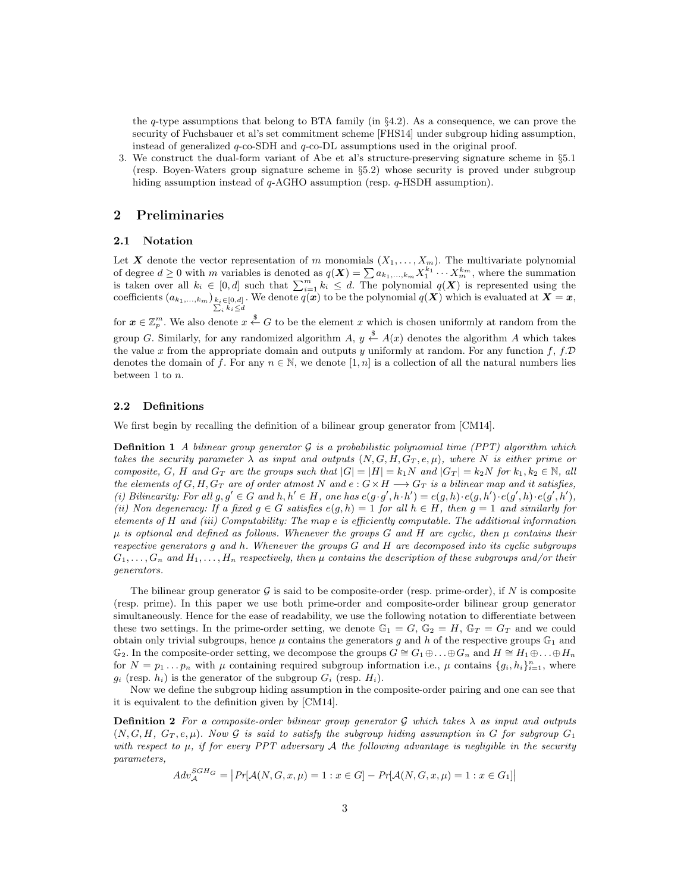the $q$-type assumptions that belong to BTA family (in §4.2). As a consequence, we can prove the security of Fuchsbauer et al's set commitment scheme [FHS14] under subgroup hiding assumption, instead of generalized $q$-co-SDH and $q$-co-DL assumptions used in the original proof.

3. We construct the dual-form variant of Abe et al's structure-preserving signature scheme in §5.1 (resp. Boyen-Waters group signature scheme in §5.2) whose security is proved under subgroup hiding assumption instead of $q$-AGHO assumption (resp. $q$-HSDH assumption).

## 2 Preliminaries

### 2.1 Notation

Let $\boldsymbol{X}$ denote the vector representation of $m$ monomials $(X_1, \ldots, X_m)$. The multivariate polynomial of degree $d \geq 0$ with $m$ variables is denoted as $q(\boldsymbol{X}) = \sum a_{k_1,\ldots,k_m} X_1^{k_1} \cdots X_m^{k_m}$, where the summation is taken over all $k_i \in [0, d]$ such that $\sum_{i=1}^{m} k_i \leq d$. The polynomial $q(\boldsymbol{X})$ is represented using the coefficients $(a_{k_1,\ldots,k_m})_{\substack{k_i \in [0,d] \\ \sum_i k_i \leq d}}$. We denote $q(\boldsymbol{x})$ to be the polynomial $q(\boldsymbol{X})$ which is evaluated at $\boldsymbol{X} = \boldsymbol{x}$, for $\boldsymbol{x} \in \mathbb{Z}_p^m$. We also denote $x \xleftarrow{\$} G$ to be the element $x$ which is chosen uniformly at random from the group $G$. Similarly, for any randomized algorithm $A$, $y \xleftarrow{\$} A(x)$ denotes the algorithm $A$ which takes the value $x$ from the appropriate domain and outputs $y$ uniformly at random. For any function $f$, $f.\mathcal{D}$ denotes the domain of $f$. For any $n \in \mathbb{N}$, we denote $[1, n]$ is a collection of all the natural numbers lies between 1 to $n$.

### 2.2 Definitions

We first begin by recalling the definition of a bilinear group generator from [CM14].

**Definition 1** *A bilinear group generator $\mathcal{G}$ is a probabilistic polynomial time (PPT) algorithm which takes the security parameter $\lambda$ as input and outputs $(N, G, H, G_T, e, \mu)$, where $N$ is either prime or composite, $G$, $H$ and $G_T$ are the groups such that $|G| = |H| = k_1 N$ and $|G_T| = k_2 N$ for $k_1, k_2 \in \mathbb{N}$, all the elements of $G, H, G_T$ are of order atmost $N$ and $e : G \times H \longrightarrow G_T$ is a bilinear map and it satisfies, (i) Bilinearity: For all $g, g' \in G$ and $h, h' \in H$, one has $e(g \cdot g', h \cdot h') = e(g, h) \cdot e(g, h') \cdot e(g', h) \cdot e(g', h')$, (ii) Non degeneracy: If a fixed $g \in G$ satisfies $e(g, h) = 1$ for all $h \in H$, then $g = 1$ and similarly for elements of $H$ and (iii) Computability: The map $e$ is efficiently computable. The additional information $\mu$ is optional and defined as follows. Whenever the groups $G$ and $H$ are cyclic, then $\mu$ contains their respective generators $g$ and $h$. Whenever the groups $G$ and $H$ are decomposed into its cyclic subgroups $G_1, \ldots, G_n$ and $H_1, \ldots, H_n$ respectively, then $\mu$ contains the description of these subgroups and/or their generators.*

The bilinear group generator $\mathcal{G}$ is said to be composite-order (resp. prime-order), if $N$ is composite (resp. prime). In this paper we use both prime-order and composite-order bilinear group generator simultaneously. Hence for the ease of readability, we use the following notation to differentiate between these two settings. In the prime-order setting, we denote $\mathbb{G}_1 = G$, $\mathbb{G}_2 = H$, $\mathbb{G}_T = G_T$ and we could obtain only trivial subgroups, hence $\mu$ contains the generators $g$ and $h$ of the respective groups $\mathbb{G}_1$ and $\mathbb{G}_2$. In the composite-order setting, we decompose the groups $G \cong G_1 \oplus \ldots \oplus G_n$ and $H \cong H_1 \oplus \ldots \oplus H_n$ for $N = p_1 \ldots p_n$ with $\mu$ containing required subgroup information i.e., $\mu$ contains $\{g_i, h_i\}_{i=1}^n$, where $g_i$ (resp. $h_i$) is the generator of the subgroup $G_i$ (resp. $H_i$).

Now we define the subgroup hiding assumption in the composite-order pairing and one can see that it is equivalent to the definition given by [CM14].

**Definition 2** *For a composite-order bilinear group generator $\mathcal{G}$ which takes $\lambda$ as input and outputs $(N, G, H, G_T, e, \mu)$. Now $\mathcal{G}$ is said to satisfy the subgroup hiding assumption in $G$ for subgroup $G_1$ with respect to $\mu$, if for every PPT adversary $\mathcal{A}$ the following advantage is negligible in the security parameters,*

$$Adv_{\mathcal{A}}^{SGH_G} = \left| Pr[\mathcal{A}(N, G, x, \mu) = 1 : x \in G] - Pr[\mathcal{A}(N, G, x, \mu) = 1 : x \in G_1] \right|$$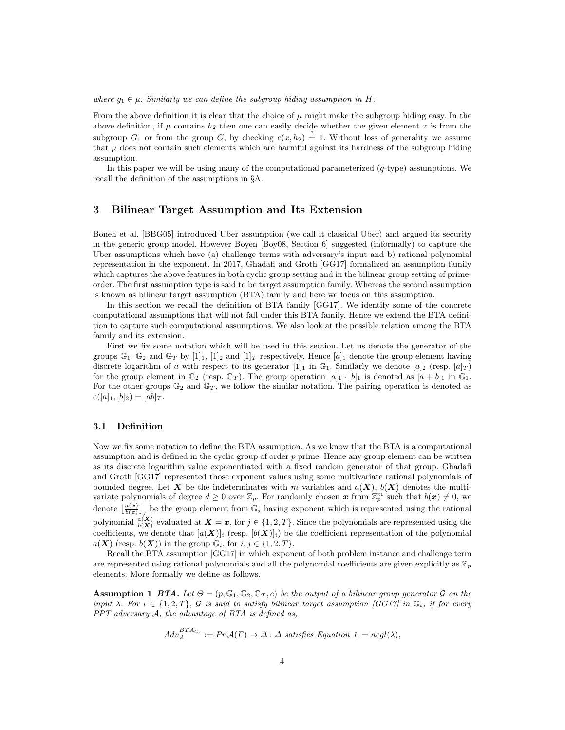*where $g_1 \in \mu$. Similarly we can define the subgroup hiding assumption in $H$.*

From the above definition it is clear that the choice of $\mu$ might make the subgroup hiding easy. In the above definition, if $\mu$ contains $h_2$ then one can easily decide whether the given element $x$ is from the subgroup $G_1$ or from the group $G$, by checking $e(x, h_2) \stackrel{?}{=} 1$. Without loss of generality we assume that $\mu$ does not contain such elements which are harmful against its hardness of the subgroup hiding assumption.

In this paper we will be using many of the computational parameterized ($q$-type) assumptions. We recall the definition of the assumptions in §A.

## 3 Bilinear Target Assumption and Its Extension

Boneh et al. [BBG05] introduced Uber assumption (we call it classical Uber) and argued its security in the generic group model. However Boyen [Boy08, Section 6] suggested (informally) to capture the Uber assumptions which have (a) challenge terms with adversary's input and b) rational polynomial representation in the exponent. In 2017, Ghadafi and Groth [GG17] formalized an assumption family which captures the above features in both cyclic group setting and in the bilinear group setting of prime-order. The first assumption type is said to be target assumption family. Whereas the second assumption is known as bilinear target assumption (BTA) family and here we focus on this assumption.

In this section we recall the definition of BTA family [GG17]. We identify some of the concrete computational assumptions that will not fall under this BTA family. Hence we extend the BTA definition to capture such computational assumptions. We also look at the possible relation among the BTA family and its extension.

First we fix some notation which will be used in this section. Let us denote the generator of the groups $\mathbb{G}_1$, $\mathbb{G}_2$ and $\mathbb{G}_T$ by $[1]_1$, $[1]_2$ and $[1]_T$ respectively. Hence $[a]_1$ denote the group element having discrete logarithm of $a$ with respect to its generator $[1]_1$ in $\mathbb{G}_1$. Similarly we denote $[a]_2$ (resp. $[a]_T$) for the group element in $\mathbb{G}_2$ (resp. $\mathbb{G}_T$). The group operation $[a]_1 \cdot [b]_1$ is denoted as $[a + b]_1$ in $\mathbb{G}_1$. For the other groups $\mathbb{G}_2$ and $\mathbb{G}_T$, we follow the similar notation. The pairing operation is denoted as $e([a]_1, [b]_2) = [ab]_T$.

### 3.1 Definition

Now we fix some notation to define the BTA assumption. As we know that the BTA is a computational assumption and is defined in the cyclic group of order $p$ prime. Hence any group element can be written as its discrete logarithm value exponentiated with a fixed random generator of that group. Ghadafi and Groth [GG17] represented those exponent values using some multivariate rational polynomials of bounded degree. Let $\boldsymbol{X}$ be the indeterminates with $m$ variables and $a(\boldsymbol{X})$, $b(\boldsymbol{X})$ denotes the multivariate polynomials of degree $d \geq 0$ over $\mathbb{Z}_p$. For randomly chosen $\boldsymbol{x}$ from $\mathbb{Z}_p^m$ such that $b(\boldsymbol{x}) \neq 0$, we denote $\left[\frac{a(\boldsymbol{x})}{b(\boldsymbol{x})}\right]_j$ be the group element from $\mathbb{G}_j$ having exponent which is represented using the rational polynomial $\frac{a(\boldsymbol{X})}{b(\boldsymbol{X})}$ evaluated at $\boldsymbol{X} = \boldsymbol{x}$, for $j \in \{1, 2, T\}$. Since the polynomials are represented using the coefficients, we denote that $[a(\boldsymbol{X})]_i$ (resp. $[b(\boldsymbol{X})]_i$) be the coefficient representation of the polynomial $a(\boldsymbol{X})$ (resp. $b(\boldsymbol{X})$) in the group $\mathbb{G}_i$, for $i, j \in \{1, 2, T\}$.

Recall the BTA assumption [GG17] in which exponent of both problem instance and challenge term are represented using rational polynomials and all the polynomial coefficients are given explicitly as $\mathbb{Z}_p$ elements. More formally we define as follows.

**Assumption 1** ***BTA.*** *Let $\Theta = (p, \mathbb{G}_1, \mathbb{G}_2, \mathbb{G}_T, e)$ be the output of a bilinear group generator $\mathcal{G}$ on the input $\lambda$. For $\iota \in \{1, 2, T\}$, $\mathcal{G}$ is said to satisfy bilinear target assumption [GG17] in $\mathbb{G}_\iota$, if for every PPT adversary $\mathcal{A}$, the advantage of BTA is defined as,*

$$Adv_{\mathcal{A}}^{BTA_{\mathbb{G}_\iota}} := Pr[\mathcal{A}(\Gamma) \rightarrow \Delta : \Delta \text{ satisfies Equation 1}] = negl(\lambda),$$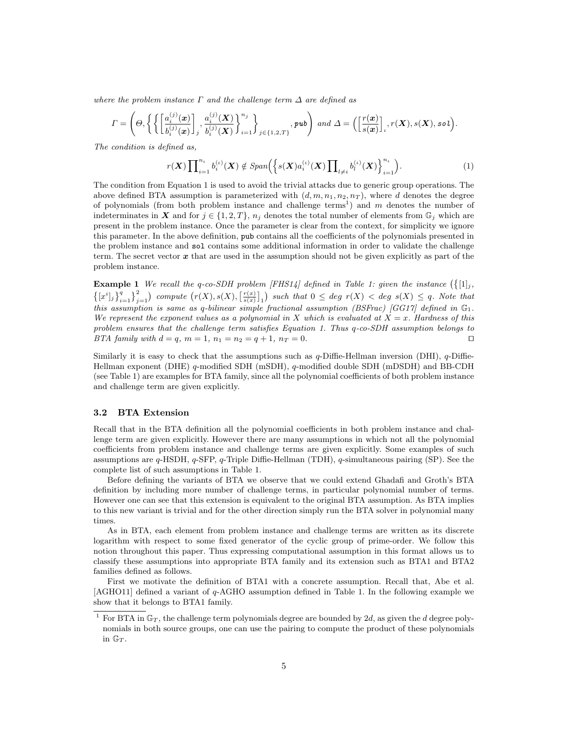*where the problem instance $\varGamma$ and the challenge term $\varDelta$ are defined as*

$$\varGamma = \left(\varTheta, \left\{ \left\{ \left[\frac{a_i^{(j)}(\boldsymbol{x})}{b_i^{(j)}(\boldsymbol{x})}\right]_j, \frac{a_i^{(j)}(\boldsymbol{X})}{b_i^{(j)}(\boldsymbol{X})} \right\}_{i=1}^{n_j} \right\}_{j\in\{1,2,T\}}, \texttt{pub}\right) \text{ and } \varDelta = \left(\left[\frac{r(\boldsymbol{x})}{s(\boldsymbol{x})}\right]_\iota, r(\boldsymbol{X}), s(\boldsymbol{X}), \texttt{sol}\right).$$

*The condition is defined as,*

$$r(\boldsymbol{X})\prod_{i=1}^{n_\iota} b_i^{(\iota)}(\boldsymbol{X}) \notin Span\Big(\Big\{ s(\boldsymbol{X}) a_i^{(\iota)}(\boldsymbol{X}) \prod_{l\neq i} b_l^{(\iota)}(\boldsymbol{X})\Big\}_{i=1}^{n_\iota}\Big). \tag{1}$$

The condition from Equation 1 is used to avoid the trivial attacks due to generic group operations. The above defined BTA assumption is parameterized with $(d, m, n_1, n_2, n_T)$, where $d$ denotes the degree of polynomials (from both problem instance and challenge terms[1]) and $m$ denotes the number of indeterminates in $\boldsymbol{X}$ and for $j \in \{1, 2, T\}$, $n_j$ denotes the total number of elements from $\mathbb{G}_j$ which are present in the problem instance. Once the parameter is clear from the context, for simplicity we ignore this parameter. In the above definition, `pub` contains all the coefficients of the polynomials presented in the problem instance and `sol` contains some additional information in order to validate the challenge term. The secret vector $\boldsymbol{x}$ that are used in the assumption should not be given explicitly as part of the problem instance.

**Example 1** *We recall the q-co-SDH problem [FHS14] defined in Table 1: given the instance $\big(\{[1]_j, \{[x^i]_j\}_{i=1}^q\}_{j=1}^2\big)$ compute $\big(r(X), s(X), [\frac{r(x)}{s(x)}]_1\big)$ such that $0 \leq deg\ r(X) < deg\ s(X) \leq q$. Note that this assumption is same as q-bilinear simple fractional assumption (BSFrac) [GG17] defined in $\mathbb{G}_1$. We represent the exponent values as a polynomial in $X$ which is evaluated at $X = x$. Hardness of this problem ensures that the challenge term satisfies Equation 1. Thus q-co-SDH assumption belongs to BTA family with $d = q$, $m = 1$, $n_1 = n_2 = q + 1$, $n_T = 0$.* □

Similarly it is easy to check that the assumptions such as $q$-Diffie-Hellman inversion (DHI), $q$-Diffie-Hellman exponent (DHE) $q$-modified SDH (mSDH), $q$-modified double SDH (mDSDH) and BB-CDH (see Table 1) are examples for BTA family, since all the polynomial coefficients of both problem instance and challenge term are given explicitly.

### 3.2 BTA Extension

Recall that in the BTA definition all the polynomial coefficients in both problem instance and challenge term are given explicitly. However there are many assumptions in which not all the polynomial coefficients from problem instance and challenge terms are given explicitly. Some examples of such assumptions are $q$-HSDH, $q$-SFP, $q$-Triple Diffie-Hellman (TDH), $q$-simultaneous pairing (SP). See the complete list of such assumptions in Table 1.

Before defining the variants of BTA we observe that we could extend Ghadafi and Groth's BTA definition by including more number of challenge terms, in particular polynomial number of terms. However one can see that this extension is equivalent to the original BTA assumption. As BTA implies to this new variant is trivial and for the other direction simply run the BTA solver in polynomial many times.

As in BTA, each element from problem instance and challenge terms are written as its discrete logarithm with respect to some fixed generator of the cyclic group of prime-order. We follow this notion throughout this paper. Thus expressing computational assumption in this format allows us to classify these assumptions into appropriate BTA family and its extension such as BTA1 and BTA2 families defined as follows.

First we motivate the definition of BTA1 with a concrete assumption. Recall that, Abe et al. [AGHO11] defined a variant of $q$-AGHO assumption defined in Table 1. In the following example we show that it belongs to BTA1 family.

[1] For BTA in $\mathbb{G}_T$, the challenge term polynomials degree are bounded by $2d$, as given the $d$ degree polynomials in both source groups, one can use the pairing to compute the product of these polynomials in $\mathbb{G}_T$.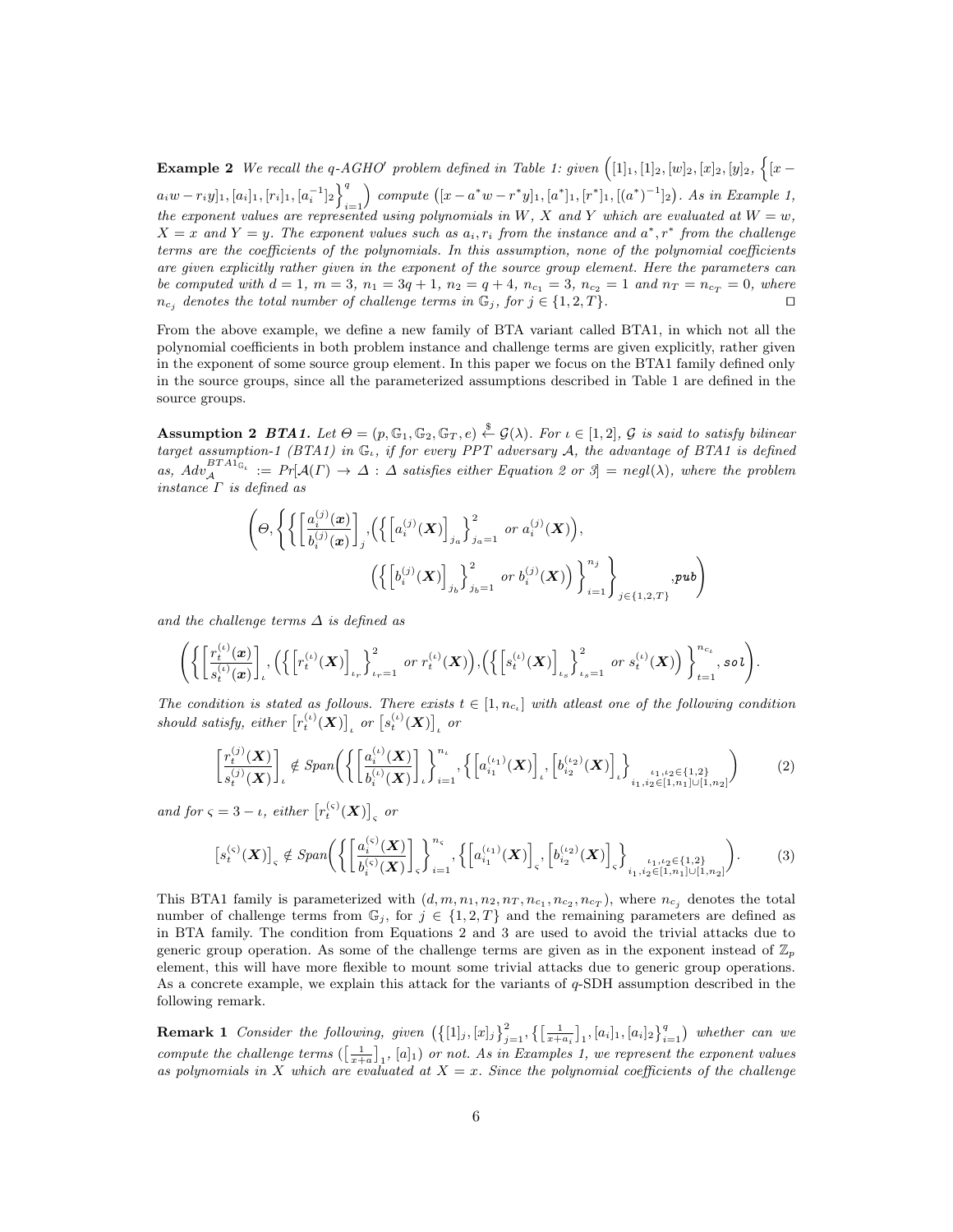**Example 2** *We recall the q-AGHO′ problem defined in Table 1: given* $\Big([1]_1, [1]_2, [w]_2, [x]_2, [y]_2, \Big\{[x - a_i w - r_i y]_1, [a_i]_1, [r_i]_1, [a_i^{-1}]_2\Big\}_{i=1}^{q}\Big)$ *compute* $\big([x - a^* w - r^* y]_1, [a^*]_1, [r^*]_1, [(a^*)^{-1}]_2\big)$. *As in Example 1, the exponent values are represented using polynomials in W, X and Y which are evaluated at* $W = w$, $X = x$ *and* $Y = y$. *The exponent values such as* $a_i, r_i$ *from the instance and* $a^*, r^*$ *from the challenge terms are the coefficients of the polynomials. In this assumption, none of the polynomial coefficients are given explicitly rather given in the exponent of the source group element. Here the parameters can be computed with* $d = 1$, $m = 3$, $n_1 = 3q + 1$, $n_2 = q + 4$, $n_{c_1} = 3$, $n_{c_2} = 1$ *and* $n_T = n_{c_T} = 0$, *where* $n_{c_j}$ *denotes the total number of challenge terms in* $\mathbb{G}_j$, *for* $j \in \{1, 2, T\}$. □

From the above example, we define a new family of BTA variant called BTA1, in which not all the polynomial coefficients in both problem instance and challenge terms are given explicitly, rather given in the exponent of some source group element. In this paper we focus on the BTA1 family defined only in the source groups, since all the parameterized assumptions described in Table 1 are defined in the source groups.

**Assumption 2** ***BTA1.*** *Let* $\Theta = (p, \mathbb{G}_1, \mathbb{G}_2, \mathbb{G}_T, e) \xleftarrow{\$} \mathcal{G}(\lambda)$. *For* $\iota \in [1, 2]$, $\mathcal{G}$ *is said to satisfy bilinear target assumption-1 (BTA1) in* $\mathbb{G}_\iota$, *if for every PPT adversary* $\mathcal{A}$, *the advantage of BTA1 is defined as,* $Adv_{\mathcal{A}}^{BTA1_{\mathbb{G}_\iota}} := Pr[\mathcal{A}(\Gamma) \to \Delta : \Delta$ *satisfies either Equation 2 or 3*$] = negl(\lambda)$, *where the problem instance* $\Gamma$ *is defined as*

$$\left(\Theta, \left\{\left\{\left[\frac{a_i^{(j)}(\boldsymbol{x})}{b_i^{(j)}(\boldsymbol{x})}\right]_j, \Big(\Big\{\big[a_i^{(j)}(\boldsymbol{X})\big]_{j_a}\Big\}_{j_a=1}^{2} \text{ or } a_i^{(j)}(\boldsymbol{X})\Big), \Big(\Big\{\big[b_i^{(j)}(\boldsymbol{X})\big]_{j_b}\Big\}_{j_b=1}^{2} \text{ or } b_i^{(j)}(\boldsymbol{X})\Big)\right\}_{i=1}^{n_j}\right\}_{j\in\{1,2,T\}}, \textbf{\textit{pub}}\right)$$

*and the challenge terms* $\Delta$ *is defined as*

$$\left(\left\{\left[\frac{r_t^{(\iota)}(\boldsymbol{x})}{s_t^{(\iota)}(\boldsymbol{x})}\right]_\iota, \Big(\Big\{\big[r_t^{(\iota)}(\boldsymbol{X})\big]_{\iota_r}\Big\}_{\iota_r=1}^{2} \text{ or } r_t^{(\iota)}(\boldsymbol{X})\Big), \Big(\Big\{\big[s_t^{(\iota)}(\boldsymbol{X})\big]_{\iota_s}\Big\}_{\iota_s=1}^{2} \text{ or } s_t^{(\iota)}(\boldsymbol{X})\Big)\right\}_{t=1}^{n_{c_\iota}}, \textbf{\textit{sol}}\right).$$

*The condition is stated as follows. There exists* $t \in [1, n_{c_\iota}]$ *with atleast one of the following condition should satisfy, either* $\big[r_t^{(\iota)}(\boldsymbol{X})\big]_\iota$ *or* $\big[s_t^{(\iota)}(\boldsymbol{X})\big]_\iota$ *or*

$$\left[\frac{r_t^{(j)}(\boldsymbol{X})}{s_t^{(j)}(\boldsymbol{X})}\right]_\iota \notin Span\left(\left\{\left[\frac{a_i^{(\iota)}(\boldsymbol{X})}{b_i^{(\iota)}(\boldsymbol{X})}\right]_\iota\right\}_{i=1}^{n_\iota}, \left\{\big[a_{i_1}^{(\iota_1)}(\boldsymbol{X})\big]_\iota, \big[b_{i_2}^{(\iota_2)}(\boldsymbol{X})\big]_\iota\right\}_{\substack{\iota_1,\iota_2\in\{1,2\}\\ i_1,i_2\in[1,n_1]\cup[1,n_2]}}\right) \tag{2}$$

*and for* $\varsigma = 3 - \iota$, *either* $\big[r_t^{(\varsigma)}(\boldsymbol{X})\big]_\varsigma$ *or*

$$\big[s_t^{(\varsigma)}(\boldsymbol{X})\big]_\varsigma \notin Span\left(\left\{\left[\frac{a_i^{(\varsigma)}(\boldsymbol{X})}{b_i^{(\varsigma)}(\boldsymbol{X})}\right]_\varsigma\right\}_{i=1}^{n_\varsigma}, \left\{\big[a_{i_1}^{(\iota_1)}(\boldsymbol{X})\big]_\varsigma, \big[b_{i_2}^{(\iota_2)}(\boldsymbol{X})\big]_\varsigma\right\}_{\substack{\iota_1,\iota_2\in\{1,2\}\\ i_1,i_2\in[1,n_1]\cup[1,n_2]}}\right). \tag{3}$$

This BTA1 family is parameterized with $(d, m, n_1, n_2, n_T, n_{c_1}, n_{c_2}, n_{c_T})$, where $n_{c_j}$ denotes the total number of challenge terms from $\mathbb{G}_j$, for $j \in \{1, 2, T\}$ and the remaining parameters are defined as in BTA family. The condition from Equations 2 and 3 are used to avoid the trivial attacks due to generic group operation. As some of the challenge terms are given as in the exponent instead of $\mathbb{Z}_p$ element, this will have more flexible to mount some trivial attacks due to generic group operations. As a concrete example, we explain this attack for the variants of $q$-SDH assumption described in the following remark.

**Remark 1** *Consider the following, given* $\big(\{[1]_j, [x]_j\}_{j=1}^{2}, \{\big[\frac{1}{x+a_i}\big]_1, [a_i]_1, [a_i]_2\}_{i=1}^{q}\big)$ *whether can we compute the challenge terms* $\big(\big[\frac{1}{x+a}\big]_1, [a]_1\big)$ *or not. As in Examples 1, we represent the exponent values as polynomials in X which are evaluated at* $X = x$. *Since the polynomial coefficients of the challenge*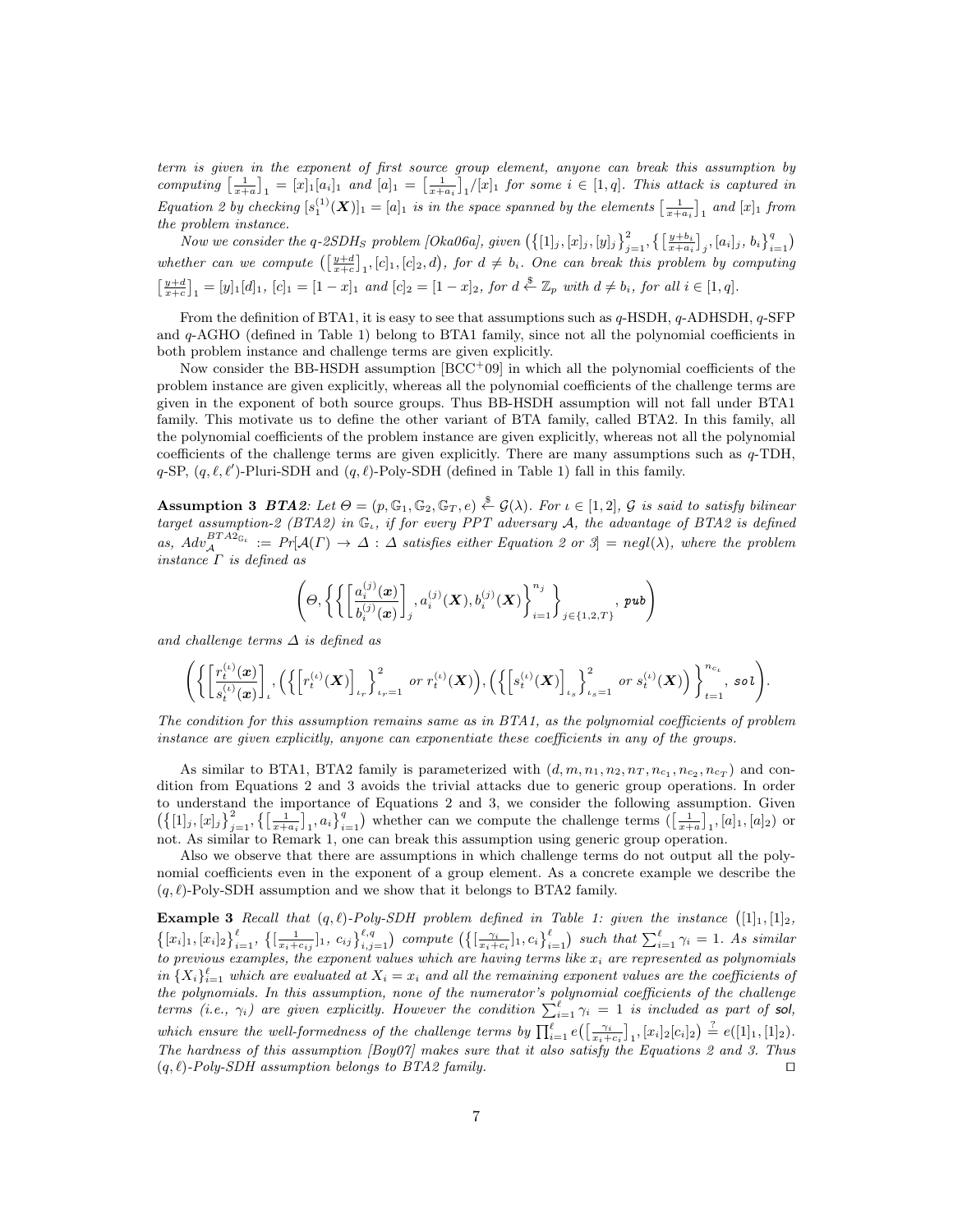*term is given in the exponent of first source group element, anyone can break this assumption by computing* $\left[\frac{1}{x+a}\right]_1 = [x]_1[a_i]_1$ *and* $[a]_1 = \left[\frac{1}{x+a_i}\right]_1/[x]_1$ *for some* $i \in [1,q]$. *This attack is captured in Equation 2 by checking* $[s_1^{(1)}(\boldsymbol{X})]_1 = [a]_1$ *is in the space spanned by the elements* $\left[\frac{1}{x+a_i}\right]_1$ *and* $[x]_1$ *from the problem instance.*

*Now we consider the q-2SDH*$_S$ *problem [Oka06a], given* $\left(\left\{[1]_j, [x]_j, [y]_j\right\}_{j=1}^{2}, \left\{\left[\frac{y+b_i}{x+a_i}\right]_j, [a_i]_j, b_i\right\}_{i=1}^{q}\right)$ *whether can we compute* $\left(\left[\frac{y+d}{x+c}\right]_1, [c]_1, [c]_2, d\right)$, *for* $d \neq b_i$. *One can break this problem by computing* $\left[\frac{y+d}{x+c}\right]_1 = [y]_1[d]_1$, $[c]_1 = [1-x]_1$ *and* $[c]_2 = [1-x]_2$, *for* $d \xleftarrow{\$} \mathbb{Z}_p$ *with* $d \neq b_i$, *for all* $i \in [1,q]$.

From the definition of BTA1, it is easy to see that assumptions such as $q$-HSDH, $q$-ADHSDH, $q$-SFP and $q$-AGHO (defined in Table 1) belong to BTA1 family, since not all the polynomial coefficients in both problem instance and challenge terms are given explicitly.

Now consider the BB-HSDH assumption [BCC[+]09] in which all the polynomial coefficients of the problem instance are given explicitly, whereas all the polynomial coefficients of the challenge terms are given in the exponent of both source groups. Thus BB-HSDH assumption will not fall under BTA1 family. This motivate us to define the other variant of BTA family, called BTA2. In this family, all the polynomial coefficients of the problem instance are given explicitly, whereas not all the polynomial coefficients of the challenge terms are given explicitly. There are many assumptions such as $q$-TDH, $q$-SP, $(q, \ell, \ell')$-Pluri-SDH and $(q, \ell)$-Poly-SDH (defined in Table 1) fall in this family.

**Assumption 3** ***BTA2****: Let* $\Theta = (p, \mathbb{G}_1, \mathbb{G}_2, \mathbb{G}_T, e) \xleftarrow{\$} \mathcal{G}(\lambda)$. *For* $\iota \in [1,2]$, $\mathcal{G}$ *is said to satisfy bilinear target assumption-2 (BTA2) in* $\mathbb{G}_\iota$, *if for every PPT adversary* $\mathcal{A}$, *the advantage of BTA2 is defined as,* $Adv_{\mathcal{A}}^{BTA2_{\mathbb{G}_\iota}} := Pr[\mathcal{A}(\Gamma) \rightarrow \Delta : \Delta$ *satisfies either Equation 2 or 3*$] = negl(\lambda)$, *where the problem instance* $\Gamma$ *is defined as*

$$\left(\Theta, \left\{\left\{\left[\frac{a_i^{(j)}(\boldsymbol{x})}{b_i^{(j)}(\boldsymbol{x})}\right]_j, a_i^{(j)}(\boldsymbol{X}), b_i^{(j)}(\boldsymbol{X})\right\}_{i=1}^{n_j}\right\}_{j\in\{1,2,T\}}, \mathtt{pub}\right)$$

*and challenge terms* $\Delta$ *is defined as*

$$\left(\left\{\left[\frac{r_t^{(\iota)}(\boldsymbol{x})}{s_t^{(\iota)}(\boldsymbol{x})}\right]_\iota, \left(\left\{\left[r_t^{(\iota)}(\boldsymbol{X})\right]_{\iota_r}\right\}_{\iota_r=1}^{2} \text{ or } r_t^{(\iota)}(\boldsymbol{X})\right), \left(\left\{\left[s_t^{(\iota)}(\boldsymbol{X})\right]_{\iota_s}\right\}_{\iota_s=1}^{2} \text{ or } s_t^{(\iota)}(\boldsymbol{X})\right)\right\}_{t=1}^{n_{c_\iota}}, \mathtt{sol}\right).$$

*The condition for this assumption remains same as in BTA1, as the polynomial coefficients of problem instance are given explicitly, anyone can exponentiate these coefficients in any of the groups.*

As similar to BTA1, BTA2 family is parameterized with $(d, m, n_1, n_2, n_T, n_{c_1}, n_{c_2}, n_{c_T})$ and condition from Equations 2 and 3 avoids the trivial attacks due to generic group operations. In order to understand the importance of Equations 2 and 3, we consider the following assumption. Given $\left(\left\{[1]_j, [x]_j\right\}_{j=1}^{2}, \left\{\left[\frac{1}{x+a_i}\right]_1, a_i\right\}_{i=1}^{q}\right)$ whether can we compute the challenge terms $\left(\left[\frac{1}{x+a}\right]_1, [a]_1, [a]_2\right)$ or not. As similar to Remark 1, one can break this assumption using generic group operation.

Also we observe that there are assumptions in which challenge terms do not output all the polynomial coefficients even in the exponent of a group element. As a concrete example we describe the $(q, \ell)$-Poly-SDH assumption and we show that it belongs to BTA2 family.

**Example 3** *Recall that* $(q, \ell)$*-Poly-SDH problem defined in Table 1: given the instance* $\Big([1]_1, [1]_2$, $\left\{[x_i]_1, [x_i]_2\right\}_{i=1}^{\ell}$, $\left\{\left[\frac{1}{x_i+c_{ij}}\right]_1, c_{ij}\right\}_{i,j=1}^{\ell,q}\Big)$ *compute* $\left(\left\{\left[\frac{\gamma_i}{x_i+c_i}\right]_1, c_i\right\}_{i=1}^{\ell}\right)$ *such that* $\sum_{i=1}^{\ell} \gamma_i = 1$. *As similar to previous examples, the exponent values which are having terms like* $x_i$ *are represented as polynomials in* $\{X_i\}_{i=1}^{\ell}$ *which are evaluated at* $X_i = x_i$ *and all the remaining exponent values are the coefficients of the polynomials. In this assumption, none of the numerator's polynomial coefficients of the challenge terms (i.e.,* $\gamma_i$*) are given explicitly. However the condition* $\sum_{i=1}^{\ell} \gamma_i = 1$ *is included as part of* ***sol****, which ensure the well-formedness of the challenge terms by* $\prod_{i=1}^{\ell} e\left(\left[\frac{\gamma_i}{x_i+c_i}\right]_1, [x_i]_2[c_i]_2\right) \stackrel{?}{=} e([1]_1, [1]_2)$. *The hardness of this assumption [Boy07] makes sure that it also satisfy the Equations 2 and 3. Thus* $(q, \ell)$*-Poly-SDH assumption belongs to BTA2 family.* ◻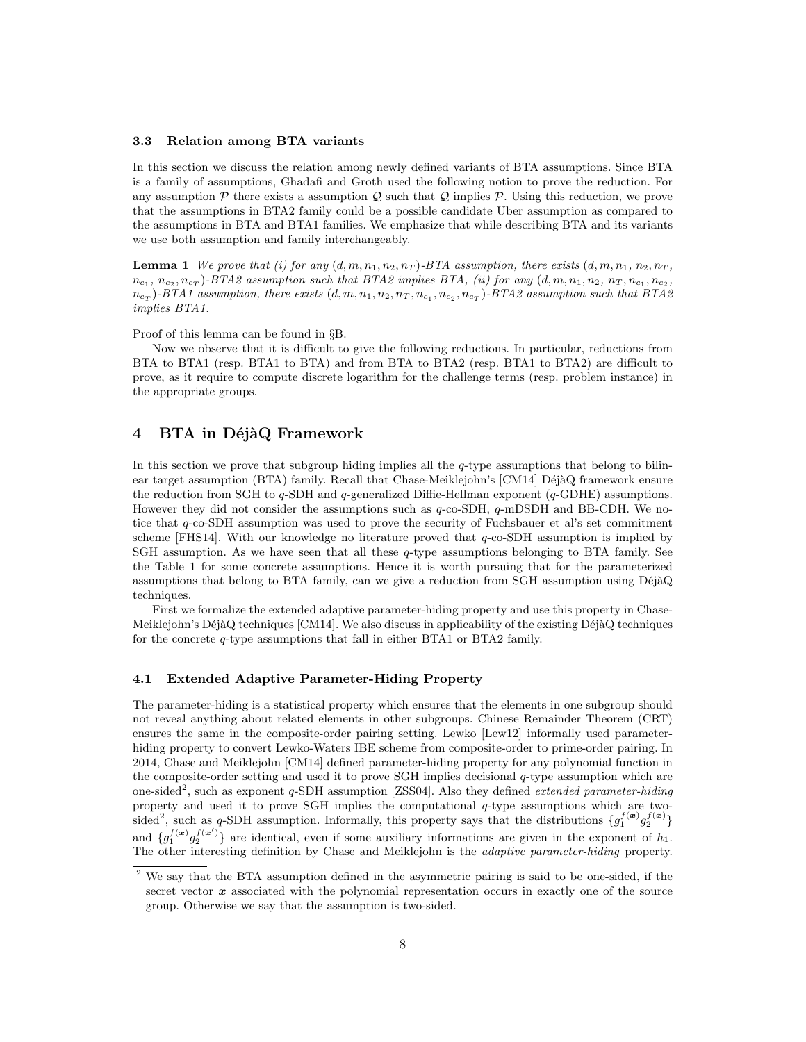### 3.3 Relation among BTA variants

In this section we discuss the relation among newly defined variants of BTA assumptions. Since BTA is a family of assumptions, Ghadafi and Groth used the following notion to prove the reduction. For any assumption $\mathcal{P}$ there exists a assumption $\mathcal{Q}$ such that $\mathcal{Q}$ implies $\mathcal{P}$. Using this reduction, we prove that the assumptions in BTA2 family could be a possible candidate Uber assumption as compared to the assumptions in BTA and BTA1 families. We emphasize that while describing BTA and its variants we use both assumption and family interchangeably.

**Lemma 1** *We prove that (i) for any $(d, m, n_1, n_2, n_T)$-BTA assumption, there exists $(d, m, n_1, n_2, n_T, n_{c_1}, n_{c_2}, n_{c_T})$-BTA2 assumption such that BTA2 implies BTA, (ii) for any $(d, m, n_1, n_2, n_T, n_{c_1}, n_{c_2}, n_{c_T})$-BTA1 assumption, there exists $(d, m, n_1, n_2, n_T, n_{c_1}, n_{c_2}, n_{c_T})$-BTA2 assumption such that BTA2 implies BTA1.*

Proof of this lemma can be found in §B.

Now we observe that it is difficult to give the following reductions. In particular, reductions from BTA to BTA1 (resp. BTA1 to BTA) and from BTA to BTA2 (resp. BTA1 to BTA2) are difficult to prove, as it require to compute discrete logarithm for the challenge terms (resp. problem instance) in the appropriate groups.

## 4 BTA in DéjàQ Framework

In this section we prove that subgroup hiding implies all the $q$-type assumptions that belong to bilinear target assumption (BTA) family. Recall that Chase-Meiklejohn's [CM14] DéjàQ framework ensure the reduction from SGH to $q$-SDH and $q$-generalized Diffie-Hellman exponent ($q$-GDHE) assumptions. However they did not consider the assumptions such as $q$-co-SDH, $q$-mDSDH and BB-CDH. We notice that $q$-co-SDH assumption was used to prove the security of Fuchsbauer et al's set commitment scheme [FHS14]. With our knowledge no literature proved that $q$-co-SDH assumption is implied by SGH assumption. As we have seen that all these $q$-type assumptions belonging to BTA family. See the Table 1 for some concrete assumptions. Hence it is worth pursuing that for the parameterized assumptions that belong to BTA family, can we give a reduction from SGH assumption using DéjàQ techniques.

First we formalize the extended adaptive parameter-hiding property and use this property in Chase-Meiklejohn's DéjàQ techniques [CM14]. We also discuss in applicability of the existing DéjàQ techniques for the concrete $q$-type assumptions that fall in either BTA1 or BTA2 family.

### 4.1 Extended Adaptive Parameter-Hiding Property

The parameter-hiding is a statistical property which ensures that the elements in one subgroup should not reveal anything about related elements in other subgroups. Chinese Remainder Theorem (CRT) ensures the same in the composite-order pairing setting. Lewko [Lew12] informally used parameter-hiding property to convert Lewko-Waters IBE scheme from composite-order to prime-order pairing. In 2014, Chase and Meiklejohn [CM14] defined parameter-hiding property for any polynomial function in the composite-order setting and used it to prove SGH implies decisional $q$-type assumption which are one-sided[2], such as exponent $q$-SDH assumption [ZSS04]. Also they defined *extended parameter-hiding* property and used it to prove SGH implies the computational $q$-type assumptions which are two-sided[2], such as $q$-SDH assumption [CM14]. Informally, this property says that the distributions $\{g_1^{f(\boldsymbol{x})} g_2^{f(\boldsymbol{x})}\}$ and $\{g_1^{f(\boldsymbol{x})} g_2^{f(\boldsymbol{x}')}\}$ are identical, even if some auxiliary informations are given in the exponent of $h_1$. The other interesting definition by Chase and Meiklejohn is the *adaptive parameter-hiding* property.

[2] We say that the BTA assumption defined in the asymmetric pairing is said to be one-sided, if the secret vector $\boldsymbol{x}$ associated with the polynomial representation occurs in exactly one of the source group. Otherwise we say that the assumption is two-sided.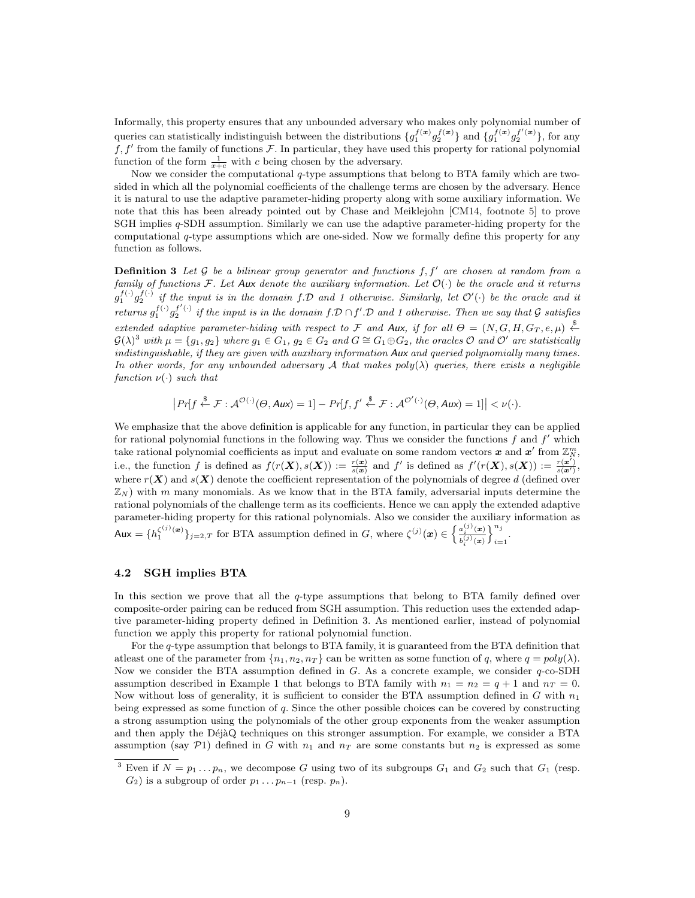Informally, this property ensures that any unbounded adversary who makes only polynomial number of queries can statistically indistinguish between the distributions $\{g_1^{f(\boldsymbol{x})} g_2^{f(\boldsymbol{x})}\}$ and $\{g_1^{f(\boldsymbol{x})} g_2^{f'(\boldsymbol{x})}\}$, for any $f, f'$ from the family of functions $\mathcal{F}$. In particular, they have used this property for rational polynomial function of the form $\frac{1}{x+c}$ with $c$ being chosen by the adversary.

Now we consider the computational $q$-type assumptions that belong to BTA family which are two-sided in which all the polynomial coefficients of the challenge terms are chosen by the adversary. Hence it is natural to use the adaptive parameter-hiding property along with some auxiliary information. We note that this has been already pointed out by Chase and Meiklejohn [CM14, footnote 5] to prove SGH implies $q$-SDH assumption. Similarly we can use the adaptive parameter-hiding property for the computational $q$-type assumptions which are one-sided. Now we formally define this property for any function as follows.

**Definition 3** *Let $\mathcal{G}$ be a bilinear group generator and functions $f, f'$ are chosen at random from a family of functions $\mathcal{F}$. Let $\mathsf{Aux}$ denote the auxiliary information. Let $\mathcal{O}(\cdot)$ be the oracle and it returns $g_1^{f(\cdot)} g_2^{f(\cdot)}$ if the input is in the domain $f.\mathcal{D}$ and 1 otherwise. Similarly, let $\mathcal{O}'(\cdot)$ be the oracle and it returns $g_1^{f(\cdot)} g_2^{f'(\cdot)}$ if the input is in the domain $f.\mathcal{D} \cap f'.\mathcal{D}$ and 1 otherwise. Then we say that $\mathcal{G}$ satisfies extended adaptive parameter-hiding with respect to $\mathcal{F}$ and $\mathsf{Aux}$, if for all $\Theta = (N, G, H, G_T, e, \mu) \xleftarrow{\$} \mathcal{G}(\lambda)^3$ with $\mu = \{g_1, g_2\}$ where $g_1 \in G_1$, $g_2 \in G_2$ and $G \cong G_1 \oplus G_2$, the oracles $\mathcal{O}$ and $\mathcal{O}'$ are statistically indistinguishable, if they are given with auxiliary information $\mathsf{Aux}$ and queried polynomially many times. In other words, for any unbounded adversary $\mathcal{A}$ that makes $poly(\lambda)$ queries, there exists a negligible function $\nu(\cdot)$ such that*

$$\left|Pr[f \xleftarrow{\$} \mathcal{F} : \mathcal{A}^{\mathcal{O}(\cdot)}(\Theta, \mathsf{Aux}) = 1] - Pr[f, f' \xleftarrow{\$} \mathcal{F} : \mathcal{A}^{\mathcal{O}'(\cdot)}(\Theta, \mathsf{Aux}) = 1]\right| < \nu(\cdot).$$

We emphasize that the above definition is applicable for any function, in particular they can be applied for rational polynomial functions in the following way. Thus we consider the functions $f$ and $f'$ which take rational polynomial coefficients as input and evaluate on some random vectors $\boldsymbol{x}$ and $\boldsymbol{x}'$ from $\mathbb{Z}_N^m$, i.e., the function $f$ is defined as $f(r(\boldsymbol{X}), s(\boldsymbol{X})) := \frac{r(\boldsymbol{x})}{s(\boldsymbol{x})}$ and $f'$ is defined as $f'(r(\boldsymbol{X}), s(\boldsymbol{X})) := \frac{r(\boldsymbol{x}')}{s(\boldsymbol{x}')}$, where $r(\boldsymbol{X})$ and $s(\boldsymbol{X})$ denote the coefficient representation of the polynomials of degree $d$ (defined over $\mathbb{Z}_N$) with $m$ many monomials. As we know that in the BTA family, adversarial inputs determine the rational polynomials of the challenge term as its coefficients. Hence we can apply the extended adaptive parameter-hiding property for this rational polynomials. Also we consider the auxiliary information as $\mathsf{Aux} = \{h_1^{\zeta^{(j)}(\boldsymbol{x})}\}_{j=2,T}$ for BTA assumption defined in $G$, where $\zeta^{(j)}(\boldsymbol{x}) \in \left\{\frac{a_i^{(j)}(\boldsymbol{x})}{b_i^{(j)}(\boldsymbol{x})}\right\}_{i=1}^{n_j}$.

### 4.2 SGH implies BTA

In this section we prove that all the $q$-type assumptions that belong to BTA family defined over composite-order pairing can be reduced from SGH assumption. This reduction uses the extended adaptive parameter-hiding property defined in Definition 3. As mentioned earlier, instead of polynomial function we apply this property for rational polynomial function.

For the $q$-type assumption that belongs to BTA family, it is guaranteed from the BTA definition that atleast one of the parameter from $\{n_1, n_2, n_T\}$ can be written as some function of $q$, where $q = poly(\lambda)$. Now we consider the BTA assumption defined in $G$. As a concrete example, we consider $q$-co-SDH assumption described in Example 1 that belongs to BTA family with $n_1 = n_2 = q + 1$ and $n_T = 0$. Now without loss of generality, it is sufficient to consider the BTA assumption defined in $G$ with $n_1$ being expressed as some function of $q$. Since the other possible choices can be covered by constructing a strong assumption using the polynomials of the other group exponents from the weaker assumption and then apply the DéjàQ techniques on this stronger assumption. For example, we consider a BTA assumption (say $\mathcal{P}1$) defined in $G$ with $n_1$ and $n_T$ are some constants but $n_2$ is expressed as some

[3] Even if $N = p_1 \dots p_n$, we decompose $G$ using two of its subgroups $G_1$ and $G_2$ such that $G_1$ (resp. $G_2$) is a subgroup of order $p_1 \dots p_{n-1}$ (resp. $p_n$).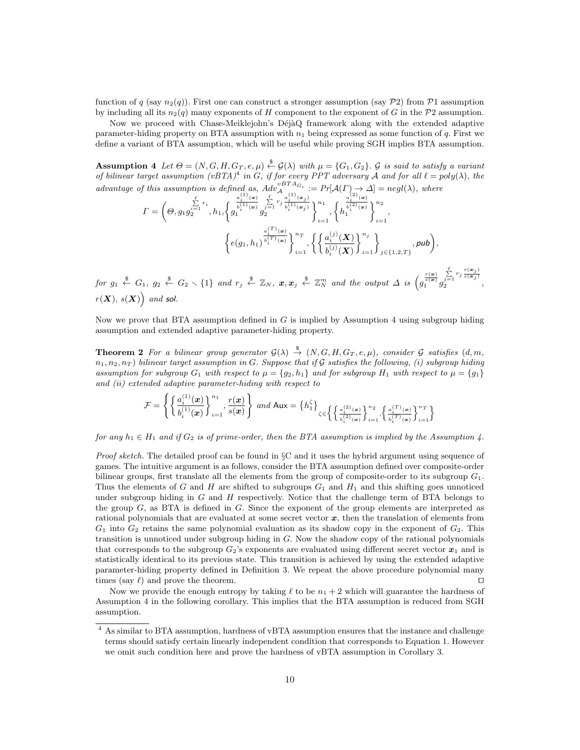function of $q$ (say $n_2(q)$). First one can construct a stronger assumption (say $\mathcal{P}2$) from $\mathcal{P}1$ assumption by including all its $n_2(q)$ many exponents of $H$ component to the exponent of $G$ in the $\mathcal{P}2$ assumption.

Now we proceed with Chase-Meiklejohn's DéjàQ framework along with the extended adaptive parameter-hiding property on BTA assumption with $n_1$ being expressed as some function of $q$. First we define a variant of BTA assumption, which will be useful while proving SGH implies BTA assumption.

**Assumption 4** *Let $\Theta = (N, G, H, G_T, e, \mu) \xleftarrow{\$} \mathcal{G}(\lambda)$ with $\mu = \{G_1, G_2\}$. $\mathcal{G}$ is said to satisfy a variant of bilinear target assumption (vBTA)*[4] *in $G$, if for every PPT adversary $\mathcal{A}$ and for all $\ell = poly(\lambda)$, the advantage of this assumption is defined as, $Adv_{\mathcal{A}}^{vBTA_{G_\iota}} := Pr[\mathcal{A}(\Gamma) \to \Delta] = negl(\lambda)$, where*

$$\Gamma = \Bigg(\Theta, g_1 g_2^{\sum_{i=1}^{\ell} r_i}, h_1, \Bigg\{ g_1^{\frac{a_i^{(1)}(\boldsymbol{x})}{b_i^{(1)}(\boldsymbol{x})}} g_2^{\sum_{j=1}^{\ell} r_j \frac{a_i^{(1)}(\boldsymbol{x}_j)}{b_i^{(1)}(\boldsymbol{x}_j)}} \Bigg\}_{i=1}^{n_1}, \Bigg\{ h_1^{\frac{a_i^{(2)}(\boldsymbol{x})}{b_i^{(2)}(\boldsymbol{x})}} \Bigg\}_{i=1}^{n_2},$$
$$\Bigg\{ e(g_1, h_1)^{\frac{a_i^{(T)}(\boldsymbol{x})}{b_i^{(T)}(\boldsymbol{x})}} \Bigg\}_{i=1}^{n_T}, \Bigg\{ \Bigg\{ \frac{a_i^{(j)}(\boldsymbol{X})}{b_i^{(j)}(\boldsymbol{X})} \Bigg\}_{i=1}^{n_j} \Bigg\}_{j \in \{1,2,T\}}, \textsf{pub} \Bigg),$$

*for $g_1 \xleftarrow{\$} G_1$, $g_2 \xleftarrow{\$} G_2 \setminus \{1\}$ and $r_j \xleftarrow{\$} \mathbb{Z}_N$, $\boldsymbol{x}, \boldsymbol{x}_j \xleftarrow{\$} \mathbb{Z}_N^m$ and the output $\Delta$ is $\Big( g_1^{\frac{r(\boldsymbol{x})}{s(\boldsymbol{x})}} g_2^{\sum_{j=1}^{\ell} r_j \frac{r(\boldsymbol{x}_j)}{s(\boldsymbol{x}_j)}}, r(\boldsymbol{X}), s(\boldsymbol{X}) \Big)$ and* **sol**.

Now we prove that BTA assumption defined in $G$ is implied by Assumption 4 using subgroup hiding assumption and extended adaptive parameter-hiding property.

**Theorem 2** *For a bilinear group generator $\mathcal{G}(\lambda) \xrightarrow{\$} (N, G, H, G_T, e, \mu)$, consider $\mathcal{G}$ satisfies $(d, m, n_1, n_2, n_T)$ bilinear target assumption in $G$. Suppose that if $\mathcal{G}$ satisfies the following, (i) subgroup hiding assumption for subgroup $G_1$ with respect to $\mu = \{g_2, h_1\}$ and for subgroup $H_1$ with respect to $\mu = \{g_1\}$ and (ii) extended adaptive parameter-hiding with respect to*

$$\mathcal{F} = \Bigg\{ \Bigg\{ \frac{a_i^{(1)}(\boldsymbol{x})}{b_i^{(1)}(\boldsymbol{x})} \Bigg\}_{i=1}^{n_1}, \frac{r(\boldsymbol{x})}{s(\boldsymbol{x})} \Bigg\} \text{ and } \textsf{Aux} = \big\{ h_1^{\zeta} \big\}_{\zeta \in \Big\{ \Big\{ \frac{a_i^{(2)}(\boldsymbol{x})}{b_i^{(2)}(\boldsymbol{x})} \Big\}_{i=1}^{n_2}, \Big\{ \frac{a_i^{(T)}(\boldsymbol{x})}{b_i^{(T)}(\boldsymbol{x})} \Big\}_{i=1}^{n_T} \Big\}}$$

*for any $h_1 \in H_1$ and if $G_2$ is of prime-order, then the BTA assumption is implied by the Assumption 4.*

*Proof sketch.* The detailed proof can be found in §C and it uses the hybrid argument using sequence of games. The intuitive argument is as follows, consider the BTA assumption defined over composite-order bilinear groups, first translate all the elements from the group of composite-order to its subgroup $G_1$. Thus the elements of $G$ and $H$ are shifted to subgroups $G_1$ and $H_1$ and this shifting goes unnoticed under subgroup hiding in $G$ and $H$ respectively. Notice that the challenge term of BTA belongs to the group $G$, as BTA is defined in $G$. Since the exponent of the group elements are interpreted as rational polynomials that are evaluated at some secret vector $\boldsymbol{x}$, then the translation of elements from $G_1$ into $G_2$ retains the same polynomial evaluation as its shadow copy in the exponent of $G_2$. This transition is unnoticed under subgroup hiding in $G$. Now the shadow copy of the rational polynomials that corresponds to the subgroup $G_2$'s exponents are evaluated using different secret vector $\boldsymbol{x}_1$ and is statistically identical to its previous state. This transition is achieved by using the extended adaptive parameter-hiding property defined in Definition 3. We repeat the above procedure polynomial many times (say $\ell$) and prove the theorem. ⊓⊔

Now we provide the enough entropy by taking $\ell$ to be $n_1 + 2$ which will guarantee the hardness of Assumption 4 in the following corollary. This implies that the BTA assumption is reduced from SGH assumption.

[4] As similar to BTA assumption, hardness of vBTA assumption ensures that the instance and challenge terms should satisfy certain linearly independent condition that corresponds to Equation 1. However we omit such condition here and prove the hardness of vBTA assumption in Corollary 3.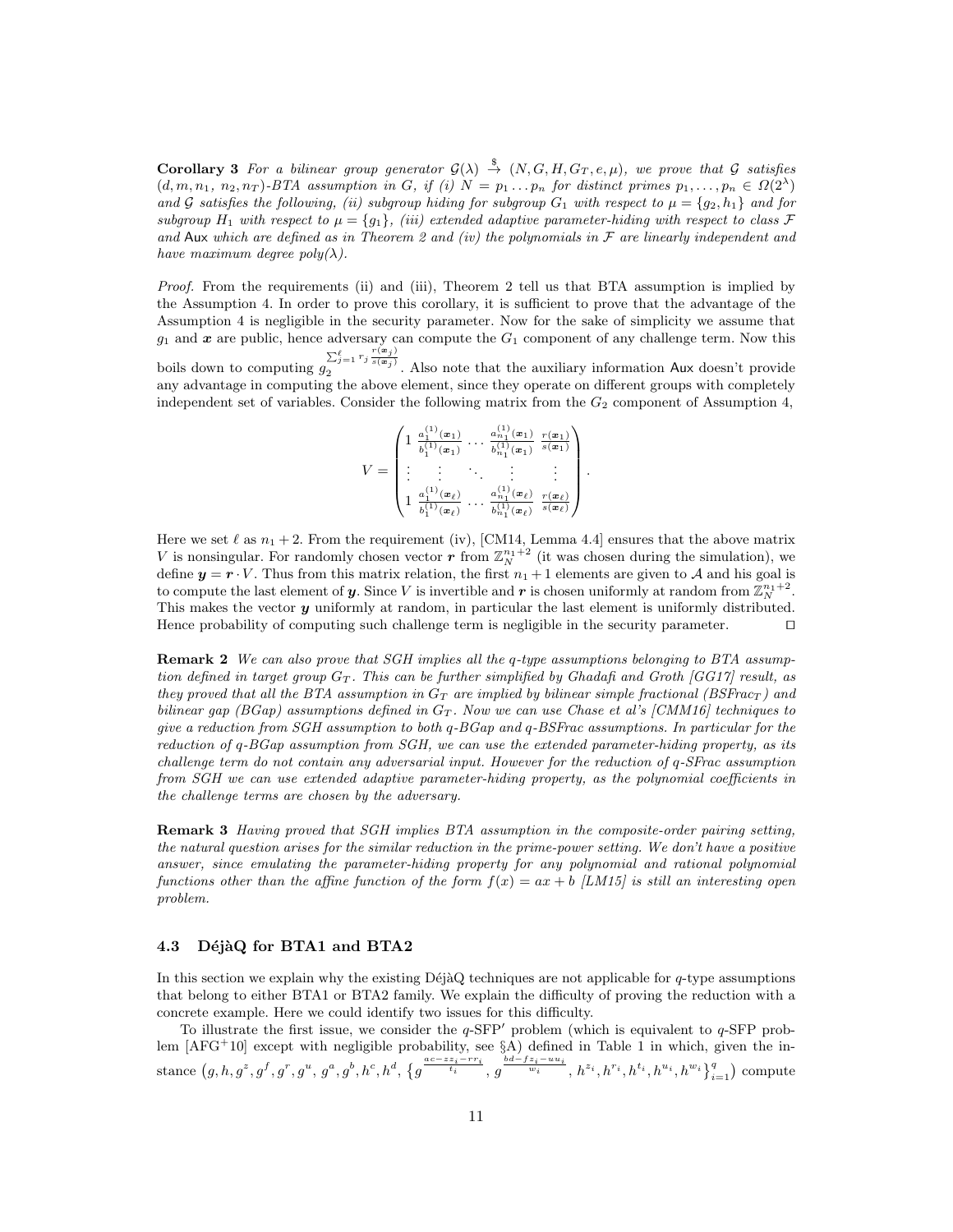**Corollary 3** *For a bilinear group generator $\mathcal{G}(\lambda) \xrightarrow{\$} (N, G, H, G_T, e, \mu)$, we prove that $\mathcal{G}$ satisfies $(d, m, n_1, n_2, n_T)$-BTA assumption in $G$, if (i) $N = p_1 \dots p_n$ for distinct primes $p_1, \dots, p_n \in \Omega(2^\lambda)$ and $\mathcal{G}$ satisfies the following, (ii) subgroup hiding for subgroup $G_1$ with respect to $\mu = \{g_2, h_1\}$ and for subgroup $H_1$ with respect to $\mu = \{g_1\}$, (iii) extended adaptive parameter-hiding with respect to class $\mathcal{F}$ and $\mathsf{Aux}$ which are defined as in Theorem 2 and (iv) the polynomials in $\mathcal{F}$ are linearly independent and have maximum degree poly$(\lambda)$.*

*Proof.* From the requirements (ii) and (iii), Theorem 2 tell us that BTA assumption is implied by the Assumption 4. In order to prove this corollary, it is sufficient to prove that the advantage of the Assumption 4 is negligible in the security parameter. Now for the sake of simplicity we assume that $g_1$ and $\boldsymbol{x}$ are public, hence adversary can compute the $G_1$ component of any challenge term. Now this boils down to computing $g_2^{\sum_{j=1}^{\ell} r_j \frac{r(\boldsymbol{x}_j)}{s(\boldsymbol{x}_j)}}$. Also note that the auxiliary information $\mathsf{Aux}$ doesn't provide any advantage in computing the above element, since they operate on different groups with completely independent set of variables. Consider the following matrix from the $G_2$ component of Assumption 4,

$$V = \begin{pmatrix} 1 & \frac{a_1^{(1)}(\boldsymbol{x}_1)}{b_1^{(1)}(\boldsymbol{x}_1)} & \cdots & \frac{a_{n_1}^{(1)}(\boldsymbol{x}_1)}{b_{n_1}^{(1)}(\boldsymbol{x}_1)} & \frac{r(\boldsymbol{x}_1)}{s(\boldsymbol{x}_1)} \\ \vdots & \vdots & \ddots & \vdots & \vdots \\ 1 & \frac{a_1^{(1)}(\boldsymbol{x}_\ell)}{b_1^{(1)}(\boldsymbol{x}_\ell)} & \cdots & \frac{a_{n_1}^{(1)}(\boldsymbol{x}_\ell)}{b_{n_1}^{(1)}(\boldsymbol{x}_\ell)} & \frac{r(\boldsymbol{x}_\ell)}{s(\boldsymbol{x}_\ell)} \end{pmatrix}.$$

Here we set $\ell$ as $n_1 + 2$. From the requirement (iv), [CM14, Lemma 4.4] ensures that the above matrix $V$ is nonsingular. For randomly chosen vector $\boldsymbol{r}$ from $\mathbb{Z}_N^{n_1+2}$ (it was chosen during the simulation), we define $\boldsymbol{y} = \boldsymbol{r} \cdot V$. Thus from this matrix relation, the first $n_1 + 1$ elements are given to $\mathcal{A}$ and his goal is to compute the last element of $\boldsymbol{y}$. Since $V$ is invertible and $\boldsymbol{r}$ is chosen uniformly at random from $\mathbb{Z}_N^{n_1+2}$. This makes the vector $\boldsymbol{y}$ uniformly at random, in particular the last element is uniformly distributed. Hence probability of computing such challenge term is negligible in the security parameter. ◻

**Remark 2** *We can also prove that SGH implies all the q-type assumptions belonging to BTA assumption defined in target group $G_T$. This can be further simplified by Ghadafi and Groth [GG17] result, as they proved that all the BTA assumption in $G_T$ are implied by bilinear simple fractional (BSFrac$_T$) and bilinear gap (BGap) assumptions defined in $G_T$. Now we can use Chase et al's [CMM16] techniques to give a reduction from SGH assumption to both q-BGap and q-BSFrac assumptions. In particular for the reduction of q-BGap assumption from SGH, we can use the extended parameter-hiding property, as its challenge term do not contain any adversarial input. However for the reduction of q-SFrac assumption from SGH we can use extended adaptive parameter-hiding property, as the polynomial coefficients in the challenge terms are chosen by the adversary.*

**Remark 3** *Having proved that SGH implies BTA assumption in the composite-order pairing setting, the natural question arises for the similar reduction in the prime-power setting. We don't have a positive answer, since emulating the parameter-hiding property for any polynomial and rational polynomial functions other than the affine function of the form $f(x) = ax + b$ [LM15] is still an interesting open problem.*

### 4.3 DéjàQ for BTA1 and BTA2

In this section we explain why the existing DéjàQ techniques are not applicable for $q$-type assumptions that belong to either BTA1 or BTA2 family. We explain the difficulty of proving the reduction with a concrete example. Here we could identify two issues for this difficulty.

To illustrate the first issue, we consider the $q$-SFP$'$ problem (which is equivalent to $q$-SFP problem [AFG+10] except with negligible probability, see §A) defined in Table 1 in which, given the instance $\left(g, h, g^z, g^f, g^r, g^u, g^a, g^b, h^c, h^d, \left\{g^{\frac{ac - zz_i - rr_i}{t_i}}, g^{\frac{bd - fz_i - uu_i}{w_i}}, h^{z_i}, h^{r_i}, h^{t_i}, h^{u_i}, h^{w_i}\right\}_{i=1}^{q}\right)$ compute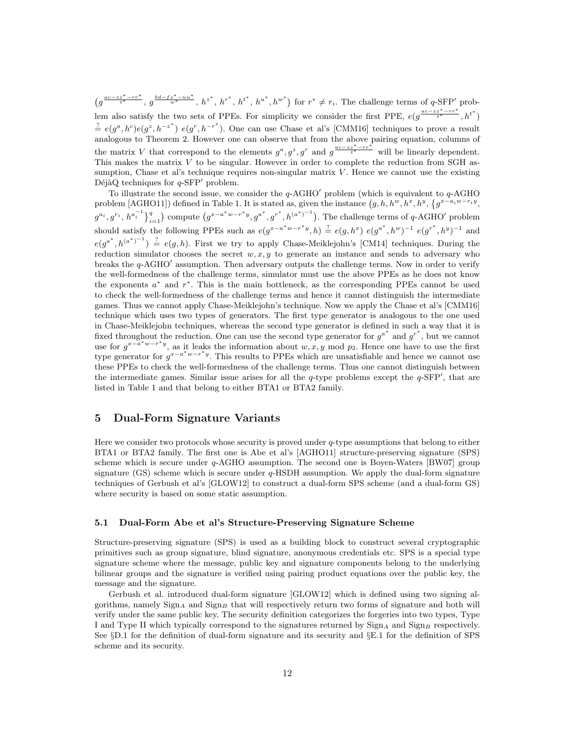$\left(g^{\frac{ac-zz^*-rr^*}{t^*}},\ g^{\frac{bd-fz^*-uu^*}{w^*}},\ h^{z^*},\ h^{r^*},\ h^{t^*},\ h^{u^*}, h^{w^*}\right)$ for $r^* \neq r_i$. The challenge terms of $q$-SFP$'$ problem also satisfy the two sets of PPEs. For simplicity we consider the first PPE, $e(g^{\frac{ac-zz^*-rr^*}{t^*}}, h^{t^*}) \stackrel{?}{=} e(g^a, h^c)e(g^z, h^{-z^*})\ e(g^r, h^{-r^*})$. One can use Chase et al's [CMM16] techniques to prove a result analogous to Theorem 2. However one can observe that from the above pairing equation, columns of the matrix $V$ that correspond to the elements $g^a, g^z, g^r$ and $g^{\frac{ac-zz^*-rr^*}{t^*}}$ will be linearly dependent. This makes the matrix $V$ to be singular. However in order to complete the reduction from SGH assumption, Chase et al's technique requires non-singular matrix $V$. Hence we cannot use the existing DéjàQ techniques for $q$-SFP$'$ problem.

To illustrate the second issue, we consider the $q$-AGHO$'$ problem (which is equivalent to $q$-AGHO problem [AGHO11]) defined in Table 1. It is stated as, given the instance $\left(g, h, h^w, h^x, h^y, \left\{g^{x-a_i w-r_i y}, g^{a_i}, g^{r_i}, h^{a_i^{-1}}\right\}_{i=1}^{q}\right)$ compute $\left(g^{x-a^* w-r^* y}, g^{a^*}, g^{r^*}, h^{(a^*)^{-1}}\right)$. The challenge terms of $q$-AGHO$'$ problem should satisfy the following PPEs such as $e(g^{x-a^* w-r^* y}, h) \stackrel{?}{=} e(g, h^x)\ e(g^{a^*}, h^w)^{-1}\ e(g^{r^*}, h^y)^{-1}$ and $e(g^{a^*}, h^{(a^*)^{-1}}) \stackrel{?}{=} e(g, h)$. First we try to apply Chase-Meiklejohn's [CM14] techniques. During the reduction simulator chooses the secret $w, x, y$ to generate an instance and sends to adversary who breaks the $q$-AGHO$'$ assumption. Then adversary outputs the challenge terms. Now in order to verify the well-formedness of the challenge terms, simulator must use the above PPEs as he does not know the exponents $a^*$ and $r^*$. This is the main bottleneck, as the corresponding PPEs cannot be used to check the well-formedness of the challenge terms and hence it cannot distinguish the intermediate games. Thus we cannot apply Chase-Meiklejohn's technique. Now we apply the Chase et al's [CMM16] technique which uses two types of generators. The first type generator is analogous to the one used in Chase-Meiklejohn techniques, whereas the second type generator is defined in such a way that it is fixed throughout the reduction. One can use the second type generator for $g^{a^*}$ and $g^{r^*}$, but we cannot use for $g^{x-a^* w-r^* y}$, as it leaks the information about $w, x, y \bmod p_2$. Hence one have to use the first type generator for $g^{x-a^* w-r^* y}$. This results to PPEs which are unsatisfiable and hence we cannot use these PPEs to check the well-formedness of the challenge terms. Thus one cannot distinguish between the intermediate games. Similar issue arises for all the $q$-type problems except the $q$-SFP$'$, that are listed in Table 1 and that belong to either BTA1 or BTA2 family.

## 5 Dual-Form Signature Variants

Here we consider two protocols whose security is proved under $q$-type assumptions that belong to either BTA1 or BTA2 family. The first one is Abe et al's [AGHO11] structure-preserving signature (SPS) scheme which is secure under $q$-AGHO assumption. The second one is Boyen-Waters [BW07] group signature (GS) scheme which is secure under $q$-HSDH assumption. We apply the dual-form signature techniques of Gerbush et al's [GLOW12] to construct a dual-form SPS scheme (and a dual-form GS) where security is based on some static assumption.

### 5.1 Dual-Form Abe et al's Structure-Preserving Signature Scheme

Structure-preserving signature (SPS) is used as a building block to construct several cryptographic primitives such as group signature, blind signature, anonymous credentials etc. SPS is a special type signature scheme where the message, public key and signature components belong to the underlying bilinear groups and the signature is verified using pairing product equations over the public key, the message and the signature.

Gerbush et al. introduced dual-form signature [GLOW12] which is defined using two signing algorithms, namely $\text{Sign}_A$ and $\text{Sign}_B$ that will respectively return two forms of signature and both will verify under the same public key. The security definition categorizes the forgeries into two types, Type I and Type II which typically correspond to the signatures returned by $\text{Sign}_A$ and $\text{Sign}_B$ respectively. See §D.1 for the definition of dual-form signature and its security and §E.1 for the definition of SPS scheme and its security.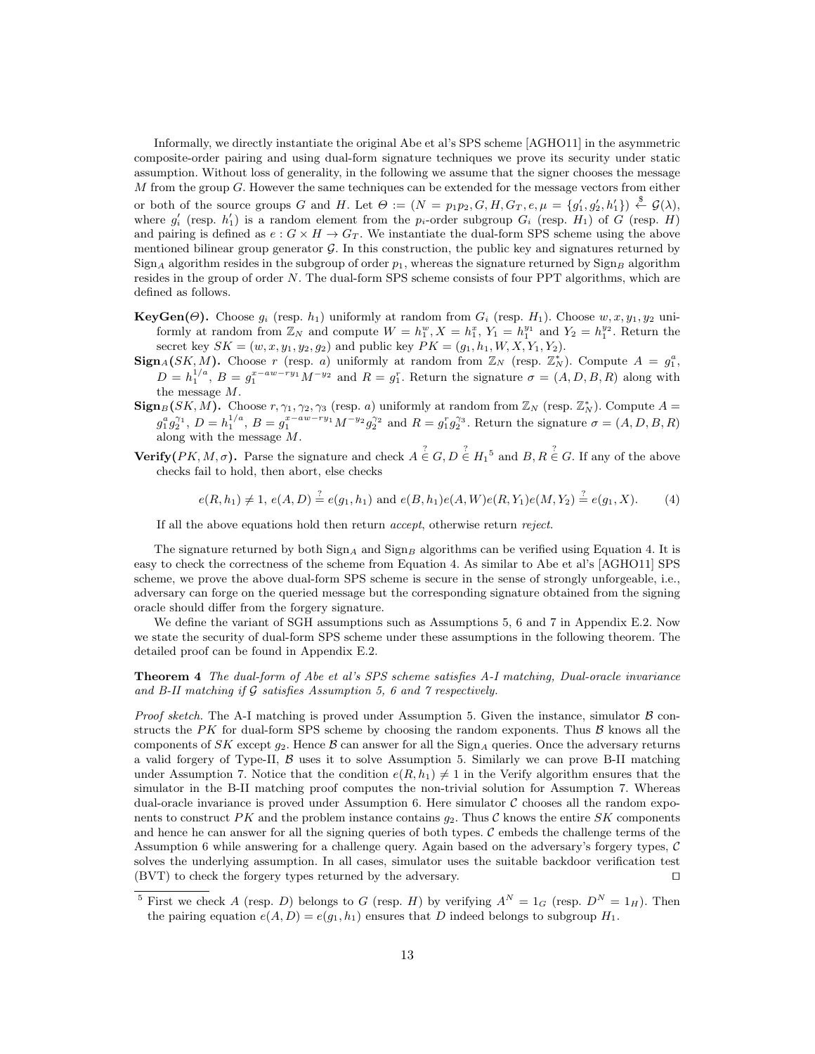Informally, we directly instantiate the original Abe et al's SPS scheme [AGHO11] in the asymmetric composite-order pairing and using dual-form signature techniques we prove its security under static assumption. Without loss of generality, in the following we assume that the signer chooses the message $M$ from the group $G$. However the same techniques can be extended for the message vectors from either or both of the source groups $G$ and $H$. Let $\Theta := (N = p_1p_2, G, H, G_T, e, \mu = \{g_1', g_2', h_1'\}) \xleftarrow{\$} \mathcal{G}(\lambda)$, where $g_i'$ (resp. $h_1'$) is a random element from the $p_i$-order subgroup $G_i$ (resp. $H_1$) of $G$ (resp. $H$) and pairing is defined as $e : G \times H \to G_T$. We instantiate the dual-form SPS scheme using the above mentioned bilinear group generator $\mathcal{G}$. In this construction, the public key and signatures returned by $\text{Sign}_A$ algorithm resides in the subgroup of order $p_1$, whereas the signature returned by $\text{Sign}_B$ algorithm resides in the group of order $N$. The dual-form SPS scheme consists of four PPT algorithms, which are defined as follows.

- **KeyGen($\Theta$).** Choose $g_i$ (resp. $h_1$) uniformly at random from $G_i$ (resp. $H_1$). Choose $w, x, y_1, y_2$ uniformly at random from $\mathbb{Z}_N$ and compute $W = h_1^w, X = h_1^x, Y_1 = h_1^{y_1}$ and $Y_2 = h_1^{y_2}$. Return the secret key $SK = (w, x, y_1, y_2, g_2)$ and public key $PK = (g_1, h_1, W, X, Y_1, Y_2)$.
- **Sign$_A$($SK, M$).** Choose $r$ (resp. $a$) uniformly at random from $\mathbb{Z}_N$ (resp. $\mathbb{Z}_N^*$). Compute $A = g_1^a$, $D = h_1^{1/a}$, $B = g_1^{x-aw-ry_1}M^{-y_2}$ and $R = g_1^r$. Return the signature $\sigma = (A, D, B, R)$ along with the message $M$.
- **Sign$_B$($SK, M$).** Choose $r, \gamma_1, \gamma_2, \gamma_3$ (resp. $a$) uniformly at random from $\mathbb{Z}_N$ (resp. $\mathbb{Z}_N^*$). Compute $A = g_1^a g_2^{\gamma_1}$, $D = h_1^{1/a}$, $B = g_1^{x-aw-ry_1}M^{-y_2}g_2^{\gamma_2}$ and $R = g_1^r g_2^{\gamma_3}$. Return the signature $\sigma = (A, D, B, R)$ along with the message $M$.
- **Verify($PK, M, \sigma$).** Parse the signature and check $A \overset{?}{\in} G, D \overset{?}{\in} H_1$[5] and $B, R \overset{?}{\in} G$. If any of the above checks fail to hold, then abort, else checks

$$e(R, h_1) \neq 1,\ e(A, D) \overset{?}{=} e(g_1, h_1) \text{ and } e(B, h_1)e(A, W)e(R, Y_1)e(M, Y_2) \overset{?}{=} e(g_1, X). \tag{4}$$

If all the above equations hold then return *accept*, otherwise return *reject*.

The signature returned by both $\text{Sign}_A$ and $\text{Sign}_B$ algorithms can be verified using Equation 4. It is easy to check the correctness of the scheme from Equation 4. As similar to Abe et al's [AGHO11] SPS scheme, we prove the above dual-form SPS scheme is secure in the sense of strongly unforgeable, i.e., adversary can forge on the queried message but the corresponding signature obtained from the signing oracle should differ from the forgery signature.

We define the variant of SGH assumptions such as Assumptions 5, 6 and 7 in Appendix E.2. Now we state the security of dual-form SPS scheme under these assumptions in the following theorem. The detailed proof can be found in Appendix E.2.

**Theorem 4** *The dual-form of Abe et al's SPS scheme satisfies A-I matching, Dual-oracle invariance and B-II matching if $\mathcal{G}$ satisfies Assumption 5, 6 and 7 respectively.*

*Proof sketch.* The A-I matching is proved under Assumption 5. Given the instance, simulator $\mathcal{B}$ constructs the $PK$ for dual-form SPS scheme by choosing the random exponents. Thus $\mathcal{B}$ knows all the components of $SK$ except $g_2$. Hence $\mathcal{B}$ can answer for all the $\text{Sign}_A$ queries. Once the adversary returns a valid forgery of Type-II, $\mathcal{B}$ uses it to solve Assumption 5. Similarly we can prove B-II matching under Assumption 7. Notice that the condition $e(R, h_1) \neq 1$ in the Verify algorithm ensures that the simulator in the B-II matching proof computes the non-trivial solution for Assumption 7. Whereas dual-oracle invariance is proved under Assumption 6. Here simulator $\mathcal{C}$ chooses all the random exponents to construct $PK$ and the problem instance contains $g_2$. Thus $\mathcal{C}$ knows the entire $SK$ components and hence he can answer for all the signing queries of both types. $\mathcal{C}$ embeds the challenge terms of the Assumption 6 while answering for a challenge query. Again based on the adversary's forgery types, $\mathcal{C}$ solves the underlying assumption. In all cases, simulator uses the suitable backdoor verification test (BVT) to check the forgery types returned by the adversary. ◻

[5] First we check $A$ (resp. $D$) belongs to $G$ (resp. $H$) by verifying $A^N = 1_G$ (resp. $D^N = 1_H$). Then the pairing equation $e(A, D) = e(g_1, h_1)$ ensures that $D$ indeed belongs to subgroup $H_1$.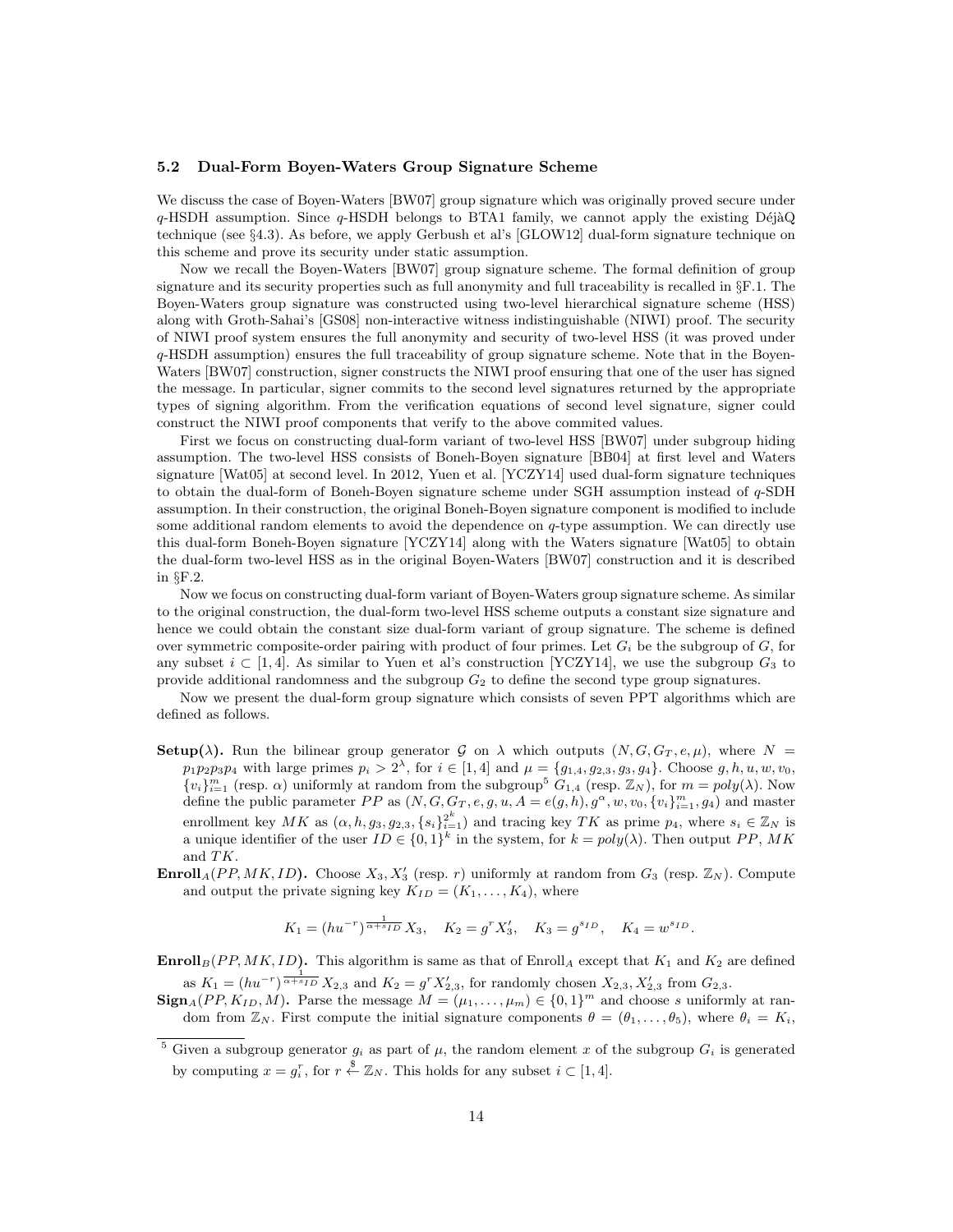### 5.2 Dual-Form Boyen-Waters Group Signature Scheme

We discuss the case of Boyen-Waters [BW07] group signature which was originally proved secure under $q$-HSDH assumption. Since $q$-HSDH belongs to BTA1 family, we cannot apply the existing DéjàQ technique (see §4.3). As before, we apply Gerbush et al's [GLOW12] dual-form signature technique on this scheme and prove its security under static assumption.

Now we recall the Boyen-Waters [BW07] group signature scheme. The formal definition of group signature and its security properties such as full anonymity and full traceability is recalled in §F.1. The Boyen-Waters group signature was constructed using two-level hierarchical signature scheme (HSS) along with Groth-Sahai's [GS08] non-interactive witness indistinguishable (NIWI) proof. The security of NIWI proof system ensures the full anonymity and security of two-level HSS (it was proved under $q$-HSDH assumption) ensures the full traceability of group signature scheme. Note that in the Boyen-Waters [BW07] construction, signer constructs the NIWI proof ensuring that one of the user has signed the message. In particular, signer commits to the second level signatures returned by the appropriate types of signing algorithm. From the verification equations of second level signature, signer could construct the NIWI proof components that verify to the above commited values.

First we focus on constructing dual-form variant of two-level HSS [BW07] under subgroup hiding assumption. The two-level HSS consists of Boneh-Boyen signature [BB04] at first level and Waters signature [Wat05] at second level. In 2012, Yuen et al. [YCZY14] used dual-form signature techniques to obtain the dual-form of Boneh-Boyen signature scheme under SGH assumption instead of $q$-SDH assumption. In their construction, the original Boneh-Boyen signature component is modified to include some additional random elements to avoid the dependence on $q$-type assumption. We can directly use this dual-form Boneh-Boyen signature [YCZY14] along with the Waters signature [Wat05] to obtain the dual-form two-level HSS as in the original Boyen-Waters [BW07] construction and it is described in §F.2.

Now we focus on constructing dual-form variant of Boyen-Waters group signature scheme. As similar to the original construction, the dual-form two-level HSS scheme outputs a constant size signature and hence we could obtain the constant size dual-form variant of group signature. The scheme is defined over symmetric composite-order pairing with product of four primes. Let $G_i$ be the subgroup of $G$, for any subset $i \subset [1, 4]$. As similar to Yuen et al's construction [YCZY14], we use the subgroup $G_3$ to provide additional randomness and the subgroup $G_2$ to define the second type group signatures.

Now we present the dual-form group signature which consists of seven PPT algorithms which are defined as follows.

- **Setup($\lambda$).** Run the bilinear group generator $\mathcal{G}$ on $\lambda$ which outputs $(N, G, G_T, e, \mu)$, where $N = p_1p_2p_3p_4$ with large primes $p_i > 2^\lambda$, for $i \in [1, 4]$ and $\mu = \{g_{1,4}, g_{2,3}, g_3, g_4\}$. Choose $g, h, u, w, v_0, \{v_i\}_{i=1}^m$ (resp. $\alpha$) uniformly at random from the subgroup[5] $G_{1,4}$ (resp. $\mathbb{Z}_N$), for $m = poly(\lambda)$. Now define the public parameter $PP$ as $(N, G, G_T, e, g, u, A = e(g, h), g^\alpha, w, v_0, \{v_i\}_{i=1}^m, g_4)$ and master enrollment key $MK$ as $(\alpha, h, g_3, g_{2,3}, \{s_i\}_{i=1}^{2^k})$ and tracing key $TK$ as prime $p_4$, where $s_i \in \mathbb{Z}_N$ is a unique identifier of the user $ID \in \{0, 1\}^k$ in the system, for $k = poly(\lambda)$. Then output $PP$, $MK$ and $TK$.
- **Enroll$_A$($PP, MK, ID$).** Choose $X_3, X_3'$ (resp. $r$) uniformly at random from $G_3$ (resp. $\mathbb{Z}_N$). Compute and output the private signing key $K_{ID} = (K_1, \ldots, K_4)$, where

$$K_1 = (hu^{-r})^{\frac{1}{\alpha + s_{ID}}} X_3, \quad K_2 = g^r X_3', \quad K_3 = g^{s_{ID}}, \quad K_4 = w^{s_{ID}}.$$

- **Enroll$_B$($PP, MK, ID$).** This algorithm is same as that of Enroll$_A$ except that $K_1$ and $K_2$ are defined as $K_1 = (hu^{-r})^{\frac{1}{\alpha + s_{ID}}} X_{2,3}$ and $K_2 = g^r X_{2,3}'$, for randomly chosen $X_{2,3}, X_{2,3}'$ from $G_{2,3}$.
- **Sign$_A$($PP, K_{ID}, M$).** Parse the message $M = (\mu_1, \ldots, \mu_m) \in \{0, 1\}^m$ and choose $s$ uniformly at random from $\mathbb{Z}_N$. First compute the initial signature components $\theta = (\theta_1, \ldots, \theta_5)$, where $\theta_i = K_i$,

[5] Given a subgroup generator $g_i$ as part of $\mu$, the random element $x$ of the subgroup $G_i$ is generated by computing $x = g_i^r$, for $r \xleftarrow{\$} \mathbb{Z}_N$. This holds for any subset $i \subset [1, 4]$.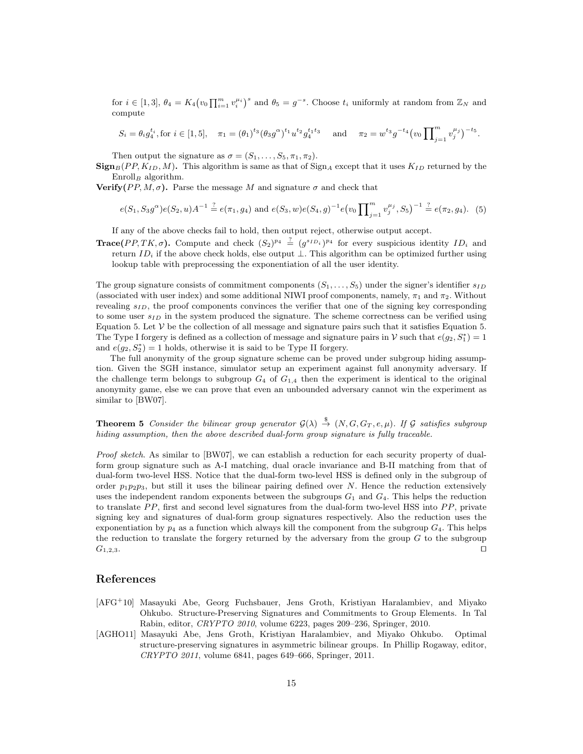for $i \in [1,3]$, $\theta_4 = K_4\big(v_0 \prod_{i=1}^{m} v_i^{\mu_i}\big)^s$ and $\theta_5 = g^{-s}$. Choose $t_i$ uniformly at random from $\mathbb{Z}_N$ and compute

$$S_i = \theta_i g_4^{t_i}, \text{for } i \in [1,5], \quad \pi_1 = (\theta_1)^{t_3}(\theta_3 g^{\alpha})^{t_1} u^{t_2} g_4^{t_1 t_3} \quad \text{ and } \quad \pi_2 = w^{t_3} g^{-t_4}\big(v_0 \prod_{j=1}^{m} v_j^{\mu_j}\big)^{-t_5}.$$

Then output the signature as $\sigma = (S_1, \ldots, S_5, \pi_1, \pi_2)$.

**Sign**$_B(PP, K_{ID}, M)$**.** This algorithm is same as that of Sign$_A$ except that it uses $K_{ID}$ returned by the Enroll$_B$ algorithm.

**Verify**$(PP, M, \sigma)$**.** Parse the message $M$ and signature $\sigma$ and check that

$$e(S_1, S_3 g^{\alpha})e(S_2, u)A^{-1} \stackrel{?}{=} e(\pi_1, g_4) \text{ and } e(S_3, w)e(S_4, g)^{-1} e\big(v_0 \prod_{j=1}^{m} v_j^{\mu_j}, S_5\big)^{-1} \stackrel{?}{=} e(\pi_2, g_4). \quad (5)$$

If any of the above checks fail to hold, then output reject, otherwise output accept.

**Trace**$(PP, TK, \sigma)$**.** Compute and check $(S_2)^{p_4} \stackrel{?}{=} (g^{s_{ID_i}})^{p_4}$ for every suspicious identity $ID_i$ and return $ID_i$ if the above check holds, else output $\perp$. This algorithm can be optimized further using lookup table with preprocessing the exponentiation of all the user identity.

The group signature consists of commitment components $(S_1, \ldots, S_5)$ under the signer's identifier $s_{ID}$ (associated with user index) and some additional NIWI proof components, namely, $\pi_1$ and $\pi_2$. Without revealing $s_{ID}$, the proof components convinces the verifier that one of the signing key corresponding to some user $s_{ID}$ in the system produced the signature. The scheme correctness can be verified using Equation 5. Let $\mathcal{V}$ be the collection of all message and signature pairs such that it satisfies Equation 5. The Type I forgery is defined as a collection of message and signature pairs in $\mathcal{V}$ such that $e(g_2, S_1^*) = 1$ and $e(g_2, S_2^*) = 1$ holds, otherwise it is said to be Type II forgery.

The full anonymity of the group signature scheme can be proved under subgroup hiding assumption. Given the SGH instance, simulator setup an experiment against full anonymity adversary. If the challenge term belongs to subgroup $G_4$ of $G_{1,4}$ then the experiment is identical to the original anonymity game, else we can prove that even an unbounded adversary cannot win the experiment as similar to [BW07].

**Theorem 5** *Consider the bilinear group generator $\mathcal{G}(\lambda) \xrightarrow{\$} (N, G, G_T, e, \mu)$. If $\mathcal{G}$ satisfies subgroup hiding assumption, then the above described dual-form group signature is fully traceable.*

*Proof sketch.* As similar to [BW07], we can establish a reduction for each security property of dual-form group signature such as A-I matching, dual oracle invariance and B-II matching from that of dual-form two-level HSS. Notice that the dual-form two-level HSS is defined only in the subgroup of order $p_1p_2p_3$, but still it uses the bilinear pairing defined over $N$. Hence the reduction extensively uses the independent random exponents between the subgroups $G_1$ and $G_4$. This helps the reduction to translate $PP$, first and second level signatures from the dual-form two-level HSS into $PP$, private signing key and signatures of dual-form group signatures respectively. Also the reduction uses the exponentiation by $p_4$ as a function which always kill the component from the subgroup $G_4$. This helps the reduction to translate the forgery returned by the adversary from the group $G$ to the subgroup $G_{1,2,3}$. $\square$

## References

[AFG+10] Masayuki Abe, Georg Fuchsbauer, Jens Groth, Kristiyan Haralambiev, and Miyako Ohkubo. Structure-Preserving Signatures and Commitments to Group Elements. In Tal Rabin, editor, *CRYPTO 2010*, volume 6223, pages 209–236, Springer, 2010.

[AGHO11] Masayuki Abe, Jens Groth, Kristiyan Haralambiev, and Miyako Ohkubo. Optimal structure-preserving signatures in asymmetric bilinear groups. In Phillip Rogaway, editor, *CRYPTO 2011*, volume 6841, pages 649–666, Springer, 2011.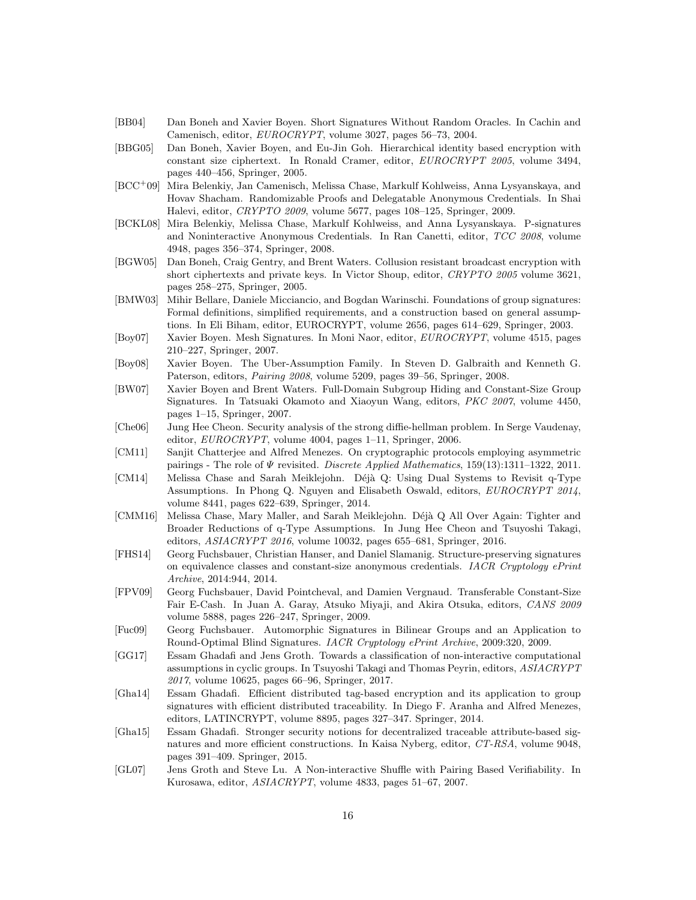[BB04] Dan Boneh and Xavier Boyen. Short Signatures Without Random Oracles. In Cachin and Camenisch, editor, *EUROCRYPT*, volume 3027, pages 56–73, 2004.

[BBG05] Dan Boneh, Xavier Boyen, and Eu-Jin Goh. Hierarchical identity based encryption with constant size ciphertext. In Ronald Cramer, editor, *EUROCRYPT 2005*, volume 3494, pages 440–456, Springer, 2005.

[BCC+09] Mira Belenkiy, Jan Camenisch, Melissa Chase, Markulf Kohlweiss, Anna Lysyanskaya, and Hovav Shacham. Randomizable Proofs and Delegatable Anonymous Credentials. In Shai Halevi, editor, *CRYPTO 2009*, volume 5677, pages 108–125, Springer, 2009.

[BCKL08] Mira Belenkiy, Melissa Chase, Markulf Kohlweiss, and Anna Lysyanskaya. P-signatures and Noninteractive Anonymous Credentials. In Ran Canetti, editor, *TCC 2008*, volume 4948, pages 356–374, Springer, 2008.

[BGW05] Dan Boneh, Craig Gentry, and Brent Waters. Collusion resistant broadcast encryption with short ciphertexts and private keys. In Victor Shoup, editor, *CRYPTO 2005* volume 3621, pages 258–275, Springer, 2005.

[BMW03] Mihir Bellare, Daniele Micciancio, and Bogdan Warinschi. Foundations of group signatures: Formal definitions, simplified requirements, and a construction based on general assumptions. In Eli Biham, editor, EUROCRYPT, volume 2656, pages 614–629, Springer, 2003.

[Boy07] Xavier Boyen. Mesh Signatures. In Moni Naor, editor, *EUROCRYPT*, volume 4515, pages 210–227, Springer, 2007.

[Boy08] Xavier Boyen. The Uber-Assumption Family. In Steven D. Galbraith and Kenneth G. Paterson, editors, *Pairing 2008*, volume 5209, pages 39–56, Springer, 2008.

[BW07] Xavier Boyen and Brent Waters. Full-Domain Subgroup Hiding and Constant-Size Group Signatures. In Tatsuaki Okamoto and Xiaoyun Wang, editors, *PKC 2007*, volume 4450, pages 1–15, Springer, 2007.

[Che06] Jung Hee Cheon. Security analysis of the strong diffie-hellman problem. In Serge Vaudenay, editor, *EUROCRYPT*, volume 4004, pages 1–11, Springer, 2006.

[CM11] Sanjit Chatterjee and Alfred Menezes. On cryptographic protocols employing asymmetric pairings - The role of $\Psi$ revisited. *Discrete Applied Mathematics*, 159(13):1311–1322, 2011.

[CM14] Melissa Chase and Sarah Meiklejohn. Déjà Q: Using Dual Systems to Revisit q-Type Assumptions. In Phong Q. Nguyen and Elisabeth Oswald, editors, *EUROCRYPT 2014*, volume 8441, pages 622–639, Springer, 2014.

[CMM16] Melissa Chase, Mary Maller, and Sarah Meiklejohn. Déjà Q All Over Again: Tighter and Broader Reductions of q-Type Assumptions. In Jung Hee Cheon and Tsuyoshi Takagi, editors, *ASIACRYPT 2016*, volume 10032, pages 655–681, Springer, 2016.

[FHS14] Georg Fuchsbauer, Christian Hanser, and Daniel Slamanig. Structure-preserving signatures on equivalence classes and constant-size anonymous credentials. *IACR Cryptology ePrint Archive*, 2014:944, 2014.

[FPV09] Georg Fuchsbauer, David Pointcheval, and Damien Vergnaud. Transferable Constant-Size Fair E-Cash. In Juan A. Garay, Atsuko Miyaji, and Akira Otsuka, editors, *CANS 2009* volume 5888, pages 226–247, Springer, 2009.

[Fuc09] Georg Fuchsbauer. Automorphic Signatures in Bilinear Groups and an Application to Round-Optimal Blind Signatures. *IACR Cryptology ePrint Archive*, 2009:320, 2009.

[GG17] Essam Ghadafi and Jens Groth. Towards a classification of non-interactive computational assumptions in cyclic groups. In Tsuyoshi Takagi and Thomas Peyrin, editors, *ASIACRYPT 2017*, volume 10625, pages 66–96, Springer, 2017.

[Gha14] Essam Ghadafi. Efficient distributed tag-based encryption and its application to group signatures with efficient distributed traceability. In Diego F. Aranha and Alfred Menezes, editors, LATINCRYPT, volume 8895, pages 327–347. Springer, 2014.

[Gha15] Essam Ghadafi. Stronger security notions for decentralized traceable attribute-based signatures and more efficient constructions. In Kaisa Nyberg, editor, *CT-RSA*, volume 9048, pages 391–409. Springer, 2015.

[GL07] Jens Groth and Steve Lu. A Non-interactive Shuffle with Pairing Based Verifiability. In Kurosawa, editor, *ASIACRYPT*, volume 4833, pages 51–67, 2007.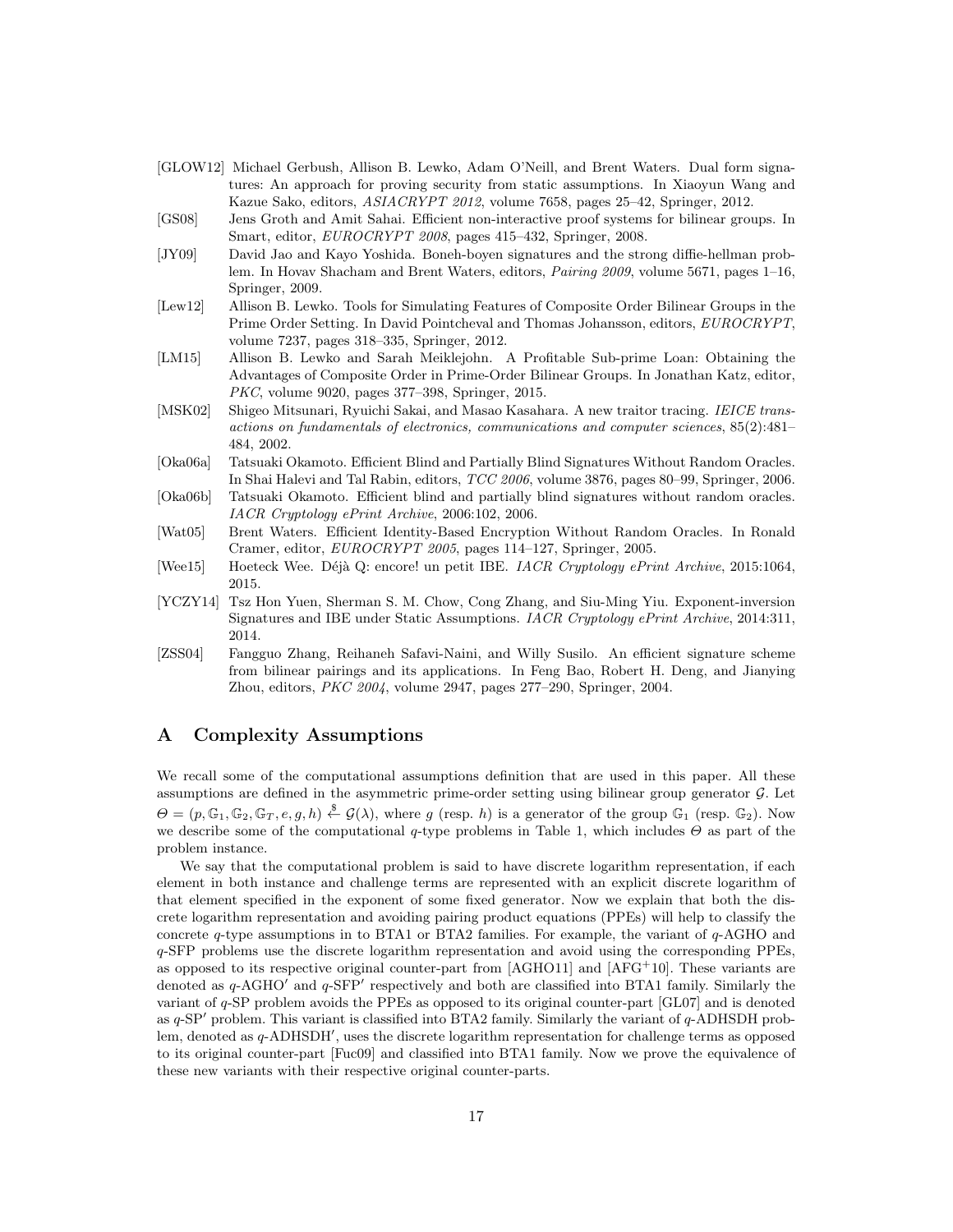[GLOW12] Michael Gerbush, Allison B. Lewko, Adam O'Neill, and Brent Waters. Dual form signatures: An approach for proving security from static assumptions. In Xiaoyun Wang and Kazue Sako, editors, *ASIACRYPT 2012*, volume 7658, pages 25–42, Springer, 2012.

[GS08] Jens Groth and Amit Sahai. Efficient non-interactive proof systems for bilinear groups. In Smart, editor, *EUROCRYPT 2008*, pages 415–432, Springer, 2008.

[JY09] David Jao and Kayo Yoshida. Boneh-boyen signatures and the strong diffie-hellman problem. In Hovav Shacham and Brent Waters, editors, *Pairing 2009*, volume 5671, pages 1–16, Springer, 2009.

[Lew12] Allison B. Lewko. Tools for Simulating Features of Composite Order Bilinear Groups in the Prime Order Setting. In David Pointcheval and Thomas Johansson, editors, *EUROCRYPT*, volume 7237, pages 318–335, Springer, 2012.

[LM15] Allison B. Lewko and Sarah Meiklejohn. A Profitable Sub-prime Loan: Obtaining the Advantages of Composite Order in Prime-Order Bilinear Groups. In Jonathan Katz, editor, *PKC*, volume 9020, pages 377–398, Springer, 2015.

[MSK02] Shigeo Mitsunari, Ryuichi Sakai, and Masao Kasahara. A new traitor tracing. *IEICE transactions on fundamentals of electronics, communications and computer sciences*, 85(2):481–484, 2002.

[Oka06a] Tatsuaki Okamoto. Efficient Blind and Partially Blind Signatures Without Random Oracles. In Shai Halevi and Tal Rabin, editors, *TCC 2006*, volume 3876, pages 80–99, Springer, 2006.

[Oka06b] Tatsuaki Okamoto. Efficient blind and partially blind signatures without random oracles. *IACR Cryptology ePrint Archive*, 2006:102, 2006.

[Wat05] Brent Waters. Efficient Identity-Based Encryption Without Random Oracles. In Ronald Cramer, editor, *EUROCRYPT 2005*, pages 114–127, Springer, 2005.

[Wee15] Hoeteck Wee. Déjà Q: encore! un petit IBE. *IACR Cryptology ePrint Archive*, 2015:1064, 2015.

[YCZY14] Tsz Hon Yuen, Sherman S. M. Chow, Cong Zhang, and Siu-Ming Yiu. Exponent-inversion Signatures and IBE under Static Assumptions. *IACR Cryptology ePrint Archive*, 2014:311, 2014.

[ZSS04] Fangguo Zhang, Reihaneh Safavi-Naini, and Willy Susilo. An efficient signature scheme from bilinear pairings and its applications. In Feng Bao, Robert H. Deng, and Jianying Zhou, editors, *PKC 2004*, volume 2947, pages 277–290, Springer, 2004.

# A Complexity Assumptions

We recall some of the computational assumptions definition that are used in this paper. All these assumptions are defined in the asymmetric prime-order setting using bilinear group generator $\mathcal{G}$. Let $\Theta = (p, \mathbb{G}_1, \mathbb{G}_2, \mathbb{G}_T, e, g, h) \xleftarrow{\$} \mathcal{G}(\lambda)$, where $g$ (resp. $h$) is a generator of the group $\mathbb{G}_1$ (resp. $\mathbb{G}_2$). Now we describe some of the computational $q$-type problems in Table 1, which includes $\Theta$ as part of the problem instance.

We say that the computational problem is said to have discrete logarithm representation, if each element in both instance and challenge terms are represented with an explicit discrete logarithm of that element specified in the exponent of some fixed generator. Now we explain that both the discrete logarithm representation and avoiding pairing product equations (PPEs) will help to classify the concrete $q$-type assumptions in to BTA1 or BTA2 families. For example, the variant of $q$-AGHO and $q$-SFP problems use the discrete logarithm representation and avoid using the corresponding PPEs, as opposed to its respective original counter-part from [AGHO11] and [AFG+10]. These variants are denoted as $q$-AGHO$'$ and $q$-SFP$'$ respectively and both are classified into BTA1 family. Similarly the variant of $q$-SP problem avoids the PPEs as opposed to its original counter-part [GL07] and is denoted as $q$-SP$'$ problem. This variant is classified into BTA2 family. Similarly the variant of $q$-ADHSDH problem, denoted as $q$-ADHSDH$'$, uses the discrete logarithm representation for challenge terms as opposed to its original counter-part [Fuc09] and classified into BTA1 family. Now we prove the equivalence of these new variants with their respective original counter-parts.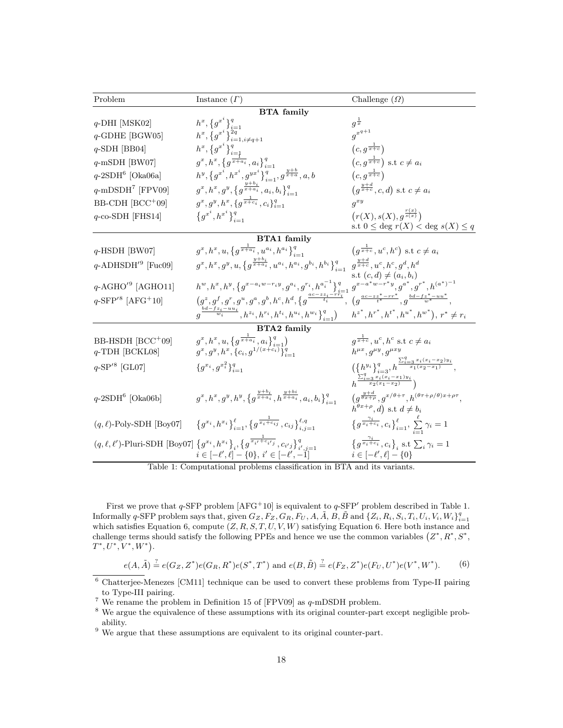| Problem | Instance ($\Gamma$) | Challenge ($\Omega$) |
|---|---|---|
| **BTA family** | | |
| $q$-DHI [MSK02] | $h^x, \{g^{x^i}\}_{i=1}^{q}$ | $g^{\frac{1}{x}}$ |
| $q$-GDHE [BGW05] | $h^x, \{g^{x^i}\}_{i=1, i\neq q+1}^{2q}$ | $g^{x^{q+1}}$ |
| $q$-SDH [BB04] | $h^x, \{g^{x^i}\}_{i=1}^{q}$ | $(c, g^{\frac{1}{x+c}})$ |
| $q$-mSDH [BW07] | $g^x, h^x, \{g^{\frac{1}{x+a_i}}, a_i\}_{i=1}^{q}$ | $(c, g^{\frac{1}{x+c}})$ s.t $c \neq a_i$ |
| $q$-2SDH[6] [Oka06a] | $h^y, \{g^{x^i}, h^{x^i}, g^{yx^i}\}_{i=1}^{q}, g^{\frac{y+b}{x+a}}, a, b$ | $(c, g^{\frac{1}{x+c}})$ |
| $q$-mDSDH[7] [FPV09] | $g^x, h^x, g^y, \{g^{\frac{y+b_i}{x+a_i}}, a_i, b_i\}_{i=1}^{q}$ | $(g^{\frac{y+d}{x+c}}, c, d)$ s.t $c \neq a_i$ |
| BB-CDH [BCC$^+$09] | $g^x, g^y, h^x, \{g^{\frac{1}{x+c_i}}, c_i\}_{i=1}^{q}$ | $g^{xy}$ |
| $q$-co-SDH [FHS14] | $\{g^{x^i}, h^{x^i}\}_{i=1}^{q}$ | $(r(X), s(X), g^{\frac{r(x)}{s(x)}})$ s.t $0 \leq \deg r(X) < \deg s(X) \leq q$ |
| **BTA1 family** | | |
| $q$-HSDH [BW07] | $g^x, h^x, u, \{g^{\frac{1}{x+a_i}}, u^{a_i}, h^{a_i}\}_{i=1}^{q}$ | $(g^{\frac{1}{x+c}}, u^c, h^c)$ s.t $c \neq a_i$ |
| $q$-ADHSDH$'$[9] [Fuc09] | $g^x, h^x, g^y, u, \{g^{\frac{y+b_i}{x+a_i}}, u^{a_i}, h^{a_i}, g^{b_i}, h^{b_i}\}_{i=1}^{q}$ | $g^{\frac{y+d}{x+c}}, u^c, h^c, g^d, h^d$ s.t $(c,d) \neq (a_i, b_i)$ |
| $q$-AGHO$'$[9] [AGHO11] | $h^w, h^x, h^y, \{g^{x-a_i w - r_i y}, g^{a_i}, g^{r_i}, h^{a_i^{-1}}\}_{i=1}^{q}$ | $g^{x-a^* w - r^* y}, g^{a^*}, g^{r^*}, h^{(a^*)^{-1}}$ |
| $q$-SFP$'$[8] [AFG$^+$10] | $(g^z, g^f, g^r, g^u, g^a, g^b, h^c, h^d, \{g^{\frac{ac - zz_i - rr_i}{t_i}}, g^{\frac{bd - fz_i - uu_i}{w_i}}, h^{z_i}, h^{r_i}, h^{t_i}, h^{u_i}, h^{w_i}\}_{i=1}^{q})$ | $(g^{\frac{ac - zz^* - rr^*}{t^*}}, g^{\frac{bd - fz^* - uu^*}{w^*}}, h^{z^*}, h^{r^*}, h^{t^*}, h^{u^*}, h^{w^*})$, $r^* \neq r_i$ |
| **BTA2 family** | | |
| BB-HSDH [BCC$^+$09] | $g^x, h^x, u, \{g^{\frac{1}{x+a_i}}, a_i\}_{i=1}^{q})$ | $g^{\frac{1}{x+c}}, u^c, h^c$ s.t $c \neq a_i$ |
| $q$-TDH [BCKL08] | $g^x, g^y, h^x, \{c_i, g^{1/(x+c_i)}\}_{i=1}^{q}$ | $h^{\mu x}, g^{\mu y}, g^{\mu x y}$ |
| $q$-SP$'$[8] [GL07] | $\{g^{x_i}, g^{x_i^2}\}_{i=1}^{q}$ | $(\{h^{y_i}\}_{i=3}^{q}, h^{\frac{\sum_{i=3}^{q} x_i(x_i - x_2) y_i}{x_1(x_2 - x_1)}}, h^{\frac{\sum_{i=3}^{q} x_i(x_i - x_1) y_i}{x_2(x_1 - x_2)}})$ |
| $q$-2SDH[6] [Oka06b] | $g^x, h^x, g^y, h^y, \{g^{\frac{y+b_i}{x+a_i}}, h^{\frac{y+bi}{x+a_i}}, a_i, b_i\}_{i=1}^{q}$ | $(g^{\frac{y+d}{\theta x+\rho}}, g^{x/\theta+\tau}, h^{(\theta\tau+\rho/\theta)x+\rho\tau}, h^{\theta x+\rho}, d)$ s.t $d \neq b_i$ |
| $(q,\ell)$-Poly-SDH [Boy07] | $\{g^{x_i}, h^{x_i}\}_{i=1}^{\ell}, \{g^{\frac{1}{x_i+c_{ij}}}, c_{ij}\}_{i,j=1}^{\ell,q}$ | $\{g^{\frac{\gamma_i}{x_i+c_i}}, c_i\}_{i=1}^{\ell}, \sum_{i=1}^{\ell} \gamma_i = 1$ |
| $(q,\ell,\ell')$-Pluri-SDH [Boy07] | $\{g^{x_i}, h^{x_i}\}_i, \{g^{\frac{1}{x_{i'}+c_{i'j}}}, c_{i'j}\}_{i',j=1}^{q}$ $i \in [-\ell', \ell] - \{0\}$, $i' \in [-\ell', -1]$ | $\{g^{\frac{\gamma_i}{x_i+c_i}}, c_i\}_i$ s.t $\sum_i \gamma_i = 1$ $i \in [-\ell', \ell] - \{0\}$ |

Table 1: Computational problems classification in BTA and its variants.

First we prove that $q$-SFP problem [AFG$^+$10] is equivalent to $q$-SFP$'$ problem described in Table 1. Informally $q$-SFP problem says that, given $G_Z, F_Z, G_R, F_U, A, \tilde{A}, B, \tilde{B}$ and $\{Z_i, R_i, S_i, T_i, U_i, V_i, W_i\}_{i=1}^{q}$ which satisfies Equation 6, compute $(Z, R, S, T, U, V, W)$ satisfying Equation 6. Here both instance and challenge terms should satisfy the following PPEs and hence we use the common variables $(Z^*, R^*, S^*, T^*, U^*, V^*, W^*)$.

$$e(A, \tilde{A}) \stackrel{?}{=} e(G_Z, Z^*) e(G_R, R^*) e(S^*, T^*) \text{ and } e(B, \tilde{B}) \stackrel{?}{=} e(F_Z, Z^*) e(F_U, U^*) e(V^*, W^*). \quad (6)$$

[6] Chatterjee-Menezes [CM11] technique can be used to convert these problems from Type-II pairing to Type-III pairing.

[7] We rename the problem in Definition 15 of [FPV09] as $q$-mDSDH problem.

[8] We argue the equivalence of these assumptions with its original counter-part except negligible probability.

[9] We argue that these assumptions are equivalent to its original counter-part.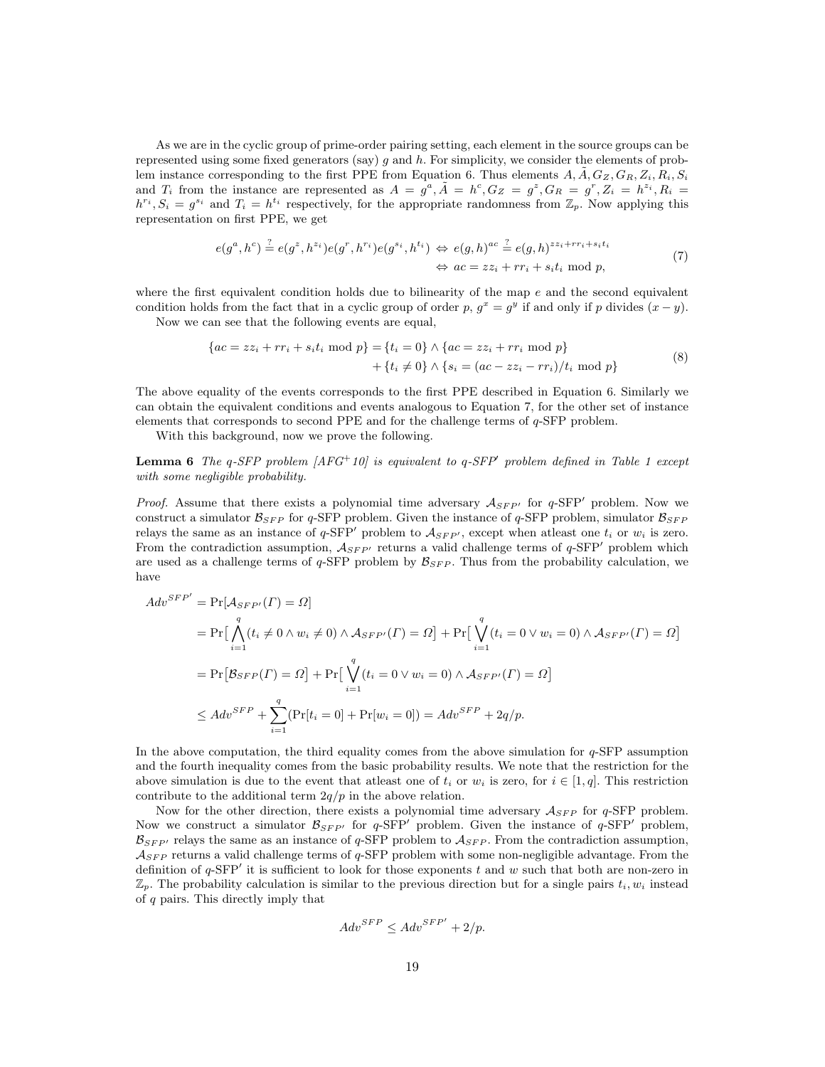As we are in the cyclic group of prime-order pairing setting, each element in the source groups can be represented using some fixed generators (say) $g$ and $h$. For simplicity, we consider the elements of problem instance corresponding to the first PPE from Equation 6. Thus elements $A, \tilde{A}, G_Z, G_R, Z_i, R_i, S_i$ and $T_i$ from the instance are represented as $A = g^a, \tilde{A} = h^c, G_Z = g^z, G_R = g^r, Z_i = h^{z_i}, R_i = h^{r_i}, S_i = g^{s_i}$ and $T_i = h^{t_i}$ respectively, for the appropriate randomness from $\mathbb{Z}_p$. Now applying this representation on first PPE, we get

$$
\begin{aligned}
e(g^a, h^c) \stackrel{?}{=} e(g^z, h^{z_i}) e(g^r, h^{r_i}) e(g^{s_i}, h^{t_i}) &\Leftrightarrow e(g,h)^{ac} \stackrel{?}{=} e(g,h)^{zz_i + rr_i + s_i t_i} \\
&\Leftrightarrow ac = zz_i + rr_i + s_i t_i \bmod p,
\end{aligned}
\tag{7}
$$

where the first equivalent condition holds due to bilinearity of the map $e$ and the second equivalent condition holds from the fact that in a cyclic group of order $p$, $g^x = g^y$ if and only if $p$ divides $(x - y)$.

Now we can see that the following events are equal,

$$
\begin{aligned}
\{ac = zz_i + rr_i + s_i t_i \bmod p\} = \{t_i = 0\} \wedge \{ac = zz_i + rr_i \bmod p\} \\
+ \{t_i \neq 0\} \wedge \{s_i = (ac - zz_i - rr_i)/t_i \bmod p\}
\end{aligned}
\tag{8}
$$

The above equality of the events corresponds to the first PPE described in Equation 6. Similarly we can obtain the equivalent conditions and events analogous to Equation 7, for the other set of instance elements that corresponds to second PPE and for the challenge terms of $q$-SFP problem.

With this background, now we prove the following.

**Lemma 6** *The q-SFP problem [AFG+10] is equivalent to q-SFP′ problem defined in Table 1 except with some negligible probability.*

*Proof.* Assume that there exists a polynomial time adversary $\mathcal{A}_{SFP'}$ for $q$-SFP′ problem. Now we construct a simulator $\mathcal{B}_{SFP}$ for $q$-SFP problem. Given the instance of $q$-SFP problem, simulator $\mathcal{B}_{SFP}$ relays the same as an instance of $q$-SFP′ problem to $\mathcal{A}_{SFP'}$, except when atleast one $t_i$ or $w_i$ is zero. From the contradiction assumption, $\mathcal{A}_{SFP'}$ returns a valid challenge terms of $q$-SFP′ problem which are used as a challenge terms of $q$-SFP problem by $\mathcal{B}_{SFP}$. Thus from the probability calculation, we have

$$
\begin{aligned}
Adv^{SFP'} &= \Pr[\mathcal{A}_{SFP'}(\Gamma) = \Omega] \\
&= \Pr\big[\bigwedge_{i=1}^{q} (t_i \neq 0 \wedge w_i \neq 0) \wedge \mathcal{A}_{SFP'}(\Gamma) = \Omega\big] + \Pr\big[\bigvee_{i=1}^{q} (t_i = 0 \vee w_i = 0) \wedge \mathcal{A}_{SFP'}(\Gamma) = \Omega\big] \\
&= \Pr\big[\mathcal{B}_{SFP}(\Gamma) = \Omega\big] + \Pr\big[\bigvee_{i=1}^{q} (t_i = 0 \vee w_i = 0) \wedge \mathcal{A}_{SFP'}(\Gamma) = \Omega\big] \\
&\leq Adv^{SFP} + \sum_{i=1}^{q} (\Pr[t_i = 0] + \Pr[w_i = 0]) = Adv^{SFP} + 2q/p.
\end{aligned}
$$

In the above computation, the third equality comes from the above simulation for $q$-SFP assumption and the fourth inequality comes from the basic probability results. We note that the restriction for the above simulation is due to the event that atleast one of $t_i$ or $w_i$ is zero, for $i \in [1, q]$. This restriction contribute to the additional term $2q/p$ in the above relation.

Now for the other direction, there exists a polynomial time adversary $\mathcal{A}_{SFP}$ for $q$-SFP problem. Now we construct a simulator $\mathcal{B}_{SFP'}$ for $q$-SFP′ problem. Given the instance of $q$-SFP′ problem, $\mathcal{B}_{SFP'}$ relays the same as an instance of $q$-SFP problem to $\mathcal{A}_{SFP}$. From the contradiction assumption, $\mathcal{A}_{SFP}$ returns a valid challenge terms of $q$-SFP problem with some non-negligible advantage. From the definition of $q$-SFP′ it is sufficient to look for those exponents $t$ and $w$ such that both are non-zero in $\mathbb{Z}_p$. The probability calculation is similar to the previous direction but for a single pairs $t_i, w_i$ instead of $q$ pairs. This directly imply that

$$
Adv^{SFP} \leq Adv^{SFP'} + 2/p.
$$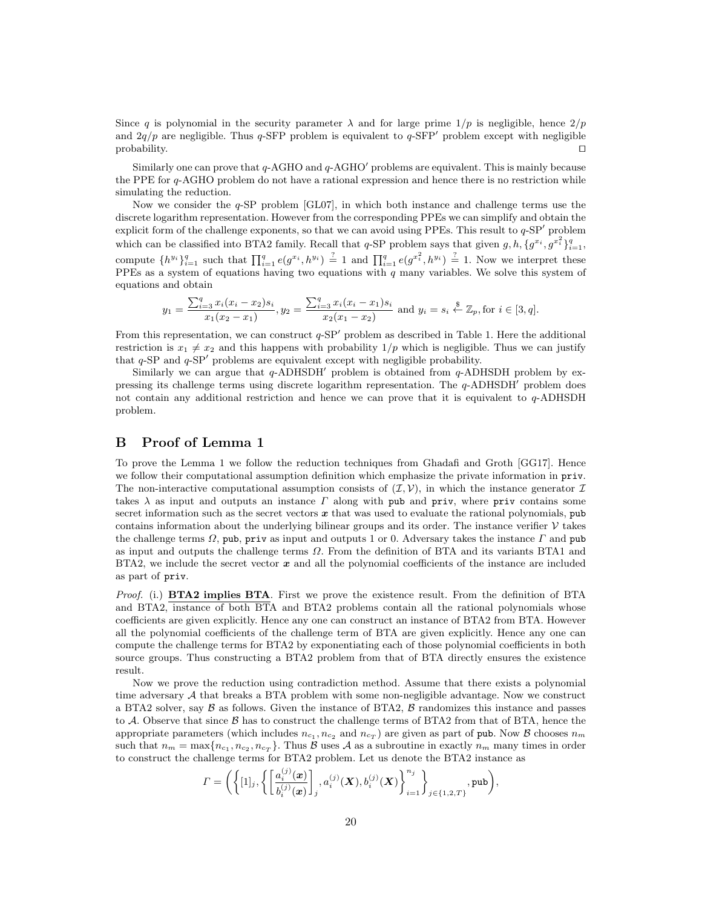Since $q$ is polynomial in the security parameter $\lambda$ and for large prime $1/p$ is negligible, hence $2/p$ and $2q/p$ are negligible. Thus $q$-SFP problem is equivalent to $q$-SFP$'$ problem except with negligible probability. □

Similarly one can prove that $q$-AGHO and $q$-AGHO$'$ problems are equivalent. This is mainly because the PPE for $q$-AGHO problem do not have a rational expression and hence there is no restriction while simulating the reduction.

Now we consider the $q$-SP problem [GL07], in which both instance and challenge terms use the discrete logarithm representation. However from the corresponding PPEs we can simplify and obtain the explicit form of the challenge exponents, so that we can avoid using PPEs. This result to $q$-SP$'$ problem which can be classified into BTA2 family. Recall that $q$-SP problem says that given $g, h, \{g^{x_i}, g^{x_i^2}\}_{i=1}^q$, compute $\{h^{y_i}\}_{i=1}^q$ such that $\prod_{i=1}^q e(g^{x_i}, h^{y_i}) \stackrel{?}{=} 1$ and $\prod_{i=1}^q e(g^{x_i^2}, h^{y_i}) \stackrel{?}{=} 1$. Now we interpret these PPEs as a system of equations having two equations with $q$ many variables. We solve this system of equations and obtain

$$y_1 = \frac{\sum_{i=3}^q x_i(x_i - x_2)s_i}{x_1(x_2 - x_1)}, y_2 = \frac{\sum_{i=3}^q x_i(x_i - x_1)s_i}{x_2(x_1 - x_2)} \text{ and } y_i = s_i \xleftarrow{\$} \mathbb{Z}_p, \text{for } i \in [3, q].$$

From this representation, we can construct $q$-SP$'$ problem as described in Table 1. Here the additional restriction is $x_1 \neq x_2$ and this happens with probability $1/p$ which is negligible. Thus we can justify that $q$-SP and $q$-SP$'$ problems are equivalent except with negligible probability.

Similarly we can argue that $q$-ADHSDH$'$ problem is obtained from $q$-ADHSDH problem by expressing its challenge terms using discrete logarithm representation. The $q$-ADHSDH$'$ problem does not contain any additional restriction and hence we can prove that it is equivalent to $q$-ADHSDH problem.

## B Proof of Lemma 1

To prove the Lemma 1 we follow the reduction techniques from Ghadafi and Groth [GG17]. Hence we follow their computational assumption definition which emphasize the private information in `priv`. The non-interactive computational assumption consists of $(\mathcal{I}, \mathcal{V})$, in which the instance generator $\mathcal{I}$ takes $\lambda$ as input and outputs an instance $\Gamma$ along with `pub` and `priv`, where `priv` contains some secret information such as the secret vectors $\boldsymbol{x}$ that was used to evaluate the rational polynomials, `pub` contains information about the underlying bilinear groups and its order. The instance verifier $\mathcal{V}$ takes the challenge terms $\Omega$, `pub`, `priv` as input and outputs 1 or 0. Adversary takes the instance $\Gamma$ and `pub` as input and outputs the challenge terms $\Omega$. From the definition of BTA and its variants BTA1 and BTA2, we include the secret vector $\boldsymbol{x}$ and all the polynomial coefficients of the instance are included as part of `priv`.

*Proof.* (i.) **BTA2 implies BTA**. First we prove the existence result. From the definition of BTA and BTA2, instance of both BTA and BTA2 problems contain all the rational polynomials whose coefficients are given explicitly. Hence any one can construct an instance of BTA2 from BTA. However all the polynomial coefficients of the challenge term of BTA are given explicitly. Hence any one can compute the challenge terms for BTA2 by exponentiating each of those polynomial coefficients in both source groups. Thus constructing a BTA2 problem from that of BTA directly ensures the existence result.

Now we prove the reduction using contradiction method. Assume that there exists a polynomial time adversary $\mathcal{A}$ that breaks a BTA problem with some non-negligible advantage. Now we construct a BTA2 solver, say $\mathcal{B}$ as follows. Given the instance of BTA2, $\mathcal{B}$ randomizes this instance and passes to $\mathcal{A}$. Observe that since $\mathcal{B}$ has to construct the challenge terms of BTA2 from that of BTA, hence the appropriate parameters (which includes $n_{c_1}, n_{c_2}$ and $n_{c_T}$) are given as part of `pub`. Now $\mathcal{B}$ chooses $n_m$ such that $n_m = \max\{n_{c_1}, n_{c_2}, n_{c_T}\}$. Thus $\mathcal{B}$ uses $\mathcal{A}$ as a subroutine in exactly $n_m$ many times in order to construct the challenge terms for BTA2 problem. Let us denote the BTA2 instance as

$$\Gamma = \left(\left\{[1]_j, \left\{\left[\frac{a_i^{(j)}(\boldsymbol{x})}{b_i^{(j)}(\boldsymbol{x})}\right]_j, a_i^{(j)}(\boldsymbol{X}), b_i^{(j)}(\boldsymbol{X})\right\}_{i=1}^{n_j}\right\}_{j\in\{1,2,T\}}, \texttt{pub}\right),$$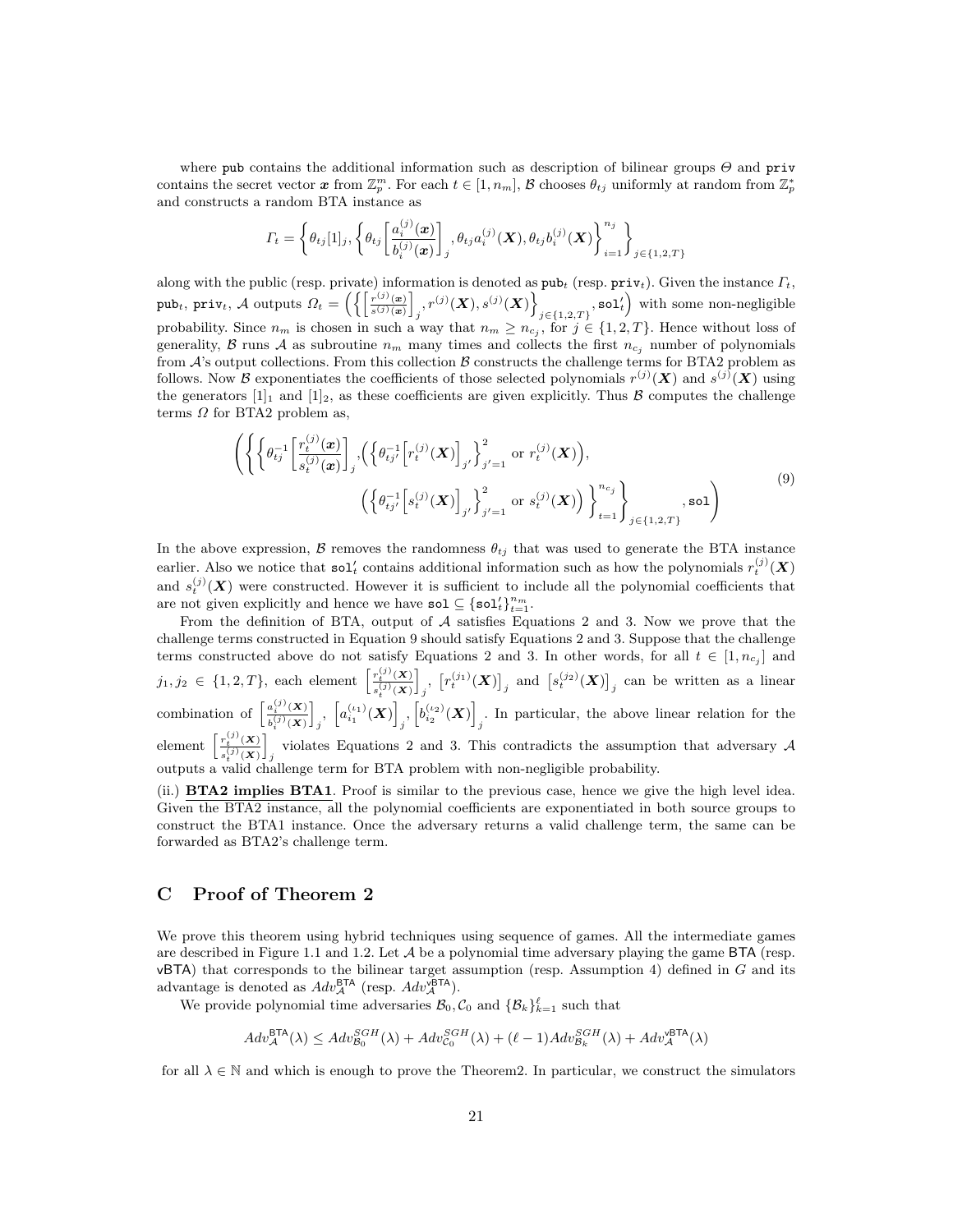where $\mathtt{pub}$ contains the additional information such as description of bilinear groups $\Theta$ and $\mathtt{priv}$ contains the secret vector $\boldsymbol{x}$ from $\mathbb{Z}_p^m$. For each $t \in [1, n_m]$, $\mathcal{B}$ chooses $\theta_{tj}$ uniformly at random from $\mathbb{Z}_p^*$ and constructs a random BTA instance as

$$\Gamma_t = \left\{ \theta_{tj}[1]_j, \left\{ \theta_{tj} \left[ \frac{a_i^{(j)}(\boldsymbol{x})}{b_i^{(j)}(\boldsymbol{x})} \right]_j, \theta_{tj} a_i^{(j)}(\boldsymbol{X}), \theta_{tj} b_i^{(j)}(\boldsymbol{X}) \right\}_{i=1}^{n_j} \right\}_{j \in \{1,2,T\}}$$

along with the public (resp. private) information is denoted as $\mathtt{pub}_t$ (resp. $\mathtt{priv}_t$). Given the instance $\Gamma_t$, $\mathtt{pub}_t$, $\mathtt{priv}_t$, $\mathcal{A}$ outputs $\Omega_t = \left( \left\{ \left[ \frac{r^{(j)}(\boldsymbol{x})}{s^{(j)}(\boldsymbol{x})} \right]_j, r^{(j)}(\boldsymbol{X}), s^{(j)}(\boldsymbol{X}) \right\}_{j \in \{1,2,T\}}, \mathtt{sol}'_t \right)$ with some non-negligible probability. Since $n_m$ is chosen in such a way that $n_m \geq n_{c_j}$, for $j \in \{1, 2, T\}$. Hence without loss of generality, $\mathcal{B}$ runs $\mathcal{A}$ as subroutine $n_m$ many times and collects the first $n_{c_j}$ number of polynomials from $\mathcal{A}$'s output collections. From this collection $\mathcal{B}$ constructs the challenge terms for BTA2 problem as follows. Now $\mathcal{B}$ exponentiates the coefficients of those selected polynomials $r^{(j)}(\boldsymbol{X})$ and $s^{(j)}(\boldsymbol{X})$ using the generators $[1]_1$ and $[1]_2$, as these coefficients are given explicitly. Thus $\mathcal{B}$ computes the challenge terms $\Omega$ for BTA2 problem as,

$$\left( \left\{ \left\{ \theta_{tj}^{-1} \left[ \frac{r_t^{(j)}(\boldsymbol{x})}{s_t^{(j)}(\boldsymbol{x})} \right]_j, \left( \left\{ \theta_{tj'}^{-1} \left[ r_t^{(j)}(\boldsymbol{X}) \right]_{j'} \right\}_{j'=1}^{2} \text{ or } r_t^{(j)}(\boldsymbol{X}) \right), \left( \left\{ \theta_{tj'}^{-1} \left[ s_t^{(j)}(\boldsymbol{X}) \right]_{j'} \right\}_{j'=1}^{2} \text{ or } s_t^{(j)}(\boldsymbol{X}) \right) \right\}_{t=1}^{n_{c_j}} \right\}_{j \in \{1,2,T\}}, \mathtt{sol} \right) \tag{9}$$

In the above expression, $\mathcal{B}$ removes the randomness $\theta_{tj}$ that was used to generate the BTA instance earlier. Also we notice that $\mathtt{sol}'_t$ contains additional information such as how the polynomials $r_t^{(j)}(\boldsymbol{X})$ and $s_t^{(j)}(\boldsymbol{X})$ were constructed. However it is sufficient to include all the polynomial coefficients that are not given explicitly and hence we have $\mathtt{sol} \subseteq \{\mathtt{sol}'_t\}_{t=1}^{n_m}$.

From the definition of BTA, output of $\mathcal{A}$ satisfies Equations 2 and 3. Now we prove that the challenge terms constructed in Equation 9 should satisfy Equations 2 and 3. Suppose that the challenge terms constructed above do not satisfy Equations 2 and 3. In other words, for all $t \in [1, n_{c_j}]$ and $j_1, j_2 \in \{1, 2, T\}$, each element $\left[ \frac{r_t^{(j)}(\boldsymbol{X})}{s_t^{(j)}(\boldsymbol{X})} \right]_j$, $\left[ r_t^{(j_1)}(\boldsymbol{X}) \right]_j$ and $\left[ s_t^{(j_2)}(\boldsymbol{X}) \right]_j$ can be written as a linear combination of $\left[ \frac{a_i^{(j)}(\boldsymbol{X})}{b_i^{(j)}(\boldsymbol{X})} \right]_j$, $\left[ a_{i_1}^{(\iota_1)}(\boldsymbol{X}) \right]_j$, $\left[ b_{i_2}^{(\iota_2)}(\boldsymbol{X}) \right]_j$. In particular, the above linear relation for the element $\left[ \frac{r_t^{(j)}(\boldsymbol{X})}{s_t^{(j)}(\boldsymbol{X})} \right]_j$ violates Equations 2 and 3. This contradicts the assumption that adversary $\mathcal{A}$ outputs a valid challenge term for BTA problem with non-negligible probability.

(ii.) **BTA2 implies BTA1**. Proof is similar to the previous case, hence we give the high level idea. Given the BTA2 instance, all the polynomial coefficients are exponentiated in both source groups to construct the BTA1 instance. Once the adversary returns a valid challenge term, the same can be forwarded as BTA2's challenge term.

## C Proof of Theorem 2

We prove this theorem using hybrid techniques using sequence of games. All the intermediate games are described in Figure 1.1 and 1.2. Let $\mathcal{A}$ be a polynomial time adversary playing the game $\mathsf{BTA}$ (resp. $\mathsf{vBTA}$) that corresponds to the bilinear target assumption (resp. Assumption 4) defined in $G$ and its advantage is denoted as $Adv_{\mathcal{A}}^{\mathsf{BTA}}$ (resp. $Adv_{\mathcal{A}}^{\mathsf{vBTA}}$).

We provide polynomial time adversaries $\mathcal{B}_0, \mathcal{C}_0$ and $\{\mathcal{B}_k\}_{k=1}^{\ell}$ such that

$$Adv_{\mathcal{A}}^{\mathsf{BTA}}(\lambda) \leq Adv_{\mathcal{B}_0}^{SGH}(\lambda) + Adv_{\mathcal{C}_0}^{SGH}(\lambda) + (\ell - 1) Adv_{\mathcal{B}_k}^{SGH}(\lambda) + Adv_{\mathcal{A}}^{\mathsf{vBTA}}(\lambda)$$

for all $\lambda \in \mathbb{N}$ and which is enough to prove the Theorem2. In particular, we construct the simulators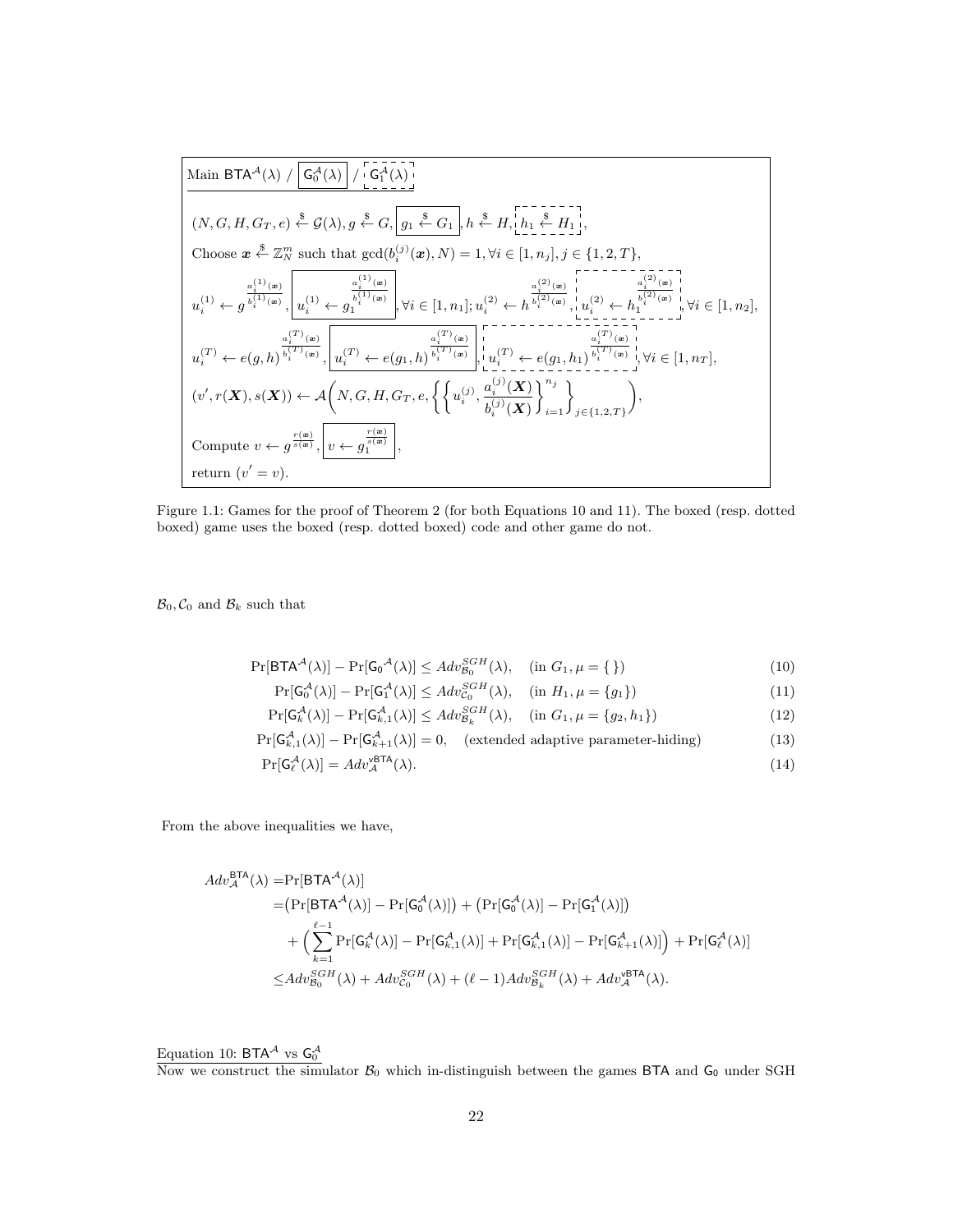Main $\mathsf{BTA}^{\mathcal{A}}(\lambda)$ / $\boxed{\mathsf{G}_0^{\mathcal{A}}(\lambda)}$ / $\mathsf{G}_1^{\mathcal{A}}(\lambda)$ (dotted boxed)

$(N, G, H, G_T, e) \xleftarrow{\$} \mathcal{G}(\lambda), g \xleftarrow{\$} G, \boxed{g_1 \xleftarrow{\$} G_1}, h \xleftarrow{\$} H, \boxed{h_1 \xleftarrow{\$} H_1}$ (dotted boxed),

Choose $\boldsymbol{x} \xleftarrow{\$} \mathbb{Z}_N^m$ such that $\gcd(b_i^{(j)}(\boldsymbol{x}), N) = 1, \forall i \in [1, n_j], j \in \{1, 2, T\}$,

$u_i^{(1)} \leftarrow g^{\frac{a_i^{(1)}(\boldsymbol{x})}{b_i^{(1)}(\boldsymbol{x})}}, \boxed{u_i^{(1)} \leftarrow g_1^{\frac{a_i^{(1)}(\boldsymbol{x})}{b_i^{(1)}(\boldsymbol{x})}}}, \forall i \in [1, n_1]; u_i^{(2)} \leftarrow h^{\frac{a_i^{(2)}(\boldsymbol{x})}{b_i^{(2)}(\boldsymbol{x})}}, \boxed{u_i^{(2)} \leftarrow h_1^{\frac{a_i^{(2)}(\boldsymbol{x})}{b_i^{(2)}(\boldsymbol{x})}}}$ (dotted boxed)$, \forall i \in [1, n_2]$,

$u_i^{(T)} \leftarrow e(g, h)^{\frac{a_i^{(T)}(\boldsymbol{x})}{b_i^{(T)}(\boldsymbol{x})}}, \boxed{u_i^{(T)} \leftarrow e(g_1, h)^{\frac{a_i^{(T)}(\boldsymbol{x})}{b_i^{(T)}(\boldsymbol{x})}}}, \boxed{u_i^{(T)} \leftarrow e(g_1, h_1)^{\frac{a_i^{(T)}(\boldsymbol{x})}{b_i^{(T)}(\boldsymbol{x})}}}$ (dotted boxed)$, \forall i \in [1, n_T]$,

$(v', r(\boldsymbol{X}), s(\boldsymbol{X})) \leftarrow \mathcal{A}\left(N, G, H, G_T, e, \left\{\left\{u_i^{(j)}, \frac{a_i^{(j)}(\boldsymbol{X})}{b_i^{(j)}(\boldsymbol{X})}\right\}_{i=1}^{n_j}\right\}_{j \in \{1,2,T\}}\right)$,

Compute $v \leftarrow g^{\frac{r(\boldsymbol{x})}{s(\boldsymbol{x})}}, \boxed{v \leftarrow g_1^{\frac{r(\boldsymbol{x})}{s(\boldsymbol{x})}}}$,

return $(v' = v)$.

Figure 1.1: Games for the proof of Theorem 2 (for both Equations 10 and 11). The boxed (resp. dotted boxed) game uses the boxed (resp. dotted boxed) code and other game do not.

$\mathcal{B}_0, \mathcal{C}_0$ and $\mathcal{B}_k$ such that

$$\Pr[\mathsf{BTA}^{\mathcal{A}}(\lambda)] - \Pr[\mathsf{G_0}^{\mathcal{A}}(\lambda)] \leq Adv_{\mathcal{B}_0}^{SGH}(\lambda), \quad (\text{in } G_1, \mu = \{\,\}) \tag{10}$$

$$\Pr[\mathsf{G}_0^{\mathcal{A}}(\lambda)] - \Pr[\mathsf{G}_1^{\mathcal{A}}(\lambda)] \leq Adv_{\mathcal{C}_0}^{SGH}(\lambda), \quad (\text{in } H_1, \mu = \{g_1\}) \tag{11}$$

$$\Pr[\mathsf{G}_k^{\mathcal{A}}(\lambda)] - \Pr[\mathsf{G}_{k,1}^{\mathcal{A}}(\lambda)] \leq Adv_{\mathcal{B}_k}^{SGH}(\lambda), \quad (\text{in } G_1, \mu = \{g_2, h_1\}) \tag{12}$$

$$\Pr[\mathsf{G}_{k,1}^{\mathcal{A}}(\lambda)] - \Pr[\mathsf{G}_{k+1}^{\mathcal{A}}(\lambda)] = 0, \quad (\text{extended adaptive parameter-hiding}) \tag{13}$$

$$\Pr[\mathsf{G}_\ell^{\mathcal{A}}(\lambda)] = Adv_{\mathcal{A}}^{\mathsf{vBTA}}(\lambda). \tag{14}$$

From the above inequalities we have,

$$\begin{aligned}
Adv_{\mathcal{A}}^{\mathsf{BTA}}(\lambda) =& \Pr[\mathsf{BTA}^{\mathcal{A}}(\lambda)] \\
=& \big(\Pr[\mathsf{BTA}^{\mathcal{A}}(\lambda)] - \Pr[\mathsf{G}_0^{\mathcal{A}}(\lambda)]\big) + \big(\Pr[\mathsf{G}_0^{\mathcal{A}}(\lambda)] - \Pr[\mathsf{G}_1^{\mathcal{A}}(\lambda)]\big) \\
&+ \Big(\sum_{k=1}^{\ell-1} \Pr[\mathsf{G}_k^{\mathcal{A}}(\lambda)] - \Pr[\mathsf{G}_{k,1}^{\mathcal{A}}(\lambda)] + \Pr[\mathsf{G}_{k,1}^{\mathcal{A}}(\lambda)] - \Pr[\mathsf{G}_{k+1}^{\mathcal{A}}(\lambda)]\Big) + \Pr[\mathsf{G}_\ell^{\mathcal{A}}(\lambda)] \\
\leq& Adv_{\mathcal{B}_0}^{SGH}(\lambda) + Adv_{\mathcal{C}_0}^{SGH}(\lambda) + (\ell - 1) Adv_{\mathcal{B}_k}^{SGH}(\lambda) + Adv_{\mathcal{A}}^{\mathsf{vBTA}}(\lambda).
\end{aligned}$$

Equation 10: $\mathsf{BTA}^{\mathcal{A}}$ vs $\mathsf{G}_0^{\mathcal{A}}$

Now we construct the simulator $\mathcal{B}_0$ which in-distinguish between the games $\mathsf{BTA}$ and $\mathsf{G}_0$ under SGH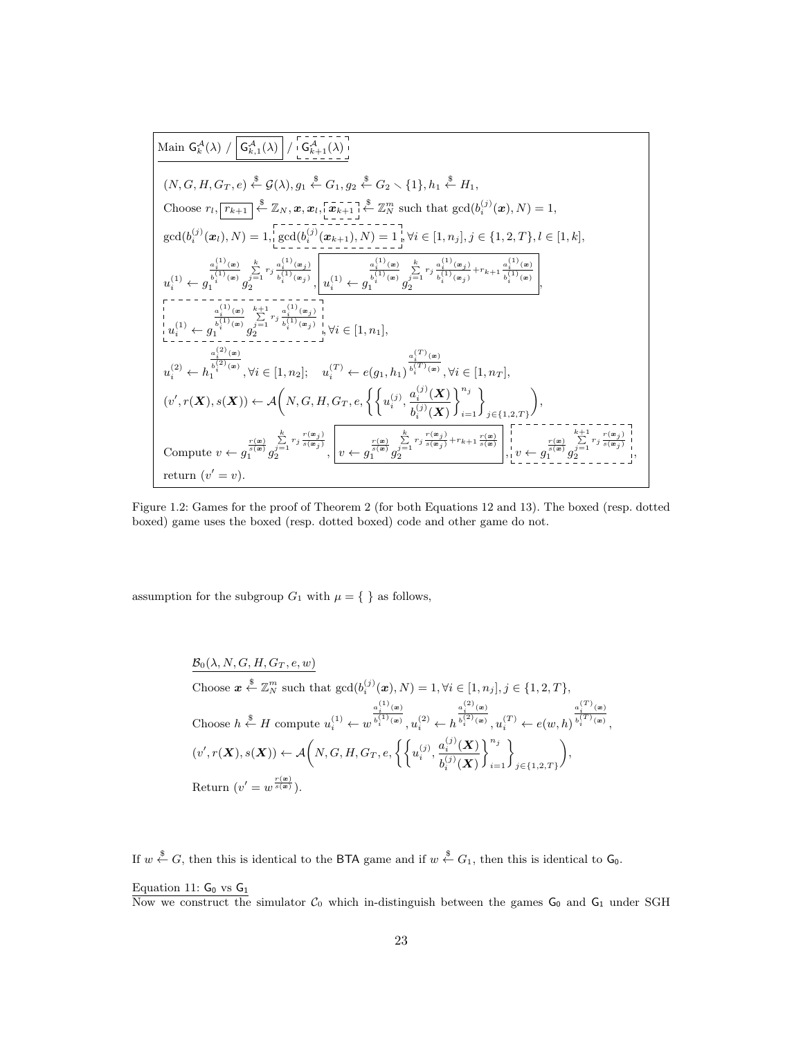Main $\mathsf{G}_k^{\mathcal{A}}(\lambda)$ / $\boxed{\mathsf{G}_{k,1}^{\mathcal{A}}(\lambda)}$ / $\mathsf{G}_{k+1}^{\mathcal{A}}(\lambda)$ (dotted boxed)

$(N, G, H, G_T, e) \xleftarrow{\$} \mathcal{G}(\lambda), g_1 \xleftarrow{\$} G_1, g_2 \xleftarrow{\$} G_2 \setminus \{1\}, h_1 \xleftarrow{\$} H_1,$

Choose $r_l, \boxed{r_{k+1}} \xleftarrow{\$} \mathbb{Z}_N, \boldsymbol{x}, \boldsymbol{x}_l, \boldsymbol{x}_{k+1}$ (dotted boxed) $\xleftarrow{\$} \mathbb{Z}_N^m$ such that $\gcd(b_i^{(j)}(\boldsymbol{x}), N) = 1,$

$\gcd(b_i^{(j)}(\boldsymbol{x}_l), N) = 1,$ $\gcd(b_i^{(j)}(\boldsymbol{x}_{k+1}), N) = 1$ (dotted boxed), $\forall i \in [1, n_j], j \in \{1, 2, T\}, l \in [1, k],$

$u_i^{(1)} \leftarrow g_1^{\frac{a_i^{(1)}(\boldsymbol{x})}{b_i^{(1)}(\boldsymbol{x})}} g_2^{\sum_{j=1}^{k} r_j \frac{a_i^{(1)}(\boldsymbol{x}_j)}{b_i^{(1)}(\boldsymbol{x}_j)}}, \boxed{u_i^{(1)} \leftarrow g_1^{\frac{a_i^{(1)}(\boldsymbol{x})}{b_i^{(1)}(\boldsymbol{x})}} g_2^{\sum_{j=1}^{k} r_j \frac{a_i^{(1)}(\boldsymbol{x}_j)}{b_i^{(1)}(\boldsymbol{x}_j)} + r_{k+1} \frac{a_i^{(1)}(\boldsymbol{x})}{b_i^{(1)}(\boldsymbol{x})}}},$

$u_i^{(1)} \leftarrow g_1^{\frac{a_i^{(1)}(\boldsymbol{x})}{b_i^{(1)}(\boldsymbol{x})}} g_2^{\sum_{j=1}^{k+1} r_j \frac{a_i^{(1)}(\boldsymbol{x}_j)}{b_i^{(1)}(\boldsymbol{x}_j)}}$ (dotted boxed), $\forall i \in [1, n_1],$

$u_i^{(2)} \leftarrow h_1^{\frac{a_i^{(2)}(\boldsymbol{x})}{b_i^{(2)}(\boldsymbol{x})}}, \forall i \in [1, n_2]; \quad u_i^{(T)} \leftarrow e(g_1, h_1)^{\frac{a_i^{(T)}(\boldsymbol{x})}{b_i^{(T)}(\boldsymbol{x})}}, \forall i \in [1, n_T],$

$(v', r(\boldsymbol{X}), s(\boldsymbol{X})) \leftarrow \mathcal{A}\left(N, G, H, G_T, e, \left\{\left\{u_i^{(j)}, \frac{a_i^{(j)}(\boldsymbol{X})}{b_i^{(j)}(\boldsymbol{X})}\right\}_{i=1}^{n_j}\right\}_{j \in \{1,2,T\}}\right),$

Compute $v \leftarrow g_1^{\frac{r(\boldsymbol{x})}{s(\boldsymbol{x})}} g_2^{\sum_{j=1}^{k} r_j \frac{r(\boldsymbol{x}_j)}{s(\boldsymbol{x}_j)}}, \boxed{v \leftarrow g_1^{\frac{r(\boldsymbol{x})}{s(\boldsymbol{x})}} g_2^{\sum_{j=1}^{k} r_j \frac{r(\boldsymbol{x}_j)}{s(\boldsymbol{x}_j)} + r_{k+1} \frac{r(\boldsymbol{x})}{s(\boldsymbol{x})}}},$ $v \leftarrow g_1^{\frac{r(\boldsymbol{x})}{s(\boldsymbol{x})}} g_2^{\sum_{j=1}^{k+1} r_j \frac{r(\boldsymbol{x}_j)}{s(\boldsymbol{x}_j)}}$ (dotted boxed),

return $(v' = v)$.

Figure 1.2: Games for the proof of Theorem 2 (for both Equations 12 and 13). The boxed (resp. dotted boxed) game uses the boxed (resp. dotted boxed) code and other game do not.

assumption for the subgroup $G_1$ with $\mu = \{\ \}$ as follows,

$\underline{\mathcal{B}_0(\lambda, N, G, H, G_T, e, w)}$

Choose $\boldsymbol{x} \xleftarrow{\$} \mathbb{Z}_N^m$ such that $\gcd(b_i^{(j)}(\boldsymbol{x}), N) = 1, \forall i \in [1, n_j], j \in \{1, 2, T\},$

Choose $h \xleftarrow{\$} H$ compute $u_i^{(1)} \leftarrow w^{\frac{a_i^{(1)}(\boldsymbol{x})}{b_i^{(1)}(\boldsymbol{x})}}, u_i^{(2)} \leftarrow h^{\frac{a_i^{(2)}(\boldsymbol{x})}{b_i^{(2)}(\boldsymbol{x})}}, u_i^{(T)} \leftarrow e(w, h)^{\frac{a_i^{(T)}(\boldsymbol{x})}{b_i^{(T)}(\boldsymbol{x})}},$

$(v', r(\boldsymbol{X}), s(\boldsymbol{X})) \leftarrow \mathcal{A}\left(N, G, H, G_T, e, \left\{\left\{u_i^{(j)}, \frac{a_i^{(j)}(\boldsymbol{X})}{b_i^{(j)}(\boldsymbol{X})}\right\}_{i=1}^{n_j}\right\}_{j \in \{1,2,T\}}\right),$

Return $(v' = w^{\frac{r(\boldsymbol{x})}{s(\boldsymbol{x})}})$.

If $w \xleftarrow{\$} G$, then this is identical to the $\mathsf{BTA}$ game and if $w \xleftarrow{\$} G_1$, then this is identical to $\mathsf{G}_0$.

Equation 11: $\mathsf{G}_0$ vs $\mathsf{G}_1$

Now we construct the simulator $\mathcal{C}_0$ which in-distinguish between the games $\mathsf{G}_0$ and $\mathsf{G}_1$ under SGH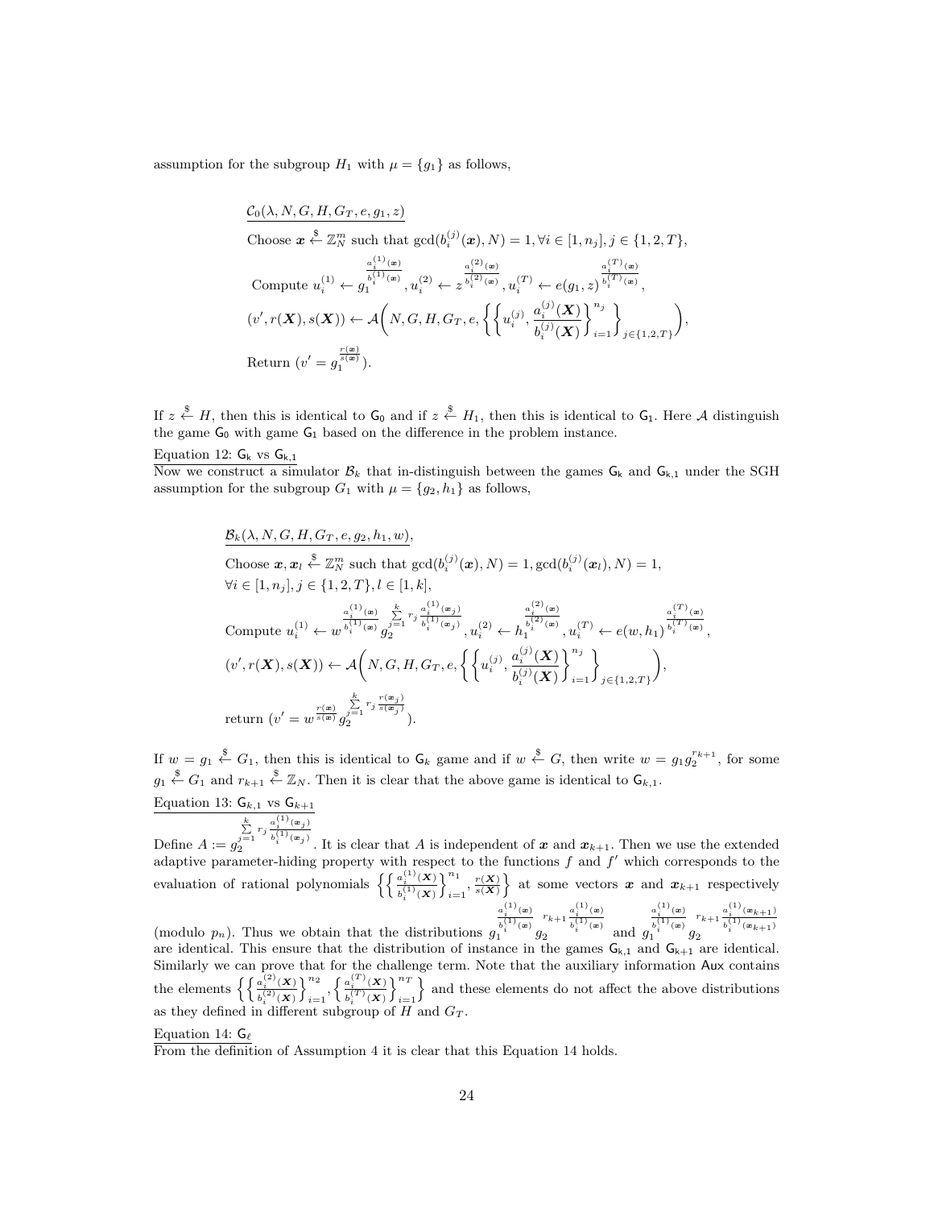assumption for the subgroup $H_1$ with $\mu = \{g_1\}$ as follows,

$$
\begin{aligned}
&\underline{\mathcal{C}_0(\lambda, N, G, H, G_T, e, g_1, z)}\\
&\text{Choose } \boldsymbol{x} \xleftarrow{\$} \mathbb{Z}_N^m \text{ such that } \gcd(b_i^{(j)}(\boldsymbol{x}), N) = 1, \forall i \in [1, n_j], j \in \{1, 2, T\},\\
&\text{Compute } u_i^{(1)} \leftarrow g_1^{\frac{a_i^{(1)}(\boldsymbol{x})}{b_i^{(1)}(\boldsymbol{x})}}, u_i^{(2)} \leftarrow z^{\frac{a_i^{(2)}(\boldsymbol{x})}{b_i^{(2)}(\boldsymbol{x})}}, u_i^{(T)} \leftarrow e(g_1, z)^{\frac{a_i^{(T)}(\boldsymbol{x})}{b_i^{(T)}(\boldsymbol{x})}},\\
&(v', r(\boldsymbol{X}), s(\boldsymbol{X})) \leftarrow \mathcal{A}\Bigg(N, G, H, G_T, e, \Bigg\{\Bigg\{u_i^{(j)}, \frac{a_i^{(j)}(\boldsymbol{X})}{b_i^{(j)}(\boldsymbol{X})}\Bigg\}_{i=1}^{n_j}\Bigg\}_{j \in \{1,2,T\}}\Bigg),\\
&\text{Return } (v' = g_1^{\frac{r(\boldsymbol{x})}{s(\boldsymbol{x})}}).
\end{aligned}
$$

If $z \xleftarrow{\$} H$, then this is identical to $\mathsf{G}_0$ and if $z \xleftarrow{\$} H_1$, then this is identical to $\mathsf{G}_1$. Here $\mathcal{A}$ distinguish the game $\mathsf{G}_0$ with game $\mathsf{G}_1$ based on the difference in the problem instance.

Equation 12: $\mathsf{G}_\mathsf{k}$ vs $\mathsf{G}_{\mathsf{k},1}$

Now we construct a simulator $\mathcal{B}_k$ that in-distinguish between the games $\mathsf{G}_\mathsf{k}$ and $\mathsf{G}_{\mathsf{k},1}$ under the SGH assumption for the subgroup $G_1$ with $\mu = \{g_2, h_1\}$ as follows,

$$
\begin{aligned}
&\underline{\mathcal{B}_k(\lambda, N, G, H, G_T, e, g_2, h_1, w)},\\
&\text{Choose } \boldsymbol{x}, \boldsymbol{x}_l \xleftarrow{\$} \mathbb{Z}_N^m \text{ such that } \gcd(b_i^{(j)}(\boldsymbol{x}), N) = 1, \gcd(b_i^{(j)}(\boldsymbol{x}_l), N) = 1,\\
&\forall i \in [1, n_j], j \in \{1, 2, T\}, l \in [1, k],\\
&\text{Compute } u_i^{(1)} \leftarrow w^{\frac{a_i^{(1)}(\boldsymbol{x})}{b_i^{(1)}(\boldsymbol{x})}} g_2^{\sum_{j=1}^{k} r_j \frac{a_i^{(1)}(\boldsymbol{x}_j)}{b_i^{(1)}(\boldsymbol{x}_j)}}, u_i^{(2)} \leftarrow h_1^{\frac{a_i^{(2)}(\boldsymbol{x})}{b_i^{(2)}(\boldsymbol{x})}}, u_i^{(T)} \leftarrow e(w, h_1)^{\frac{a_i^{(T)}(\boldsymbol{x})}{b_i^{(T)}(\boldsymbol{x})}},\\
&(v', r(\boldsymbol{X}), s(\boldsymbol{X})) \leftarrow \mathcal{A}\Bigg(N, G, H, G_T, e, \Bigg\{\Bigg\{u_i^{(j)}, \frac{a_i^{(j)}(\boldsymbol{X})}{b_i^{(j)}(\boldsymbol{X})}\Bigg\}_{i=1}^{n_j}\Bigg\}_{j \in \{1,2,T\}}\Bigg),\\
&\text{return } (v' = w^{\frac{r(\boldsymbol{x})}{s(\boldsymbol{x})}} g_2^{\sum_{j=1}^{k} r_j \frac{r(\boldsymbol{x}_j)}{s(\boldsymbol{x}_j)}}).
\end{aligned}
$$

If $w = g_1 \xleftarrow{\$} G_1$, then this is identical to $\mathsf{G}_k$ game and if $w \xleftarrow{\$} G$, then write $w = g_1 g_2^{r_{k+1}}$, for some $g_1 \xleftarrow{\$} G_1$ and $r_{k+1} \xleftarrow{\$} \mathbb{Z}_N$. Then it is clear that the above game is identical to $\mathsf{G}_{k,1}$.

Equation 13: $\mathsf{G}_{\mathsf{k},1}$ vs $\mathsf{G}_{\mathsf{k}+1}$

Define $A := g_2^{\sum_{j=1}^{k} r_j \frac{a_i^{(1)}(\boldsymbol{x}_j)}{b_i^{(1)}(\boldsymbol{x}_j)}}$. It is clear that $A$ is independent of $\boldsymbol{x}$ and $\boldsymbol{x}_{k+1}$. Then we use the extended adaptive parameter-hiding property with respect to the functions $f$ and $f'$ which corresponds to the evaluation of rational polynomials $\Big\{\Big\{\frac{a_i^{(1)}(\boldsymbol{X})}{b_i^{(1)}(\boldsymbol{X})}\Big\}_{i=1}^{n_1}, \frac{r(\boldsymbol{X})}{s(\boldsymbol{X})}\Big\}$ at some vectors $\boldsymbol{x}$ and $\boldsymbol{x}_{k+1}$ respectively (modulo $p_n$). Thus we obtain that the distributions $g_1^{\frac{a_i^{(1)}(\boldsymbol{x})}{b_i^{(1)}(\boldsymbol{x})}} g_2^{r_{k+1} \frac{a_i^{(1)}(\boldsymbol{x})}{b_i^{(1)}(\boldsymbol{x})}}$ and $g_1^{\frac{a_i^{(1)}(\boldsymbol{x})}{b_i^{(1)}(\boldsymbol{x})}} g_2^{r_{k+1} \frac{a_i^{(1)}(\boldsymbol{x}_{k+1})}{b_i^{(1)}(\boldsymbol{x}_{k+1})}}$ are identical. This ensure that the distribution of instance in the games $\mathsf{G}_{\mathsf{k},1}$ and $\mathsf{G}_{\mathsf{k}+1}$ are identical. Similarly we can prove that for the challenge term. Note that the auxiliary information $\mathsf{Aux}$ contains the elements $\Big\{\Big\{\frac{a_i^{(2)}(\boldsymbol{X})}{b_i^{(2)}(\boldsymbol{X})}\Big\}_{i=1}^{n_2}, \Big\{\frac{a_i^{(T)}(\boldsymbol{X})}{b_i^{(T)}(\boldsymbol{X})}\Big\}_{i=1}^{n_T}\Big\}$ and these elements do not affect the above distributions as they defined in different subgroup of $H$ and $G_T$.

Equation 14: $\mathsf{G}_\ell$

From the definition of Assumption 4 it is clear that this Equation 14 holds.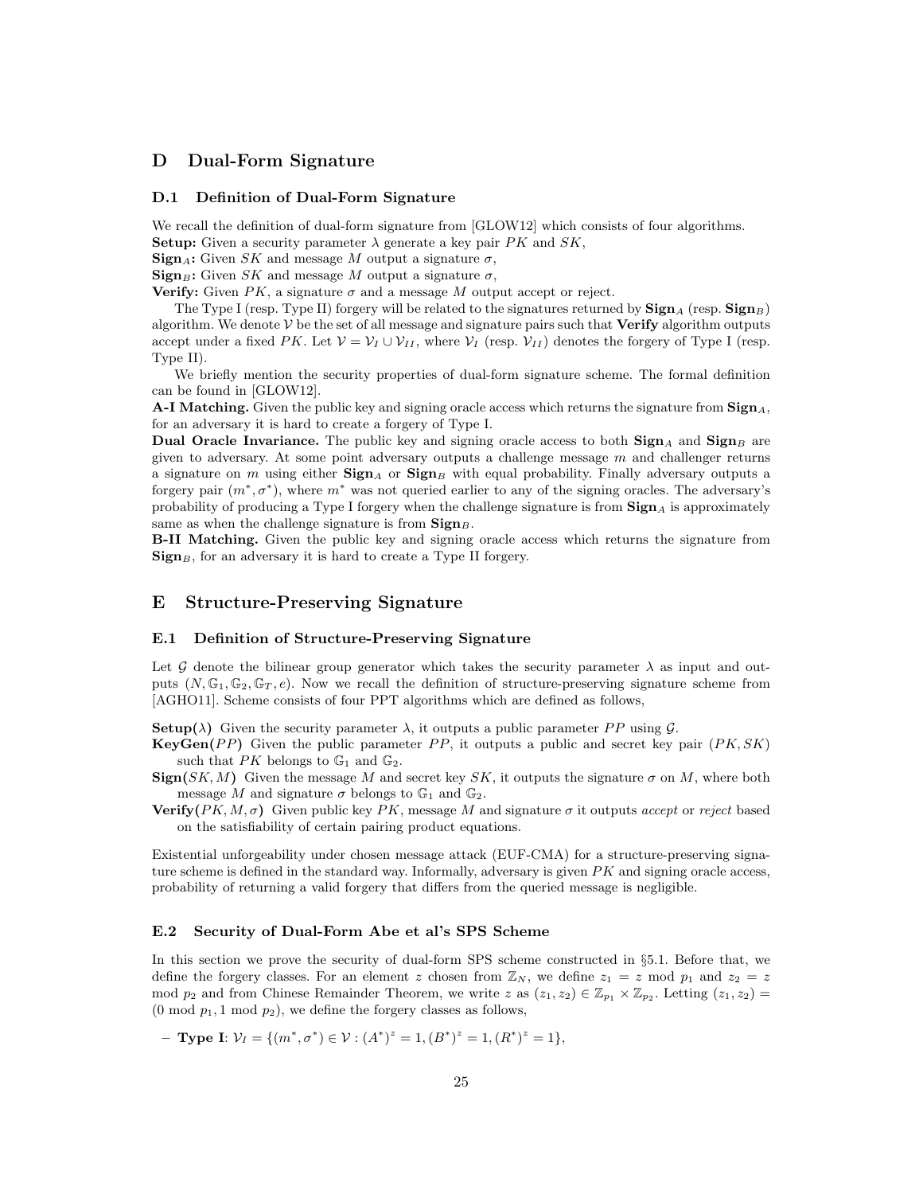# D Dual-Form Signature

## D.1 Definition of Dual-Form Signature

We recall the definition of dual-form signature from [GLOW12] which consists of four algorithms.
**Setup:** Given a security parameter $\lambda$ generate a key pair $PK$ and $SK$,
**Sign$_A$:** Given $SK$ and message $M$ output a signature $\sigma$,
**Sign$_B$:** Given $SK$ and message $M$ output a signature $\sigma$,
**Verify:** Given $PK$, a signature $\sigma$ and a message $M$ output accept or reject.

The Type I (resp. Type II) forgery will be related to the signatures returned by **Sign**$_A$ (resp. **Sign**$_B$) algorithm. We denote $\mathcal{V}$ be the set of all message and signature pairs such that **Verify** algorithm outputs accept under a fixed $PK$. Let $\mathcal{V} = \mathcal{V}_I \cup \mathcal{V}_{II}$, where $\mathcal{V}_I$ (resp. $\mathcal{V}_{II}$) denotes the forgery of Type I (resp. Type II).

We briefly mention the security properties of dual-form signature scheme. The formal definition can be found in [GLOW12].

**A-I Matching.** Given the public key and signing oracle access which returns the signature from **Sign**$_A$, for an adversary it is hard to create a forgery of Type I.

**Dual Oracle Invariance.** The public key and signing oracle access to both **Sign**$_A$ and **Sign**$_B$ are given to adversary. At some point adversary outputs a challenge message $m$ and challenger returns a signature on $m$ using either **Sign**$_A$ or **Sign**$_B$ with equal probability. Finally adversary outputs a forgery pair $(m^*, \sigma^*)$, where $m^*$ was not queried earlier to any of the signing oracles. The adversary's probability of producing a Type I forgery when the challenge signature is from **Sign**$_A$ is approximately same as when the challenge signature is from **Sign**$_B$.

**B-II Matching.** Given the public key and signing oracle access which returns the signature from **Sign**$_B$, for an adversary it is hard to create a Type II forgery.

# E Structure-Preserving Signature

## E.1 Definition of Structure-Preserving Signature

Let $\mathcal{G}$ denote the bilinear group generator which takes the security parameter $\lambda$ as input and outputs $(N, \mathbb{G}_1, \mathbb{G}_2, \mathbb{G}_T, e)$. Now we recall the definition of structure-preserving signature scheme from [AGHO11]. Scheme consists of four PPT algorithms which are defined as follows,

**Setup($\lambda$)** Given the security parameter $\lambda$, it outputs a public parameter $PP$ using $\mathcal{G}$.
**KeyGen($PP$)** Given the public parameter $PP$, it outputs a public and secret key pair $(PK, SK)$ such that $PK$ belongs to $\mathbb{G}_1$ and $\mathbb{G}_2$.
**Sign($SK, M$)** Given the message $M$ and secret key $SK$, it outputs the signature $\sigma$ on $M$, where both message $M$ and signature $\sigma$ belongs to $\mathbb{G}_1$ and $\mathbb{G}_2$.
**Verify($PK, M, \sigma$)** Given public key $PK$, message $M$ and signature $\sigma$ it outputs *accept* or *reject* based on the satisfiability of certain pairing product equations.

Existential unforgeability under chosen message attack (EUF-CMA) for a structure-preserving signature scheme is defined in the standard way. Informally, adversary is given $PK$ and signing oracle access, probability of returning a valid forgery that differs from the queried message is negligible.

## E.2 Security of Dual-Form Abe et al's SPS Scheme

In this section we prove the security of dual-form SPS scheme constructed in §5.1. Before that, we define the forgery classes. For an element $z$ chosen from $\mathbb{Z}_N$, we define $z_1 = z \bmod p_1$ and $z_2 = z \bmod p_2$ and from Chinese Remainder Theorem, we write $z$ as $(z_1, z_2) \in \mathbb{Z}_{p_1} \times \mathbb{Z}_{p_2}$. Letting $(z_1, z_2) = (0 \bmod p_1, 1 \bmod p_2)$, we define the forgery classes as follows,

– **Type I**: $\mathcal{V}_I = \{(m^*, \sigma^*) \in \mathcal{V} : (A^*)^z = 1, (B^*)^z = 1, (R^*)^z = 1\}$,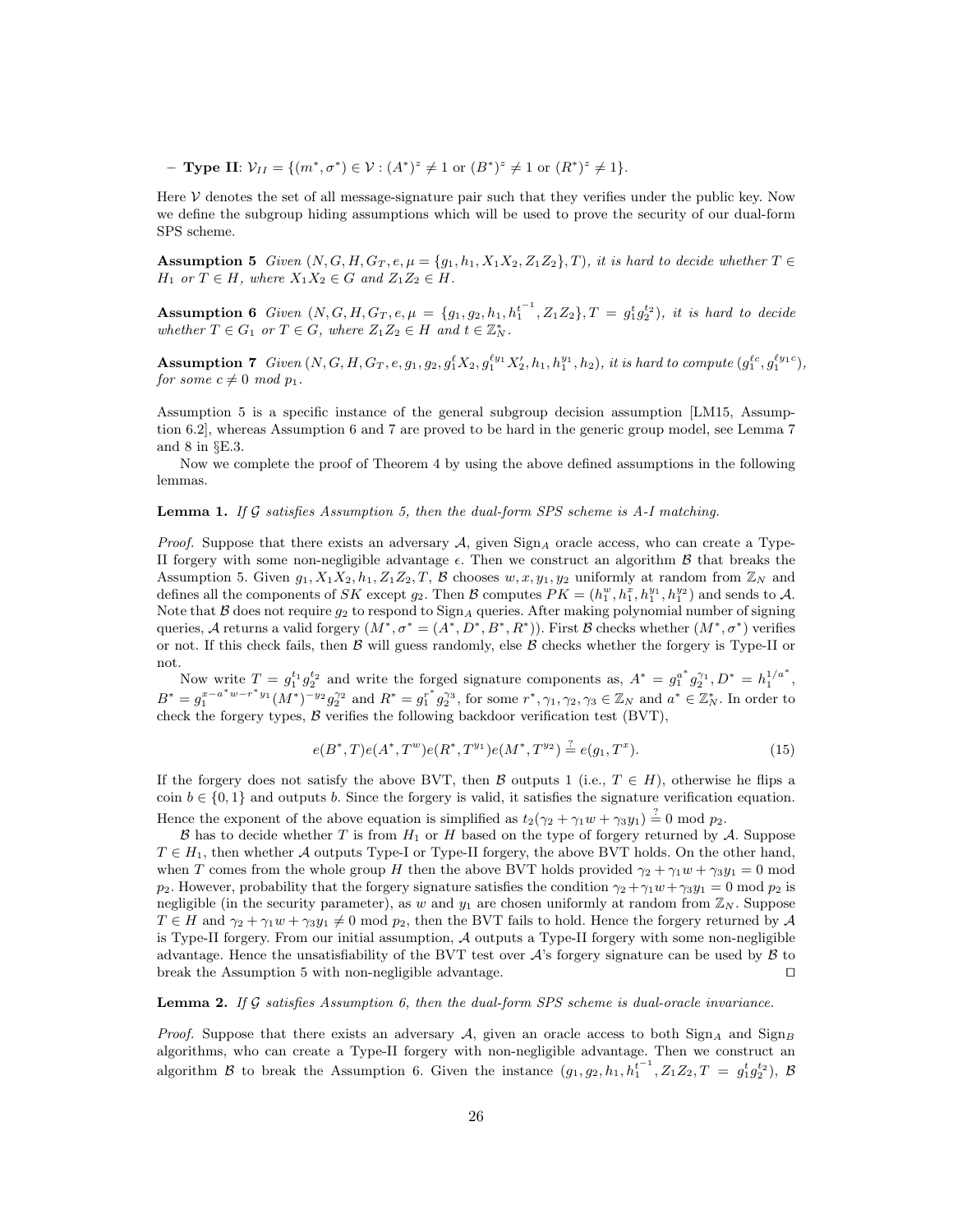– **Type II**: $\mathcal{V}_{II} = \{(m^*, \sigma^*) \in \mathcal{V} : (A^*)^z \neq 1 \text{ or } (B^*)^z \neq 1 \text{ or } (R^*)^z \neq 1\}$.

Here $\mathcal{V}$ denotes the set of all message-signature pair such that they verifies under the public key. Now we define the subgroup hiding assumptions which will be used to prove the security of our dual-form SPS scheme.

**Assumption 5** *Given $(N, G, H, G_T, e, \mu = \{g_1, h_1, X_1X_2, Z_1Z_2\}, T)$, it is hard to decide whether $T \in H_1$ or $T \in H$, where $X_1X_2 \in G$ and $Z_1Z_2 \in H$.*

**Assumption 6** *Given $(N, G, H, G_T, e, \mu = \{g_1, g_2, h_1, h_1^{t^{-1}}, Z_1Z_2\}, T = g_1^t g_2^{t_2})$, it is hard to decide whether $T \in G_1$ or $T \in G$, where $Z_1Z_2 \in H$ and $t \in \mathbb{Z}_N^*$.*

**Assumption 7** *Given $(N, G, H, G_T, e, g_1, g_2, g_1^\ell X_2, g_1^{\ell y_1} X_2', h_1, h_1^{y_1}, h_2)$, it is hard to compute $(g_1^{\ell c}, g_1^{\ell y_1 c})$, for some $c \neq 0 \bmod p_1$.*

Assumption 5 is a specific instance of the general subgroup decision assumption [LM15, Assumption 6.2], whereas Assumption 6 and 7 are proved to be hard in the generic group model, see Lemma 7 and 8 in §E.3.

Now we complete the proof of Theorem 4 by using the above defined assumptions in the following lemmas.

**Lemma 1.** *If $\mathcal{G}$ satisfies Assumption 5, then the dual-form SPS scheme is A-I matching.*

*Proof.* Suppose that there exists an adversary $\mathcal{A}$, given $\text{Sign}_A$ oracle access, who can create a Type-II forgery with some non-negligible advantage $\epsilon$. Then we construct an algorithm $\mathcal{B}$ that breaks the Assumption 5. Given $g_1, X_1X_2, h_1, Z_1Z_2, T$, $\mathcal{B}$ chooses $w, x, y_1, y_2$ uniformly at random from $\mathbb{Z}_N$ and defines all the components of $SK$ except $g_2$. Then $\mathcal{B}$ computes $PK = (h_1^w, h_1^x, h_1^{y_1}, h_1^{y_2})$ and sends to $\mathcal{A}$. Note that $\mathcal{B}$ does not require $g_2$ to respond to $\text{Sign}_A$ queries. After making polynomial number of signing queries, $\mathcal{A}$ returns a valid forgery $(M^*, \sigma^* = (A^*, D^*, B^*, R^*))$. First $\mathcal{B}$ checks whether $(M^*, \sigma^*)$ verifies or not. If this check fails, then $\mathcal{B}$ will guess randomly, else $\mathcal{B}$ checks whether the forgery is Type-II or not.

Now write $T = g_1^{t_1} g_2^{t_2}$ and write the forged signature components as, $A^* = g_1^{a^*} g_2^{\gamma_1}, D^* = h_1^{1/a^*}$, $B^* = g_1^{x - a^* w - r^* y_1} (M^*)^{-y_2} g_2^{\gamma_2}$ and $R^* = g_1^{r^*} g_2^{\gamma_3}$, for some $r^*, \gamma_1, \gamma_2, \gamma_3 \in \mathbb{Z}_N$ and $a^* \in \mathbb{Z}_N^*$. In order to check the forgery types, $\mathcal{B}$ verifies the following backdoor verification test (BVT),

$$e(B^*, T) e(A^*, T^w) e(R^*, T^{y_1}) e(M^*, T^{y_2}) \stackrel{?}{=} e(g_1, T^x). \tag{15}$$

If the forgery does not satisfy the above BVT, then $\mathcal{B}$ outputs 1 (i.e., $T \in H$), otherwise he flips a coin $b \in \{0, 1\}$ and outputs $b$. Since the forgery is valid, it satisfies the signature verification equation. Hence the exponent of the above equation is simplified as $t_2(\gamma_2 + \gamma_1 w + \gamma_3 y_1) \stackrel{?}{=} 0 \bmod p_2$.

$\mathcal{B}$ has to decide whether $T$ is from $H_1$ or $H$ based on the type of forgery returned by $\mathcal{A}$. Suppose $T \in H_1$, then whether $\mathcal{A}$ outputs Type-I or Type-II forgery, the above BVT holds. On the other hand, when $T$ comes from the whole group $H$ then the above BVT holds provided $\gamma_2 + \gamma_1 w + \gamma_3 y_1 = 0 \bmod p_2$. However, probability that the forgery signature satisfies the condition $\gamma_2 + \gamma_1 w + \gamma_3 y_1 = 0 \bmod p_2$ is negligible (in the security parameter), as $w$ and $y_1$ are chosen uniformly at random from $\mathbb{Z}_N$. Suppose $T \in H$ and $\gamma_2 + \gamma_1 w + \gamma_3 y_1 \neq 0 \bmod p_2$, then the BVT fails to hold. Hence the forgery returned by $\mathcal{A}$ is Type-II forgery. From our initial assumption, $\mathcal{A}$ outputs a Type-II forgery with some non-negligible advantage. Hence the unsatisfiability of the BVT test over $\mathcal{A}$'s forgery signature can be used by $\mathcal{B}$ to break the Assumption 5 with non-negligible advantage. ◻

**Lemma 2.** *If $\mathcal{G}$ satisfies Assumption 6, then the dual-form SPS scheme is dual-oracle invariance.*

*Proof.* Suppose that there exists an adversary $\mathcal{A}$, given an oracle access to both $\text{Sign}_A$ and $\text{Sign}_B$ algorithms, who can create a Type-II forgery with non-negligible advantage. Then we construct an algorithm $\mathcal{B}$ to break the Assumption 6. Given the instance $(g_1, g_2, h_1, h_1^{t^{-1}}, Z_1Z_2, T = g_1^t g_2^{t_2})$, $\mathcal{B}$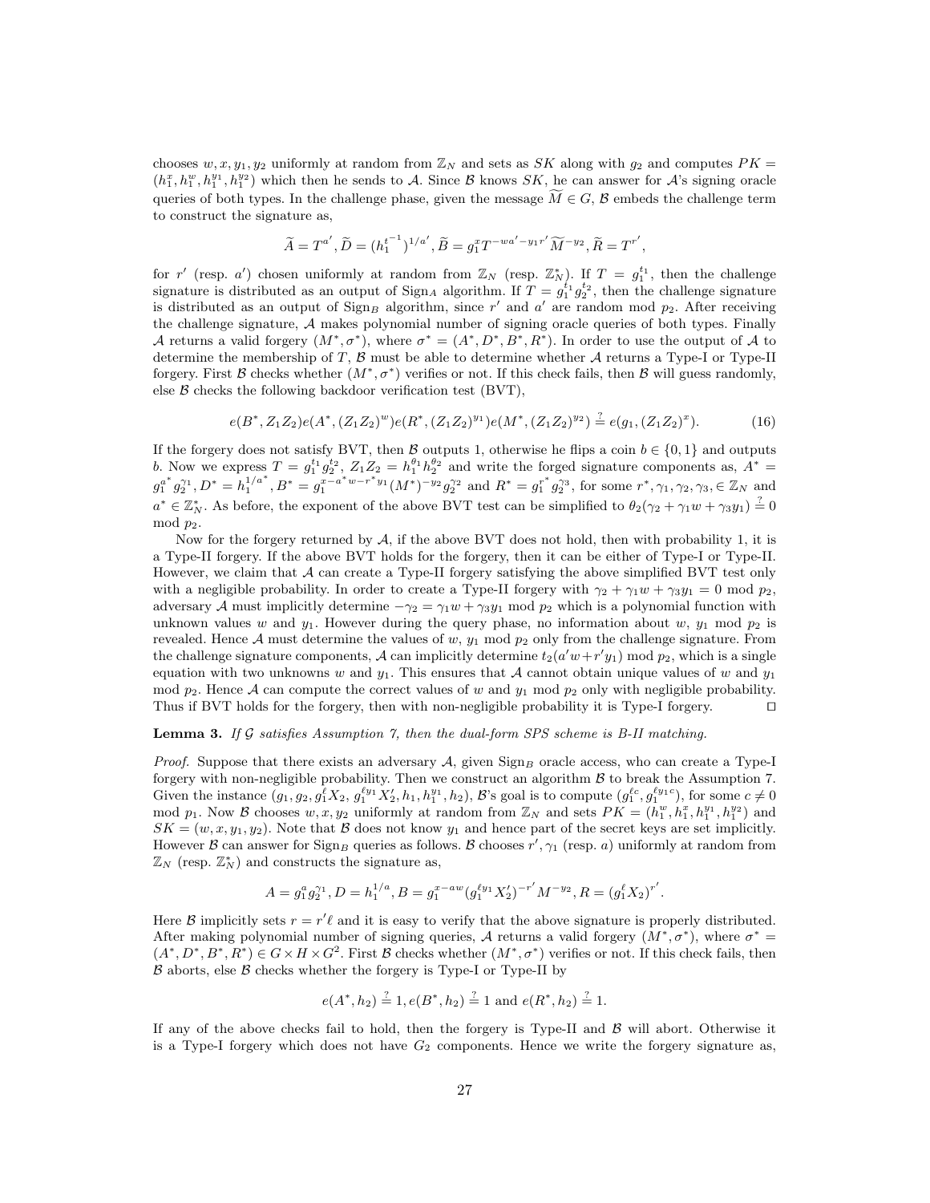chooses $w, x, y_1, y_2$ uniformly at random from $\mathbb{Z}_N$ and sets as $SK$ along with $g_2$ and computes $PK = (h_1^x, h_1^w, h_1^{y_1}, h_1^{y_2})$ which then he sends to $\mathcal{A}$. Since $\mathcal{B}$ knows $SK$, he can answer for $\mathcal{A}$'s signing oracle queries of both types. In the challenge phase, given the message $\widetilde{M} \in G$, $\mathcal{B}$ embeds the challenge term to construct the signature as,

$$\widetilde{A} = T^{a'}, \widetilde{D} = (h_1^{t^{-1}})^{1/a'}, \widetilde{B} = g_1^x T^{-wa' - y_1 r'} \widetilde{M}^{-y_2}, \widetilde{R} = T^{r'},$$

for $r'$ (resp. $a'$) chosen uniformly at random from $\mathbb{Z}_N$ (resp. $\mathbb{Z}_N^*$). If $T = g_1^{t_1}$, then the challenge signature is distributed as an output of $\text{Sign}_A$ algorithm. If $T = g_1^{t_1} g_2^{t_2}$, then the challenge signature is distributed as an output of $\text{Sign}_B$ algorithm, since $r'$ and $a'$ are random mod $p_2$. After receiving the challenge signature, $\mathcal{A}$ makes polynomial number of signing oracle queries of both types. Finally $\mathcal{A}$ returns a valid forgery $(M^*, \sigma^*)$, where $\sigma^* = (A^*, D^*, B^*, R^*)$. In order to use the output of $\mathcal{A}$ to determine the membership of $T$, $\mathcal{B}$ must be able to determine whether $\mathcal{A}$ returns a Type-I or Type-II forgery. First $\mathcal{B}$ checks whether $(M^*, \sigma^*)$ verifies or not. If this check fails, then $\mathcal{B}$ will guess randomly, else $\mathcal{B}$ checks the following backdoor verification test (BVT),

$$e(B^*, Z_1 Z_2) e(A^*, (Z_1 Z_2)^w) e(R^*, (Z_1 Z_2)^{y_1}) e(M^*, (Z_1 Z_2)^{y_2}) \stackrel{?}{=} e(g_1, (Z_1 Z_2)^x). \quad (16)$$

If the forgery does not satisfy BVT, then $\mathcal{B}$ outputs 1, otherwise he flips a coin $b \in \{0, 1\}$ and outputs $b$. Now we express $T = g_1^{t_1} g_2^{t_2}$, $Z_1 Z_2 = h_1^{\theta_1} h_2^{\theta_2}$ and write the forged signature components as, $A^* = g_1^{a^*} g_2^{\gamma_1}$, $D^* = h_1^{1/a^*}$, $B^* = g_1^{x - a^* w - r^* y_1} (M^*)^{-y_2} g_2^{\gamma_2}$ and $R^* = g_1^{r^*} g_2^{\gamma_3}$, for some $r^*, \gamma_1, \gamma_2, \gamma_3, \in \mathbb{Z}_N$ and $a^* \in \mathbb{Z}_N^*$. As before, the exponent of the above BVT test can be simplified to $\theta_2(\gamma_2 + \gamma_1 w + \gamma_3 y_1) \stackrel{?}{=} 0 \mod p_2$.

Now for the forgery returned by $\mathcal{A}$, if the above BVT does not hold, then with probability 1, it is a Type-II forgery. If the above BVT holds for the forgery, then it can be either of Type-I or Type-II. However, we claim that $\mathcal{A}$ can create a Type-II forgery satisfying the above simplified BVT test only with a negligible probability. In order to create a Type-II forgery with $\gamma_2 + \gamma_1 w + \gamma_3 y_1 = 0 \mod p_2$, adversary $\mathcal{A}$ must implicitly determine $-\gamma_2 = \gamma_1 w + \gamma_3 y_1 \mod p_2$ which is a polynomial function with unknown values $w$ and $y_1$. However during the query phase, no information about $w$, $y_1 \mod p_2$ is revealed. Hence $\mathcal{A}$ must determine the values of $w$, $y_1 \mod p_2$ only from the challenge signature. From the challenge signature components, $\mathcal{A}$ can implicitly determine $t_2(a'w + r'y_1) \mod p_2$, which is a single equation with two unknowns $w$ and $y_1$. This ensures that $\mathcal{A}$ cannot obtain unique values of $w$ and $y_1 \mod p_2$. Hence $\mathcal{A}$ can compute the correct values of $w$ and $y_1 \mod p_2$ only with negligible probability. Thus if BVT holds for the forgery, then with non-negligible probability it is Type-I forgery. $\square$

**Lemma 3.** *If $\mathcal{G}$ satisfies Assumption 7, then the dual-form SPS scheme is B-II matching.*

*Proof.* Suppose that there exists an adversary $\mathcal{A}$, given $\text{Sign}_B$ oracle access, who can create a Type-I forgery with non-negligible probability. Then we construct an algorithm $\mathcal{B}$ to break the Assumption 7. Given the instance $(g_1, g_2, g_1^\ell X_2, g_1^{\ell y_1} X_2', h_1, h_1^{y_1}, h_2)$, $\mathcal{B}$'s goal is to compute $(g_1^{\ell c}, g_1^{\ell y_1 c})$, for some $c \neq 0 \mod p_1$. Now $\mathcal{B}$ chooses $w, x, y_2$ uniformly at random from $\mathbb{Z}_N$ and sets $PK = (h_1^w, h_1^x, h_1^{y_1}, h_1^{y_2})$ and $SK = (w, x, y_1, y_2)$. Note that $\mathcal{B}$ does not know $y_1$ and hence part of the secret keys are set implicitly. However $\mathcal{B}$ can answer for $\text{Sign}_B$ queries as follows. $\mathcal{B}$ chooses $r', \gamma_1$ (resp. $a$) uniformly at random from $\mathbb{Z}_N$ (resp. $\mathbb{Z}_N^*$) and constructs the signature as,

$$A = g_1^a g_2^{\gamma_1}, D = h_1^{1/a}, B = g_1^{x - aw} (g_1^{\ell y_1} X_2')^{-r'} M^{-y_2}, R = (g_1^\ell X_2)^{r'}.$$

Here $\mathcal{B}$ implicitly sets $r = r'\ell$ and it is easy to verify that the above signature is properly distributed. After making polynomial number of signing queries, $\mathcal{A}$ returns a valid forgery $(M^*, \sigma^*)$, where $\sigma^* = (A^*, D^*, B^*, R^*) \in G \times H \times G^2$. First $\mathcal{B}$ checks whether $(M^*, \sigma^*)$ verifies or not. If this check fails, then $\mathcal{B}$ aborts, else $\mathcal{B}$ checks whether the forgery is Type-I or Type-II by

$$e(A^*, h_2) \stackrel{?}{=} 1, e(B^*, h_2) \stackrel{?}{=} 1 \text{ and } e(R^*, h_2) \stackrel{?}{=} 1.$$

If any of the above checks fail to hold, then the forgery is Type-II and $\mathcal{B}$ will abort. Otherwise it is a Type-I forgery which does not have $G_2$ components. Hence we write the forgery signature as,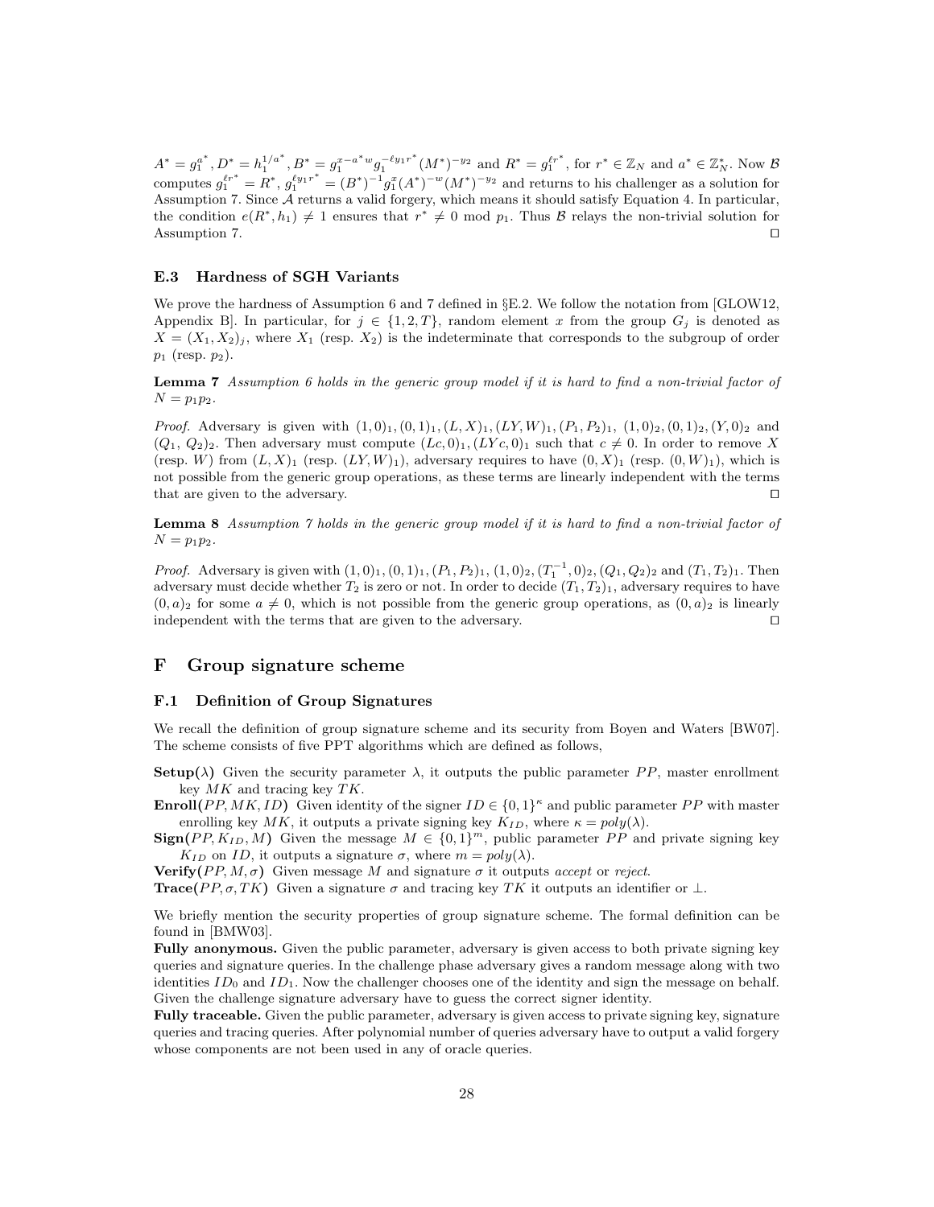$A^* = g_1^{a^*}, D^* = h_1^{1/a^*}, B^* = g_1^{x-a^*w} g_1^{-\ell y_1 r^*}(M^*)^{-y_2}$ and $R^* = g_1^{\ell r^*}$, for $r^* \in \mathbb{Z}_N$ and $a^* \in \mathbb{Z}_N^*$. Now $\mathcal{B}$ computes $g_1^{\ell r^*} = R^*$, $g_1^{\ell y_1 r^*} = (B^*)^{-1} g_1^x (A^*)^{-w}(M^*)^{-y_2}$ and returns to his challenger as a solution for Assumption 7. Since $\mathcal{A}$ returns a valid forgery, which means it should satisfy Equation 4. In particular, the condition $e(R^*, h_1) \neq 1$ ensures that $r^* \neq 0 \bmod p_1$. Thus $\mathcal{B}$ relays the non-trivial solution for Assumption 7. ◻

### E.3 Hardness of SGH Variants

We prove the hardness of Assumption 6 and 7 defined in §E.2. We follow the notation from [GLOW12, Appendix B]. In particular, for $j \in \{1, 2, T\}$, random element $x$ from the group $G_j$ is denoted as $X = (X_1, X_2)_j$, where $X_1$ (resp. $X_2$) is the indeterminate that corresponds to the subgroup of order $p_1$ (resp. $p_2$).

**Lemma 7** *Assumption 6 holds in the generic group model if it is hard to find a non-trivial factor of $N = p_1 p_2$.*

*Proof.* Adversary is given with $(1,0)_1, (0,1)_1, (L, X)_1, (LY, W)_1, (P_1, P_2)_1$, $(1,0)_2, (0,1)_2, (Y, 0)_2$ and $(Q_1, Q_2)_2$. Then adversary must compute $(Lc, 0)_1, (LYc, 0)_1$ such that $c \neq 0$. In order to remove $X$ (resp. $W$) from $(L, X)_1$ (resp. $(LY, W)_1$), adversary requires to have $(0, X)_1$ (resp. $(0, W)_1$), which is not possible from the generic group operations, as these terms are linearly independent with the terms that are given to the adversary. ◻

**Lemma 8** *Assumption 7 holds in the generic group model if it is hard to find a non-trivial factor of $N = p_1 p_2$.*

*Proof.* Adversary is given with $(1,0)_1, (0,1)_1, (P_1, P_2)_1$, $(1,0)_2, (T_1^{-1}, 0)_2, (Q_1, Q_2)_2$ and $(T_1, T_2)_1$. Then adversary must decide whether $T_2$ is zero or not. In order to decide $(T_1, T_2)_1$, adversary requires to have $(0, a)_2$ for some $a \neq 0$, which is not possible from the generic group operations, as $(0, a)_2$ is linearly independent with the terms that are given to the adversary. ◻

## F Group signature scheme

### F.1 Definition of Group Signatures

We recall the definition of group signature scheme and its security from Boyen and Waters [BW07]. The scheme consists of five PPT algorithms which are defined as follows,

**Setup($\lambda$)** Given the security parameter $\lambda$, it outputs the public parameter $PP$, master enrollment key $MK$ and tracing key $TK$.

**Enroll($PP, MK, ID$)** Given identity of the signer $ID \in \{0,1\}^\kappa$ and public parameter $PP$ with master enrolling key $MK$, it outputs a private signing key $K_{ID}$, where $\kappa = poly(\lambda)$.

**Sign($PP, K_{ID}, M$)** Given the message $M \in \{0,1\}^m$, public parameter $PP$ and private signing key $K_{ID}$ on $ID$, it outputs a signature $\sigma$, where $m = poly(\lambda)$.

**Verify($PP, M, \sigma$)** Given message $M$ and signature $\sigma$ it outputs *accept* or *reject*.

**Trace($PP, \sigma, TK$)** Given a signature $\sigma$ and tracing key $TK$ it outputs an identifier or $\perp$.

We briefly mention the security properties of group signature scheme. The formal definition can be found in [BMW03].

**Fully anonymous.** Given the public parameter, adversary is given access to both private signing key queries and signature queries. In the challenge phase adversary gives a random message along with two identities $ID_0$ and $ID_1$. Now the challenger chooses one of the identity and sign the message on behalf. Given the challenge signature adversary have to guess the correct signer identity.

**Fully traceable.** Given the public parameter, adversary is given access to private signing key, signature queries and tracing queries. After polynomial number of queries adversary have to output a valid forgery whose components are not been used in any of oracle queries.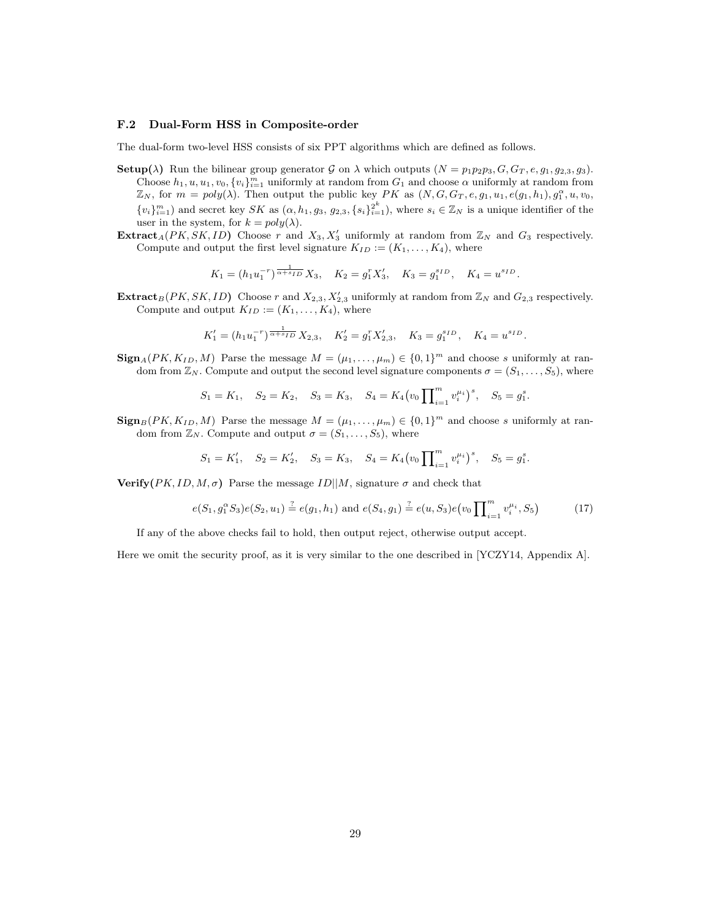### F.2 Dual-Form HSS in Composite-order

The dual-form two-level HSS consists of six PPT algorithms which are defined as follows.

**Setup($\lambda$)** Run the bilinear group generator $\mathcal{G}$ on $\lambda$ which outputs $(N = p_1p_2p_3, G, G_T, e, g_1, g_{2,3}, g_3)$. Choose $h_1, u, u_1, v_0, \{v_i\}_{i=1}^m$ uniformly at random from $G_1$ and choose $\alpha$ uniformly at random from $\mathbb{Z}_N$, for $m = poly(\lambda)$. Then output the public key $PK$ as $(N, G, G_T, e, g_1, u_1, e(g_1, h_1), g_1^\alpha, u, v_0, \{v_i\}_{i=1}^m)$ and secret key $SK$ as $(\alpha, h_1, g_3, g_{2,3}, \{s_i\}_{i=1}^{2^k})$, where $s_i \in \mathbb{Z}_N$ is a unique identifier of the user in the system, for $k = poly(\lambda)$.

**Extract**$_A(PK, SK, ID)$ Choose $r$ and $X_3, X_3'$ uniformly at random from $\mathbb{Z}_N$ and $G_3$ respectively. Compute and output the first level signature $K_{ID} := (K_1, \ldots, K_4)$, where

$$K_1 = (h_1 u_1^{-r})^{\frac{1}{\alpha + s_{ID}}} X_3, \quad K_2 = g_1^r X_3', \quad K_3 = g_1^{s_{ID}}, \quad K_4 = u^{s_{ID}}.$$

**Extract**$_B(PK, SK, ID)$ Choose $r$ and $X_{2,3}, X_{2,3}'$ uniformly at random from $\mathbb{Z}_N$ and $G_{2,3}$ respectively. Compute and output $K_{ID} := (K_1, \ldots, K_4)$, where

$$K_1' = (h_1 u_1^{-r})^{\frac{1}{\alpha + s_{ID}}} X_{2,3}, \quad K_2' = g_1^r X_{2,3}', \quad K_3 = g_1^{s_{ID}}, \quad K_4 = u^{s_{ID}}.$$

**Sign**$_A(PK, K_{ID}, M)$ Parse the message $M = (\mu_1, \ldots, \mu_m) \in \{0,1\}^m$ and choose $s$ uniformly at random from $\mathbb{Z}_N$. Compute and output the second level signature components $\sigma = (S_1, \ldots, S_5)$, where

$$S_1 = K_1, \quad S_2 = K_2, \quad S_3 = K_3, \quad S_4 = K_4 \big(v_0 \prod_{i=1}^m v_i^{\mu_i}\big)^s, \quad S_5 = g_1^s.$$

**Sign**$_B(PK, K_{ID}, M)$ Parse the message $M = (\mu_1, \ldots, \mu_m) \in \{0,1\}^m$ and choose $s$ uniformly at random from $\mathbb{Z}_N$. Compute and output $\sigma = (S_1, \ldots, S_5)$, where

$$S_1 = K_1', \quad S_2 = K_2', \quad S_3 = K_3, \quad S_4 = K_4 \big(v_0 \prod_{i=1}^m v_i^{\mu_i}\big)^s, \quad S_5 = g_1^s.$$

**Verify($PK, ID, M, \sigma$)** Parse the message $ID||M$, signature $\sigma$ and check that

$$e(S_1, g_1^\alpha S_3) e(S_2, u_1) \stackrel{?}{=} e(g_1, h_1) \text{ and } e(S_4, g_1) \stackrel{?}{=} e(u, S_3) e\big(v_0 \prod_{i=1}^m v_i^{\mu_i}, S_5\big) \tag{17}$$

If any of the above checks fail to hold, then output reject, otherwise output accept.

Here we omit the security proof, as it is very similar to the one described in [YCZY14, Appendix A].